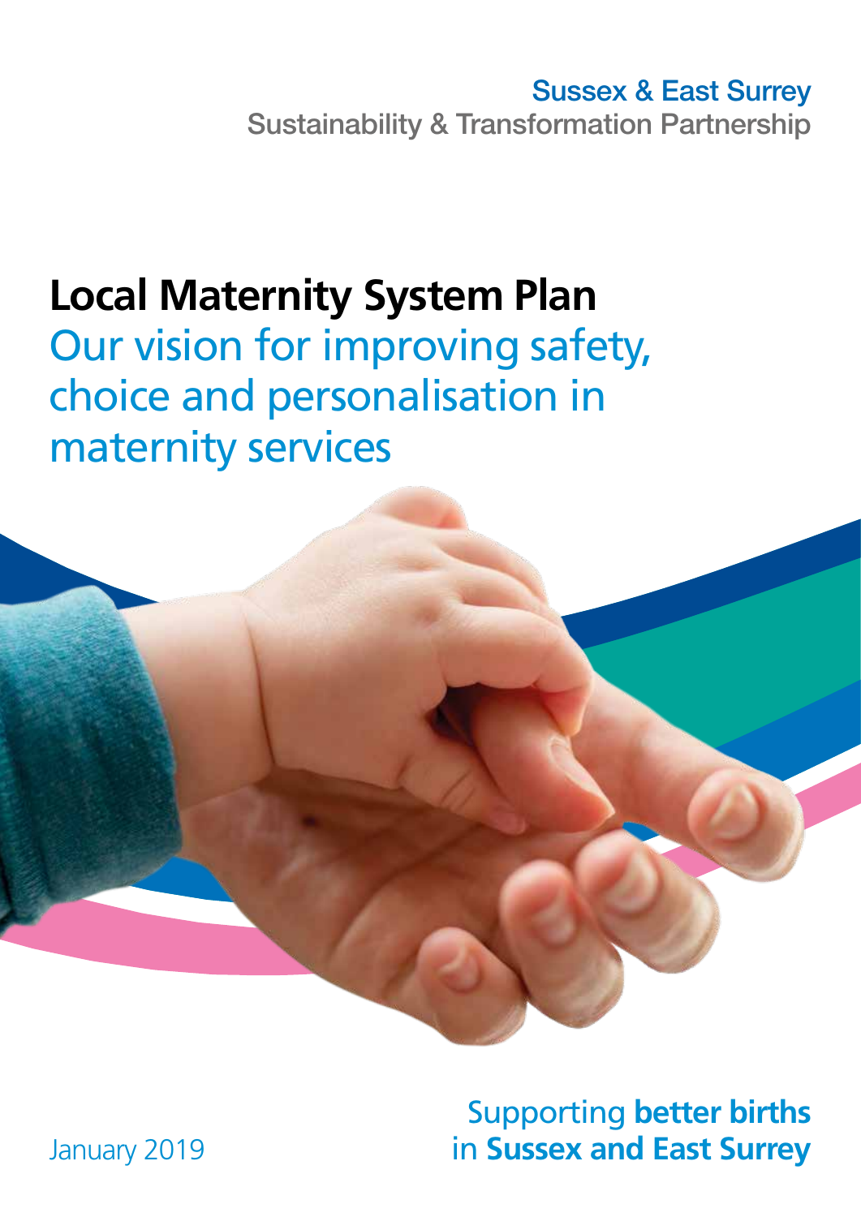Sussex & East Surrey
Sustainability & Transformation Partnership

# Local Maternity System Plan

## Our vision for improving safety, choice and personalisation in maternity services

Supporting **better births** in **Sussex and East Surrey**

January 2019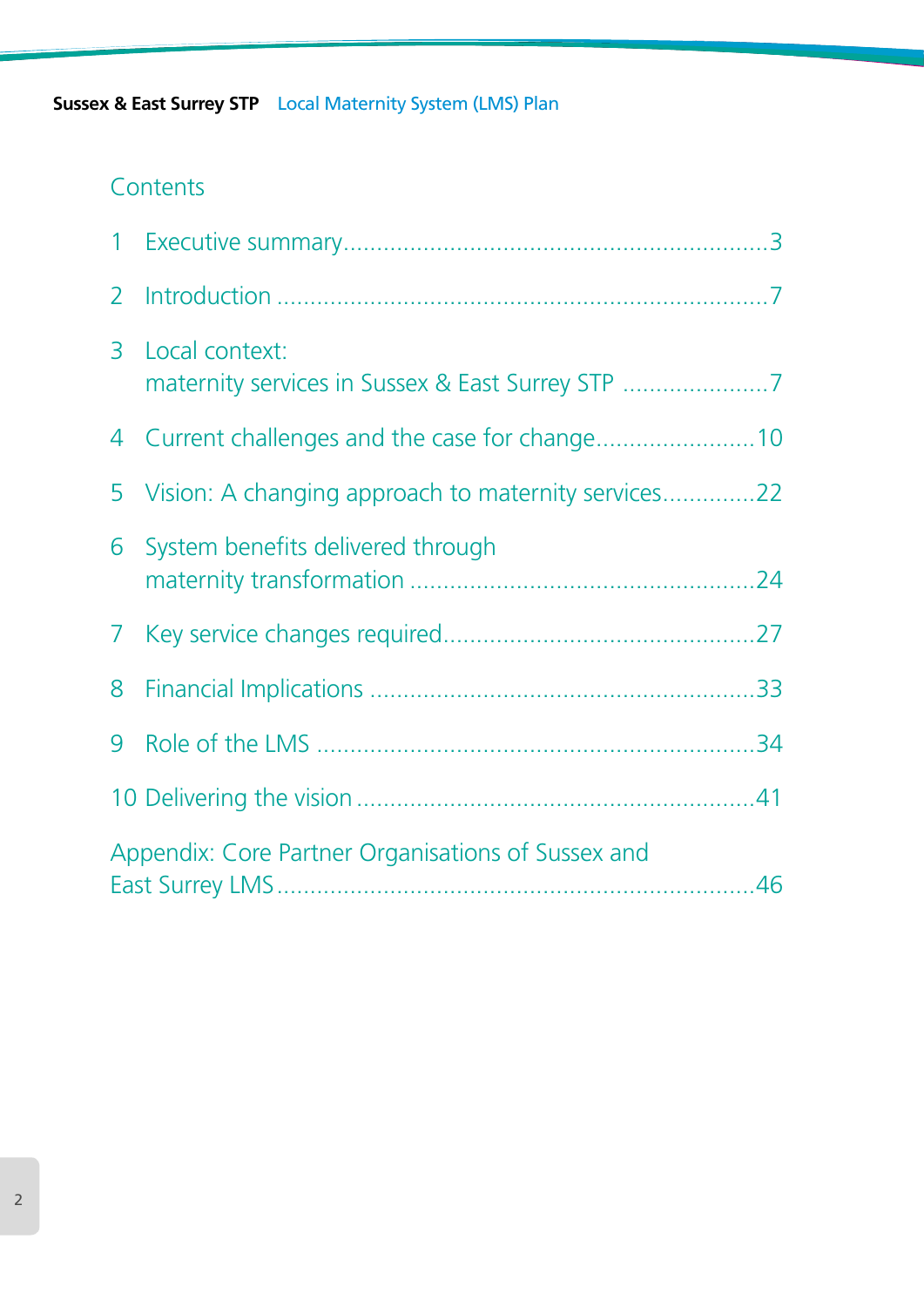## Contents

1 Executive summary....3

2 Introduction ....7

3 Local context: maternity services in Sussex & East Surrey STP ....7

4 Current challenges and the case for change....10

5 Vision: A changing approach to maternity services....22

6 System benefits delivered through maternity transformation ....24

7 Key service changes required....27

8 Financial Implications ....33

9 Role of the LMS ....34

10 Delivering the vision ....41

Appendix: Core Partner Organisations of Sussex and East Surrey LMS....46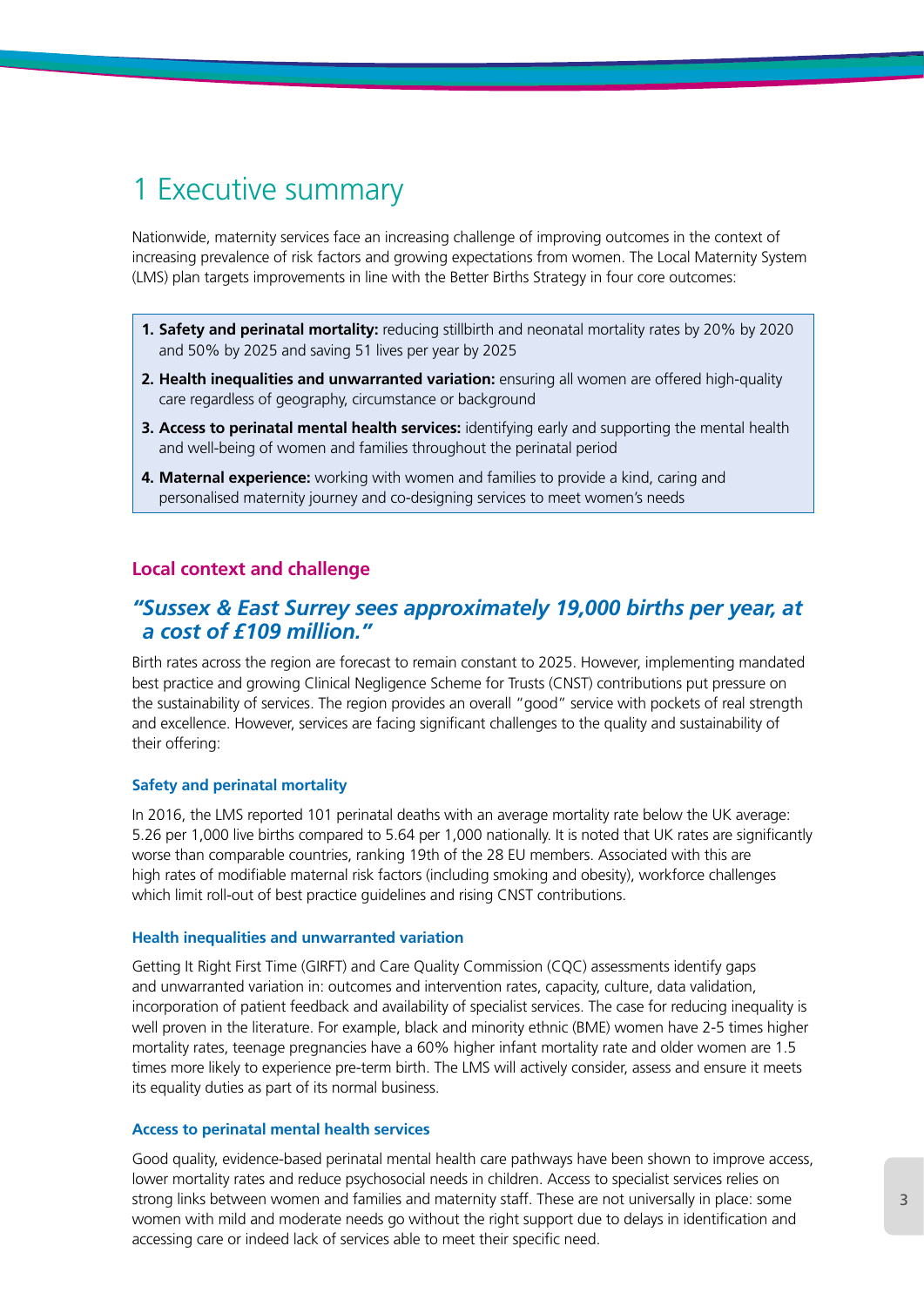# 1 Executive summary

Nationwide, maternity services face an increasing challenge of improving outcomes in the context of increasing prevalence of risk factors and growing expectations from women. The Local Maternity System (LMS) plan targets improvements in line with the Better Births Strategy in four core outcomes:

1. **Safety and perinatal mortality:** reducing stillbirth and neonatal mortality rates by 20% by 2020 and 50% by 2025 and saving 51 lives per year by 2025
2. **Health inequalities and unwarranted variation:** ensuring all women are offered high-quality care regardless of geography, circumstance or background
3. **Access to perinatal mental health services:** identifying early and supporting the mental health and well-being of women and families throughout the perinatal period
4. **Maternal experience:** working with women and families to provide a kind, caring and personalised maternity journey and co-designing services to meet women's needs

## Local context and challenge

***"Sussex & East Surrey sees approximately 19,000 births per year, at a cost of £109 million."***

Birth rates across the region are forecast to remain constant to 2025. However, implementing mandated best practice and growing Clinical Negligence Scheme for Trusts (CNST) contributions put pressure on the sustainability of services. The region provides an overall "good" service with pockets of real strength and excellence. However, services are facing significant challenges to the quality and sustainability of their offering:

### Safety and perinatal mortality

In 2016, the LMS reported 101 perinatal deaths with an average mortality rate below the UK average: 5.26 per 1,000 live births compared to 5.64 per 1,000 nationally. It is noted that UK rates are significantly worse than comparable countries, ranking 19th of the 28 EU members. Associated with this are high rates of modifiable maternal risk factors (including smoking and obesity), workforce challenges which limit roll-out of best practice guidelines and rising CNST contributions.

### Health inequalities and unwarranted variation

Getting It Right First Time (GIRFT) and Care Quality Commission (CQC) assessments identify gaps and unwarranted variation in: outcomes and intervention rates, capacity, culture, data validation, incorporation of patient feedback and availability of specialist services. The case for reducing inequality is well proven in the literature. For example, black and minority ethnic (BME) women have 2-5 times higher mortality rates, teenage pregnancies have a 60% higher infant mortality rate and older women are 1.5 times more likely to experience pre-term birth. The LMS will actively consider, assess and ensure it meets its equality duties as part of its normal business.

### Access to perinatal mental health services

Good quality, evidence-based perinatal mental health care pathways have been shown to improve access, lower mortality rates and reduce psychosocial needs in children. Access to specialist services relies on strong links between women and families and maternity staff. These are not universally in place: some women with mild and moderate needs go without the right support due to delays in identification and accessing care or indeed lack of services able to meet their specific need.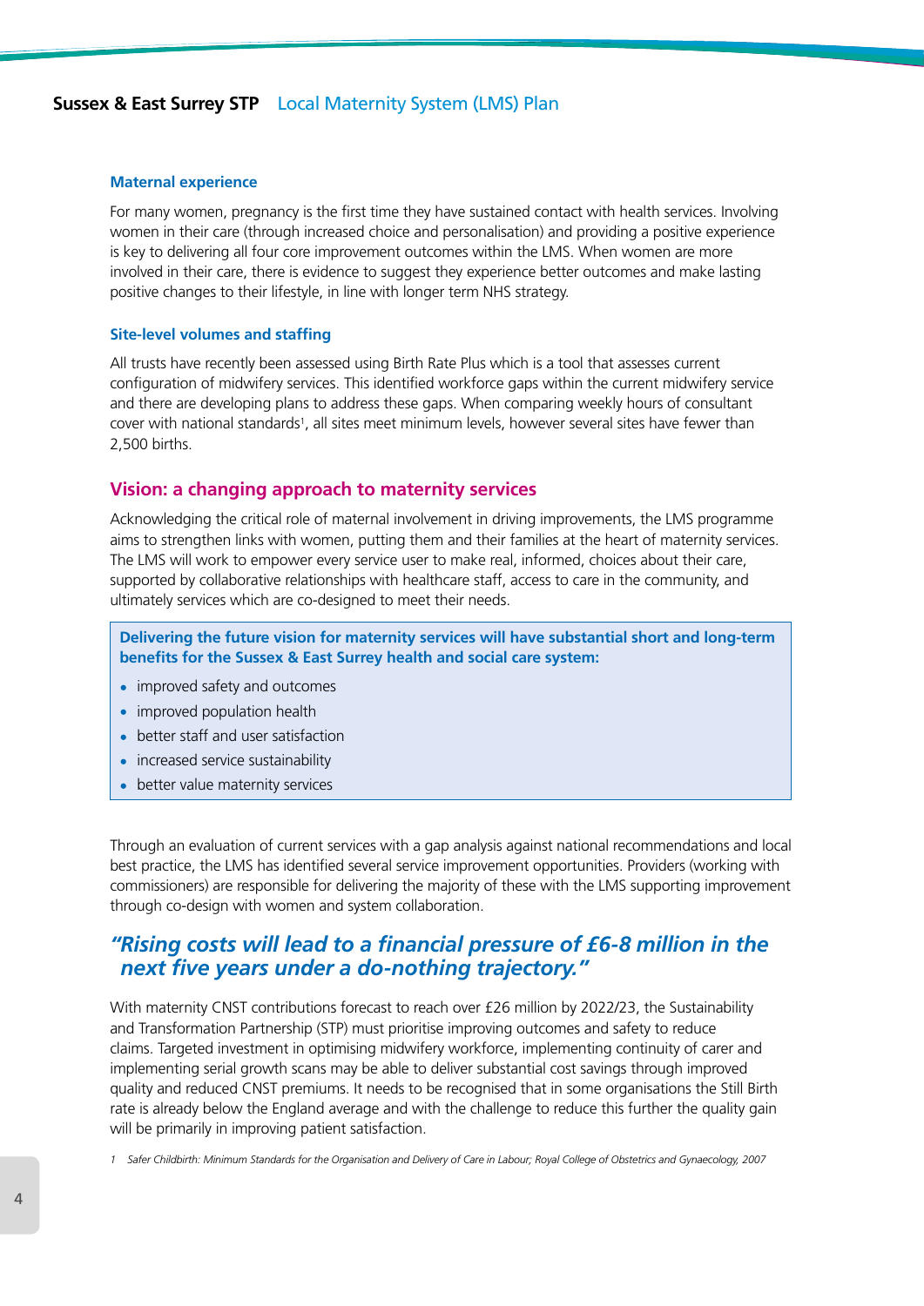### Maternal experience

For many women, pregnancy is the first time they have sustained contact with health services. Involving women in their care (through increased choice and personalisation) and providing a positive experience is key to delivering all four core improvement outcomes within the LMS. When women are more involved in their care, there is evidence to suggest they experience better outcomes and make lasting positive changes to their lifestyle, in line with longer term NHS strategy.

### Site-level volumes and staffing

All trusts have recently been assessed using Birth Rate Plus which is a tool that assesses current configuration of midwifery services. This identified workforce gaps within the current midwifery service and there are developing plans to address these gaps. When comparing weekly hours of consultant cover with national standards[1], all sites meet minimum levels, however several sites have fewer than 2,500 births.

## Vision: a changing approach to maternity services

Acknowledging the critical role of maternal involvement in driving improvements, the LMS programme aims to strengthen links with women, putting them and their families at the heart of maternity services. The LMS will work to empower every service user to make real, informed, choices about their care, supported by collaborative relationships with healthcare staff, access to care in the community, and ultimately services which are co-designed to meet their needs.

**Delivering the future vision for maternity services will have substantial short and long-term benefits for the Sussex & East Surrey health and social care system:**

- improved safety and outcomes
- improved population health
- better staff and user satisfaction
- increased service sustainability
- better value maternity services

Through an evaluation of current services with a gap analysis against national recommendations and local best practice, the LMS has identified several service improvement opportunities. Providers (working with commissioners) are responsible for delivering the majority of these with the LMS supporting improvement through co-design with women and system collaboration.

## *"Rising costs will lead to a financial pressure of £6-8 million in the next five years under a do-nothing trajectory."*

With maternity CNST contributions forecast to reach over £26 million by 2022/23, the Sustainability and Transformation Partnership (STP) must prioritise improving outcomes and safety to reduce claims. Targeted investment in optimising midwifery workforce, implementing continuity of carer and implementing serial growth scans may be able to deliver substantial cost savings through improved quality and reduced CNST premiums. It needs to be recognised that in some organisations the Still Birth rate is already below the England average and with the challenge to reduce this further the quality gain will be primarily in improving patient satisfaction.

1 *Safer Childbirth: Minimum Standards for the Organisation and Delivery of Care in Labour; Royal College of Obstetrics and Gynaecology, 2007*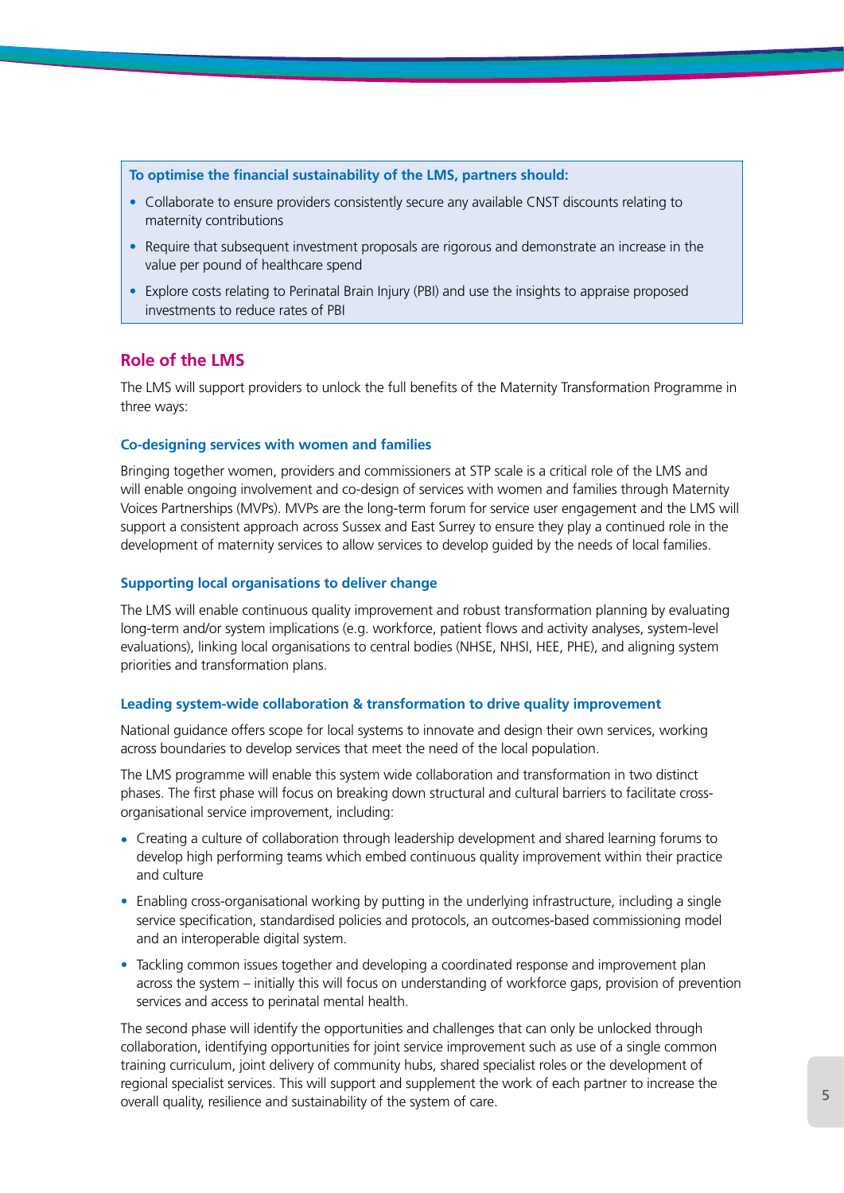**To optimise the financial sustainability of the LMS, partners should:**

- Collaborate to ensure providers consistently secure any available CNST discounts relating to maternity contributions
- Require that subsequent investment proposals are rigorous and demonstrate an increase in the value per pound of healthcare spend
- Explore costs relating to Perinatal Brain Injury (PBI) and use the insights to appraise proposed investments to reduce rates of PBI

## Role of the LMS

The LMS will support providers to unlock the full benefits of the Maternity Transformation Programme in three ways:

### Co-designing services with women and families

Bringing together women, providers and commissioners at STP scale is a critical role of the LMS and will enable ongoing involvement and co-design of services with women and families through Maternity Voices Partnerships (MVPs). MVPs are the long-term forum for service user engagement and the LMS will support a consistent approach across Sussex and East Surrey to ensure they play a continued role in the development of maternity services to allow services to develop guided by the needs of local families.

### Supporting local organisations to deliver change

The LMS will enable continuous quality improvement and robust transformation planning by evaluating long-term and/or system implications (e.g. workforce, patient flows and activity analyses, system-level evaluations), linking local organisations to central bodies (NHSE, NHSI, HEE, PHE), and aligning system priorities and transformation plans.

### Leading system-wide collaboration & transformation to drive quality improvement

National guidance offers scope for local systems to innovate and design their own services, working across boundaries to develop services that meet the need of the local population.

The LMS programme will enable this system wide collaboration and transformation in two distinct phases. The first phase will focus on breaking down structural and cultural barriers to facilitate cross-organisational service improvement, including:

- Creating a culture of collaboration through leadership development and shared learning forums to develop high performing teams which embed continuous quality improvement within their practice and culture
- Enabling cross-organisational working by putting in the underlying infrastructure, including a single service specification, standardised policies and protocols, an outcomes-based commissioning model and an interoperable digital system.
- Tackling common issues together and developing a coordinated response and improvement plan across the system – initially this will focus on understanding of workforce gaps, provision of prevention services and access to perinatal mental health.

The second phase will identify the opportunities and challenges that can only be unlocked through collaboration, identifying opportunities for joint service improvement such as use of a single common training curriculum, joint delivery of community hubs, shared specialist roles or the development of regional specialist services. This will support and supplement the work of each partner to increase the overall quality, resilience and sustainability of the system of care.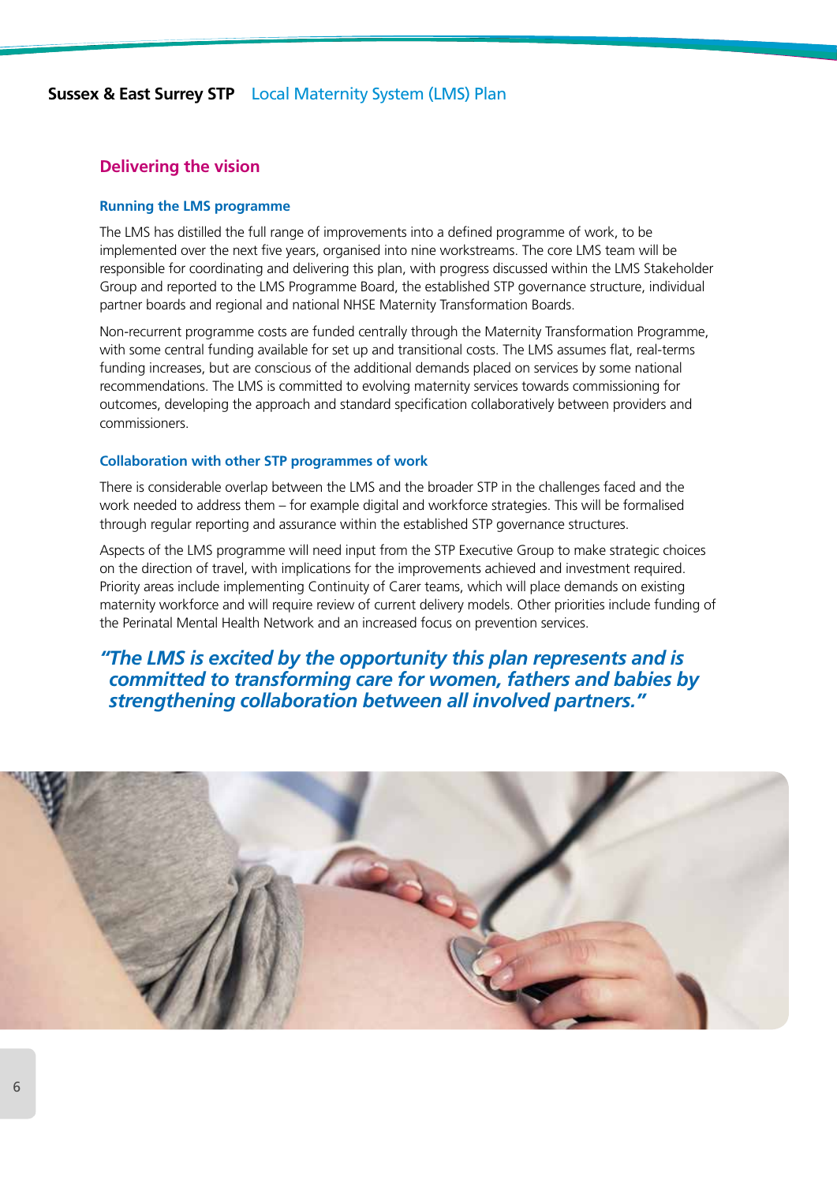## Delivering the vision

### Running the LMS programme

The LMS has distilled the full range of improvements into a defined programme of work, to be implemented over the next five years, organised into nine workstreams. The core LMS team will be responsible for coordinating and delivering this plan, with progress discussed within the LMS Stakeholder Group and reported to the LMS Programme Board, the established STP governance structure, individual partner boards and regional and national NHSE Maternity Transformation Boards.

Non-recurrent programme costs are funded centrally through the Maternity Transformation Programme, with some central funding available for set up and transitional costs. The LMS assumes flat, real-terms funding increases, but are conscious of the additional demands placed on services by some national recommendations. The LMS is committed to evolving maternity services towards commissioning for outcomes, developing the approach and standard specification collaboratively between providers and commissioners.

### Collaboration with other STP programmes of work

There is considerable overlap between the LMS and the broader STP in the challenges faced and the work needed to address them – for example digital and workforce strategies. This will be formalised through regular reporting and assurance within the established STP governance structures.

Aspects of the LMS programme will need input from the STP Executive Group to make strategic choices on the direction of travel, with implications for the improvements achieved and investment required. Priority areas include implementing Continuity of Carer teams, which will place demands on existing maternity workforce and will require review of current delivery models. Other priorities include funding of the Perinatal Mental Health Network and an increased focus on prevention services.

***"The LMS is excited by the opportunity this plan represents and is committed to transforming care for women, fathers and babies by strengthening collaboration between all involved partners."***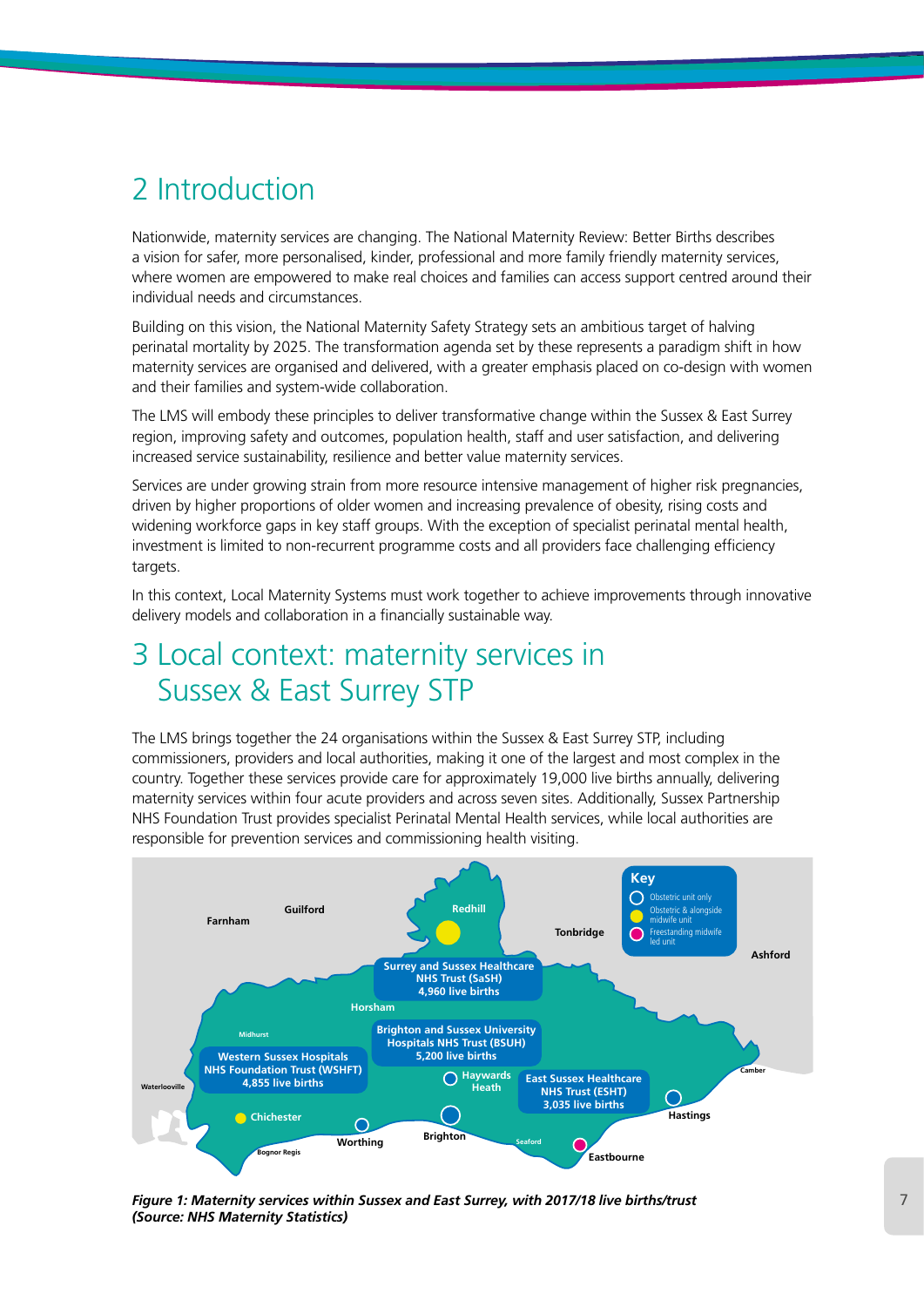## 2 Introduction

Nationwide, maternity services are changing. The National Maternity Review: Better Births describes a vision for safer, more personalised, kinder, professional and more family friendly maternity services, where women are empowered to make real choices and families can access support centred around their individual needs and circumstances.

Building on this vision, the National Maternity Safety Strategy sets an ambitious target of halving perinatal mortality by 2025. The transformation agenda set by these represents a paradigm shift in how maternity services are organised and delivered, with a greater emphasis placed on co-design with women and their families and system-wide collaboration.

The LMS will embody these principles to deliver transformative change within the Sussex & East Surrey region, improving safety and outcomes, population health, staff and user satisfaction, and delivering increased service sustainability, resilience and better value maternity services.

Services are under growing strain from more resource intensive management of higher risk pregnancies, driven by higher proportions of older women and increasing prevalence of obesity, rising costs and widening workforce gaps in key staff groups. With the exception of specialist perinatal mental health, investment is limited to non-recurrent programme costs and all providers face challenging efficiency targets.

In this context, Local Maternity Systems must work together to achieve improvements through innovative delivery models and collaboration in a financially sustainable way.

## 3 Local context: maternity services in Sussex & East Surrey STP

The LMS brings together the 24 organisations within the Sussex & East Surrey STP, including commissioners, providers and local authorities, making it one of the largest and most complex in the country. Together these services provide care for approximately 19,000 live births annually, delivering maternity services within four acute providers and across seven sites. Additionally, Sussex Partnership NHS Foundation Trust provides specialist Perinatal Mental Health services, while local authorities are responsible for prevention services and commissioning health visiting.

Key:
- Obstetric unit only
- Obstetric & alongside midwife unit
- Freestanding midwife led unit

Surrey and Sussex Healthcare NHS Trust (SaSH) 4,960 live births

Brighton and Sussex University Hospitals NHS Trust (BSUH) 5,200 live births

Western Sussex Hospitals NHS Foundation Trust (WSHFT) 4,855 live births

East Sussex Healthcare NHS Trust (ESHT) 3,035 live births

Farnham, Guilford, Redhill, Tonbridge, Ashford, Horsham, Midhurst, Waterlooville, Haywards Heath, Chichester, Worthing, Brighton, Seaford, Eastbourne, Hastings, Camber, Bognor Regis

***Figure 1: Maternity services within Sussex and East Surrey, with 2017/18 live births/trust (Source: NHS Maternity Statistics)***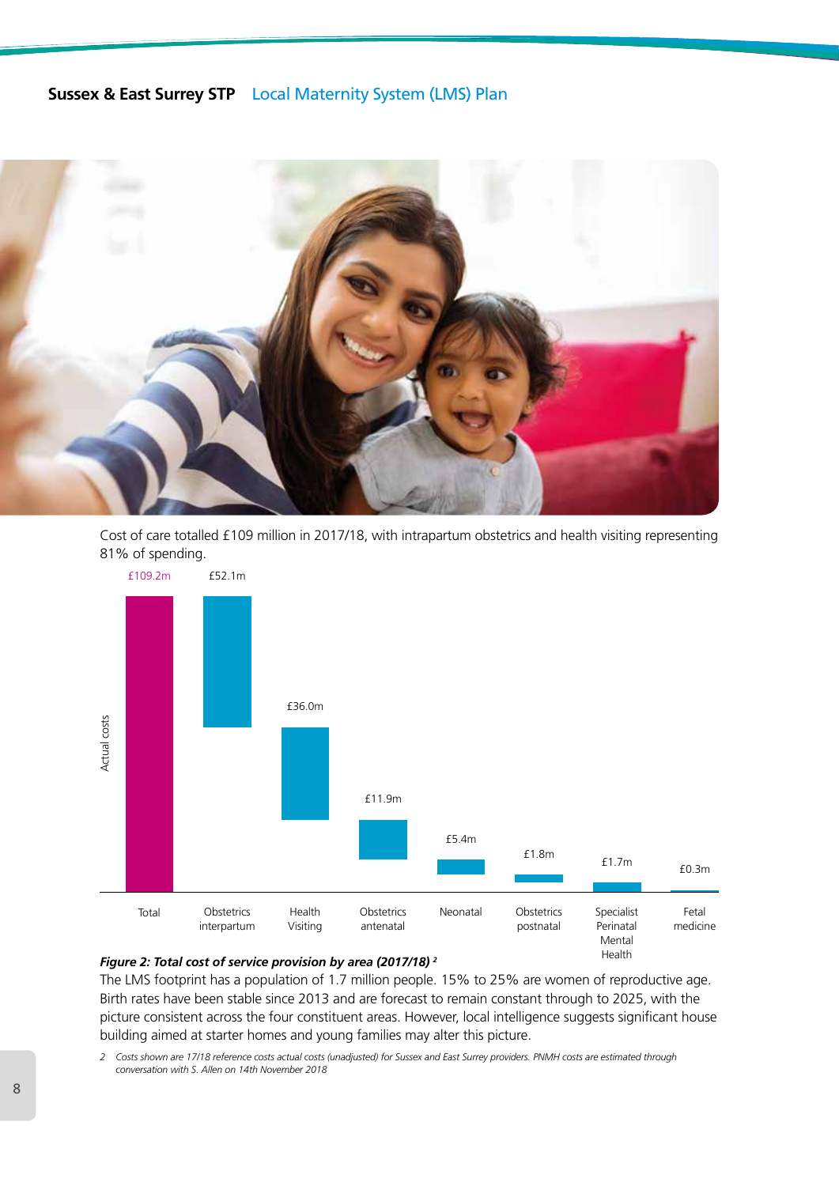Cost of care totalled £109 million in 2017/18, with intrapartum obstetrics and health visiting representing 81% of spending.

| Area | Actual costs |
|---|---|
| Total | £109.2m |
| Obstetrics interpartum | £52.1m |
| Health Visiting | £36.0m |
| Obstetrics antenatal | £11.9m |
| Neonatal | £5.4m |
| Obstetrics postnatal | £1.8m |
| Specialist Perinatal Mental Health | £1.7m |
| Fetal medicine | £0.3m |

***Figure 2: Total cost of service provision by area (2017/18)*** [2]

The LMS footprint has a population of 1.7 million people. 15% to 25% are women of reproductive age. Birth rates have been stable since 2013 and are forecast to remain constant through to 2025, with the picture consistent across the four constituent areas. However, local intelligence suggests significant house building aimed at starter homes and young families may alter this picture.

2 *Costs shown are 17/18 reference costs actual costs (unadjusted) for Sussex and East Surrey providers. PNMH costs are estimated through conversation with S. Allen on 14th November 2018*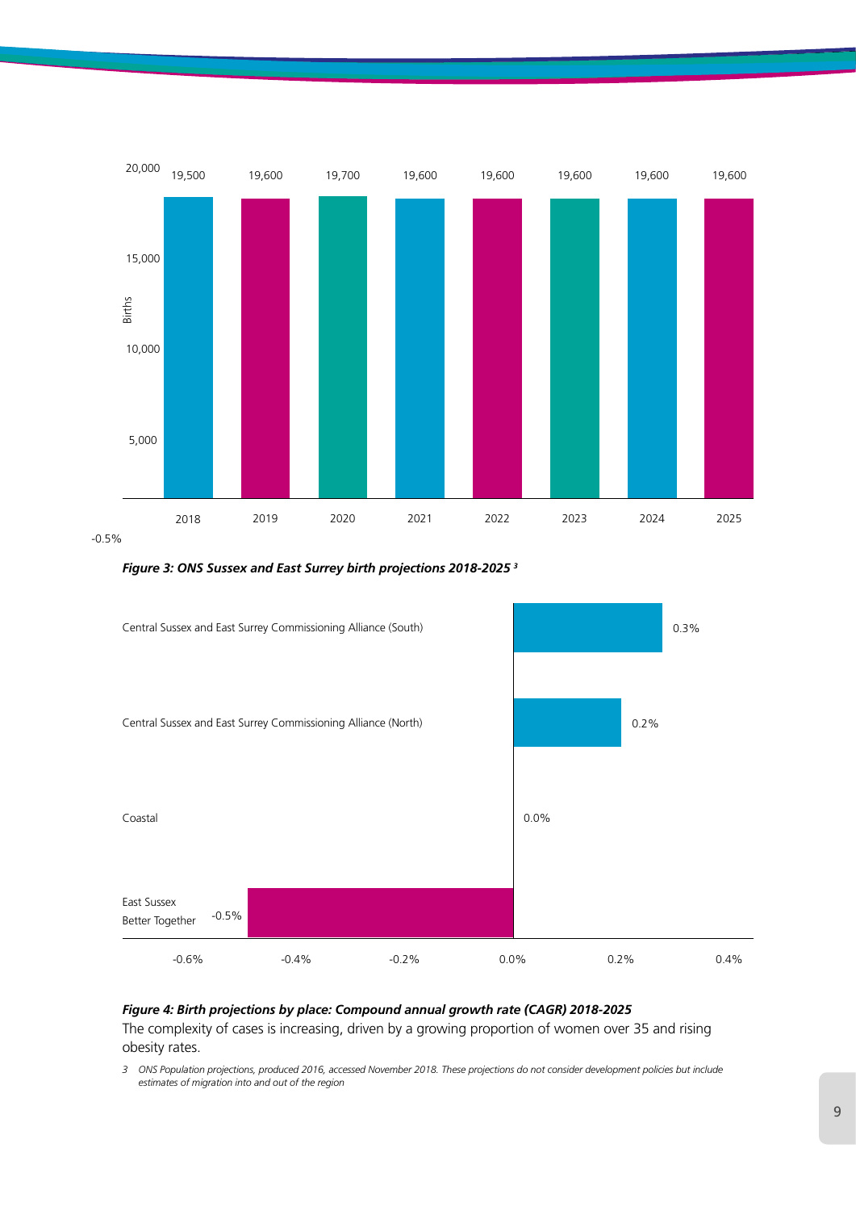*Figure 3: ONS Sussex and East Surrey birth projections 2018-2025* [3]

| Year | Births |
|---|---|
| 2018 | 19,500 |
| 2019 | 19,600 |
| 2020 | 19,700 |
| 2021 | 19,600 |
| 2022 | 19,600 |
| 2023 | 19,600 |
| 2024 | 19,600 |
| 2025 | 19,600 |

*Figure 4: Birth projections by place: Compound annual growth rate (CAGR) 2018-2025*

| Place | CAGR |
|---|---|
| Central Sussex and East Surrey Commissioning Alliance (South) | 0.3% |
| Central Sussex and East Surrey Commissioning Alliance (North) | 0.2% |
| Coastal | 0.0% |
| East Sussex Better Together | -0.5% |

The complexity of cases is increasing, driven by a growing proportion of women over 35 and rising obesity rates.

3 ONS Population projections, produced 2016, accessed November 2018. These projections do not consider development policies but include estimates of migration into and out of the region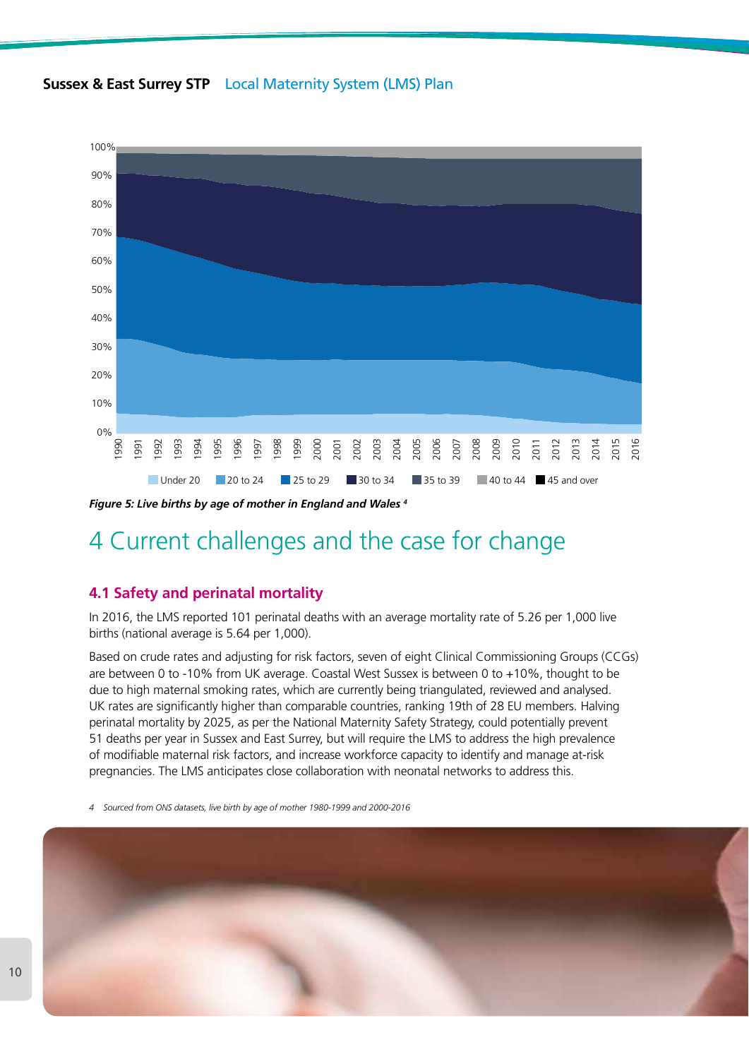*Figure 5: Live births by age of mother in England and Wales [4]*

# 4 Current challenges and the case for change

## 4.1 Safety and perinatal mortality

In 2016, the LMS reported 101 perinatal deaths with an average mortality rate of 5.26 per 1,000 live births (national average is 5.64 per 1,000).

Based on crude rates and adjusting for risk factors, seven of eight Clinical Commissioning Groups (CCGs) are between 0 to -10% from UK average. Coastal West Sussex is between 0 to +10%, thought to be due to high maternal smoking rates, which are currently being triangulated, reviewed and analysed. UK rates are significantly higher than comparable countries, ranking 19th of 28 EU members. Halving perinatal mortality by 2025, as per the National Maternity Safety Strategy, could potentially prevent 51 deaths per year in Sussex and East Surrey, but will require the LMS to address the high prevalence of modifiable maternal risk factors, and increase workforce capacity to identify and manage at-risk pregnancies. The LMS anticipates close collaboration with neonatal networks to address this.

4 Sourced from ONS datasets, live birth by age of mother 1980-1999 and 2000-2016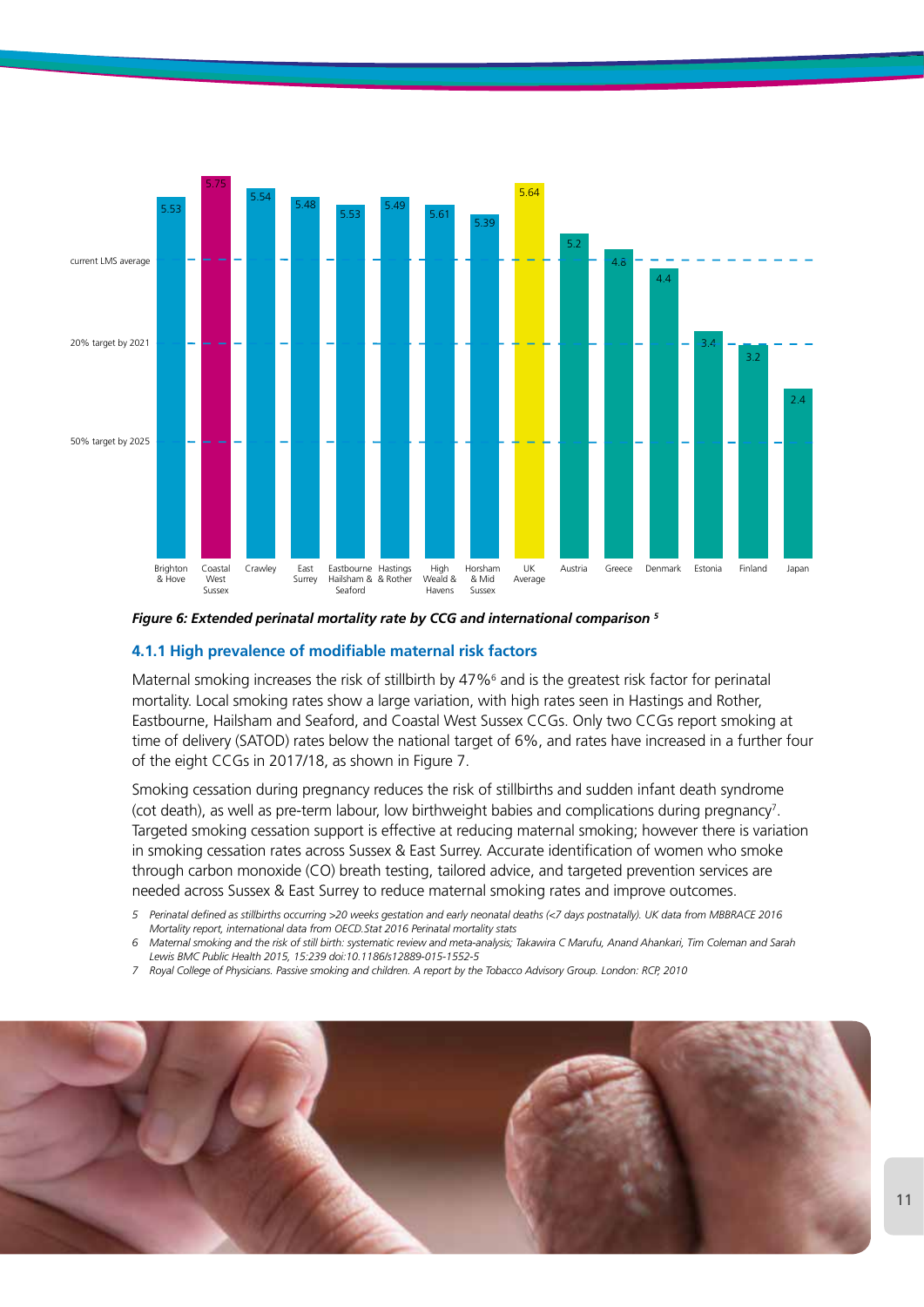| Area | Extended perinatal mortality rate |
|---|---|
| Brighton & Hove | 5.53 |
| Coastal West Sussex | 5.75 |
| Crawley | 5.54 |
| East Surrey | 5.48 |
| Eastbourne Hailsham & Seaford | 5.53 |
| Hastings & Rother | 5.49 |
| High Weald & Havens | 5.61 |
| Horsham & Mid Sussex | 5.39 |
| UK Average | 5.64 |
| Austria | 5.2 |
| Greece | 4.8 |
| Denmark | 4.4 |
| Estonia | 3.4 |
| Finland | 3.2 |
| Japan | 2.4 |

Reference lines: current LMS average; 20% target by 2021; 50% target by 2025

***Figure 6: Extended perinatal mortality rate by CCG and international comparison [5]***

### 4.1.1 High prevalence of modifiable maternal risk factors

Maternal smoking increases the risk of stillbirth by 47%[6] and is the greatest risk factor for perinatal mortality. Local smoking rates show a large variation, with high rates seen in Hastings and Rother, Eastbourne, Hailsham and Seaford, and Coastal West Sussex CCGs. Only two CCGs report smoking at time of delivery (SATOD) rates below the national target of 6%, and rates have increased in a further four of the eight CCGs in 2017/18, as shown in Figure 7.

Smoking cessation during pregnancy reduces the risk of stillbirths and sudden infant death syndrome (cot death), as well as pre-term labour, low birthweight babies and complications during pregnancy[7]. Targeted smoking cessation support is effective at reducing maternal smoking; however there is variation in smoking cessation rates across Sussex & East Surrey. Accurate identification of women who smoke through carbon monoxide (CO) breath testing, tailored advice, and targeted prevention services are needed across Sussex & East Surrey to reduce maternal smoking rates and improve outcomes.

5 *Perinatal defined as stillbirths occurring >20 weeks gestation and early neonatal deaths (<7 days postnatally). UK data from MBBRACE 2016 Mortality report, international data from OECD.Stat 2016 Perinatal mortality stats*

6 *Maternal smoking and the risk of still birth: systematic review and meta-analysis; Takawira C Marufu, Anand Ahankari, Tim Coleman and Sarah Lewis BMC Public Health 2015, 15:239 doi:10.1186/s12889-015-1552-5*

7 *Royal College of Physicians. Passive smoking and children. A report by the Tobacco Advisory Group. London: RCP, 2010*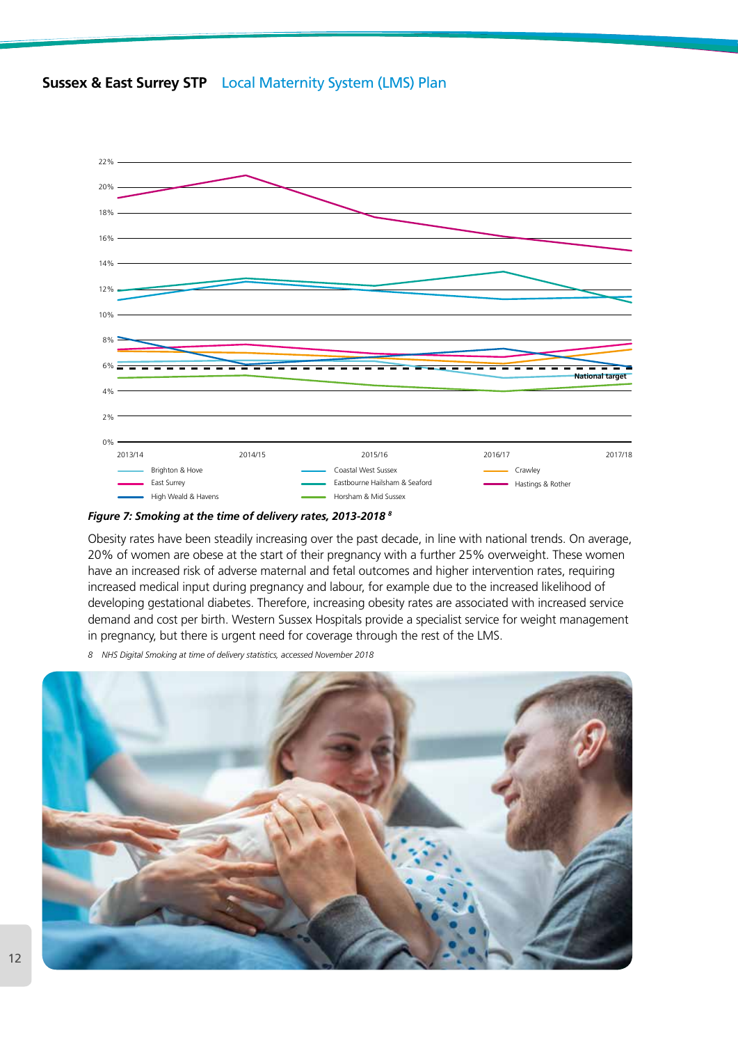*Figure 7: Smoking at the time of delivery rates, 2013-2018* [8]

Obesity rates have been steadily increasing over the past decade, in line with national trends. On average, 20% of women are obese at the start of their pregnancy with a further 25% overweight. These women have an increased risk of adverse maternal and fetal outcomes and higher intervention rates, requiring increased medical input during pregnancy and labour, for example due to the increased likelihood of developing gestational diabetes. Therefore, increasing obesity rates are associated with increased service demand and cost per birth. Western Sussex Hospitals provide a specialist service for weight management in pregnancy, but there is urgent need for coverage through the rest of the LMS.

8 NHS Digital Smoking at time of delivery statistics, accessed November 2018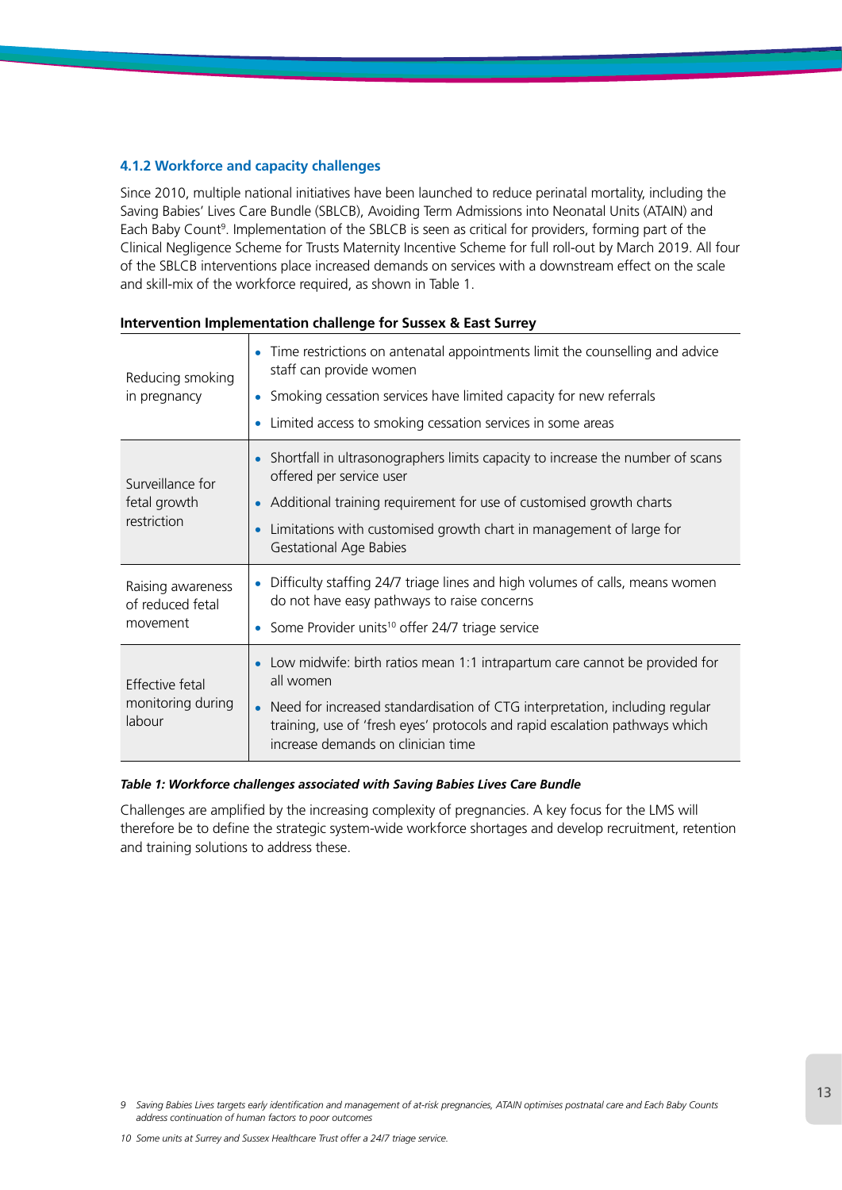### 4.1.2 Workforce and capacity challenges

Since 2010, multiple national initiatives have been launched to reduce perinatal mortality, including the Saving Babies' Lives Care Bundle (SBLCB), Avoiding Term Admissions into Neonatal Units (ATAIN) and Each Baby Count[9]. Implementation of the SBLCB is seen as critical for providers, forming part of the Clinical Negligence Scheme for Trusts Maternity Incentive Scheme for full roll-out by March 2019. All four of the SBLCB interventions place increased demands on services with a downstream effect on the scale and skill-mix of the workforce required, as shown in Table 1.

| Intervention | Implementation challenge for Sussex & East Surrey |
|---|---|
| Reducing smoking in pregnancy | • Time restrictions on antenatal appointments limit the counselling and advice staff can provide women<br>• Smoking cessation services have limited capacity for new referrals<br>• Limited access to smoking cessation services in some areas |
| Surveillance for fetal growth restriction | • Shortfall in ultrasonographers limits capacity to increase the number of scans offered per service user<br>• Additional training requirement for use of customised growth charts<br>• Limitations with customised growth chart in management of large for Gestational Age Babies |
| Raising awareness of reduced fetal movement | • Difficulty staffing 24/7 triage lines and high volumes of calls, means women do not have easy pathways to raise concerns<br>• Some Provider units[10] offer 24/7 triage service |
| Effective fetal monitoring during labour | • Low midwife: birth ratios mean 1:1 intrapartum care cannot be provided for all women<br>• Need for increased standardisation of CTG interpretation, including regular training, use of 'fresh eyes' protocols and rapid escalation pathways which increase demands on clinician time |

***Table 1: Workforce challenges associated with Saving Babies Lives Care Bundle***

Challenges are amplified by the increasing complexity of pregnancies. A key focus for the LMS will therefore be to define the strategic system-wide workforce shortages and develop recruitment, retention and training solutions to address these.

*9 Saving Babies Lives targets early identification and management of at-risk pregnancies, ATAIN optimises postnatal care and Each Baby Counts address continuation of human factors to poor outcomes*

*10 Some units at Surrey and Sussex Healthcare Trust offer a 24/7 triage service.*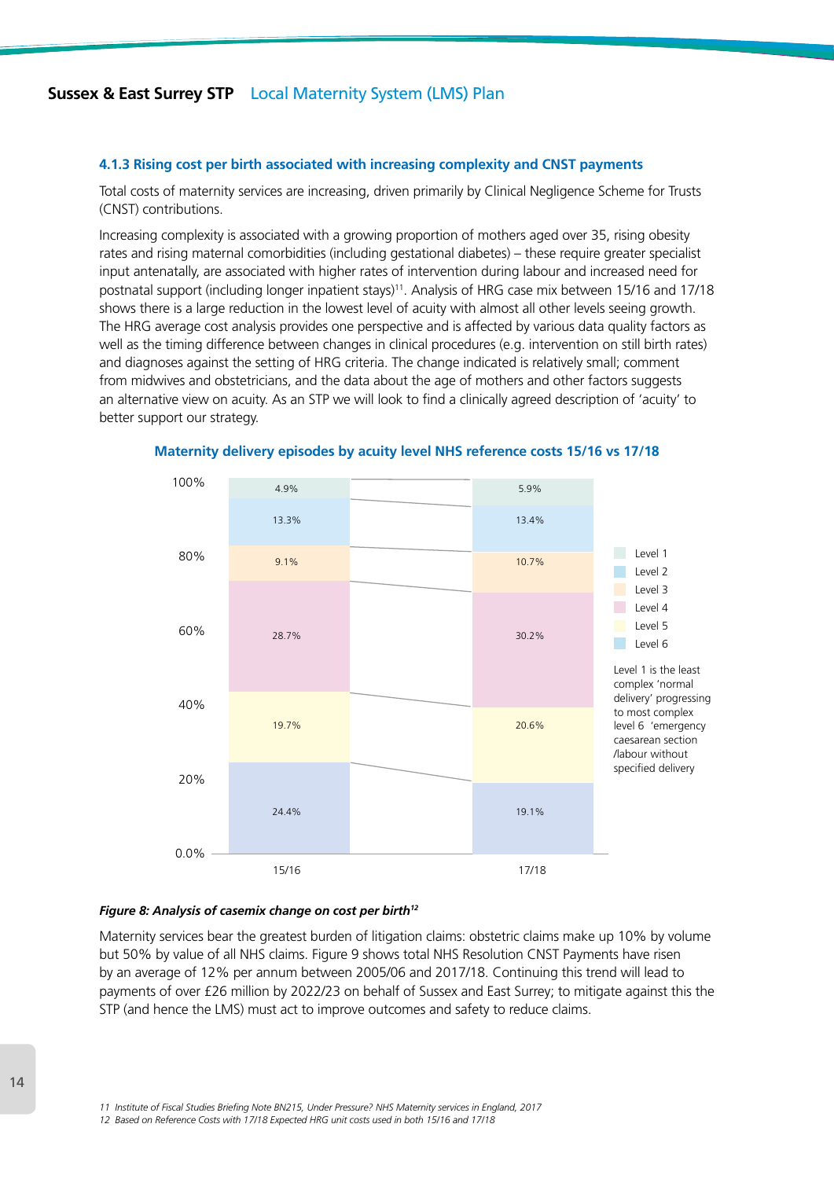#### 4.1.3 Rising cost per birth associated with increasing complexity and CNST payments

Total costs of maternity services are increasing, driven primarily by Clinical Negligence Scheme for Trusts (CNST) contributions.

Increasing complexity is associated with a growing proportion of mothers aged over 35, rising obesity rates and rising maternal comorbidities (including gestational diabetes) – these require greater specialist input antenatally, are associated with higher rates of intervention during labour and increased need for postnatal support (including longer inpatient stays)[11]. Analysis of HRG case mix between 15/16 and 17/18 shows there is a large reduction in the lowest level of acuity with almost all other levels seeing growth. The HRG average cost analysis provides one perspective and is affected by various data quality factors as well as the timing difference between changes in clinical procedures (e.g. intervention on still birth rates) and diagnoses against the setting of HRG criteria. The change indicated is relatively small; comment from midwives and obstetricians, and the data about the age of mothers and other factors suggests an alternative view on acuity. As an STP we will look to find a clinically agreed description of 'acuity' to better support our strategy.

**Maternity delivery episodes by acuity level NHS reference costs 15/16 vs 17/18**

| Segment (bottom to top) | 15/16 | 17/18 |
|---|---|---|
| | 24.4% | 19.1% |
| | 19.7% | 20.6% |
| | 28.7% | 30.2% |
| | 9.1% | 10.7% |
| | 13.3% | 13.4% |
| | 4.9% | 5.9% |

Legend: Level 1, Level 2, Level 3, Level 4, Level 5, Level 6

Level 1 is the least complex 'normal delivery' progressing to most complex level 6 'emergency caesarean section /labour without specified delivery

*Figure 8: Analysis of casemix change on cost per birth[12]*

Maternity services bear the greatest burden of litigation claims: obstetric claims make up 10% by volume but 50% by value of all NHS claims. Figure 9 shows total NHS Resolution CNST Payments have risen by an average of 12% per annum between 2005/06 and 2017/18. Continuing this trend will lead to payments of over £26 million by 2022/23 on behalf of Sussex and East Surrey; to mitigate against this the STP (and hence the LMS) must act to improve outcomes and safety to reduce claims.

*11 Institute of Fiscal Studies Briefing Note BN215, Under Pressure? NHS Maternity services in England, 2017*
*12 Based on Reference Costs with 17/18 Expected HRG unit costs used in both 15/16 and 17/18*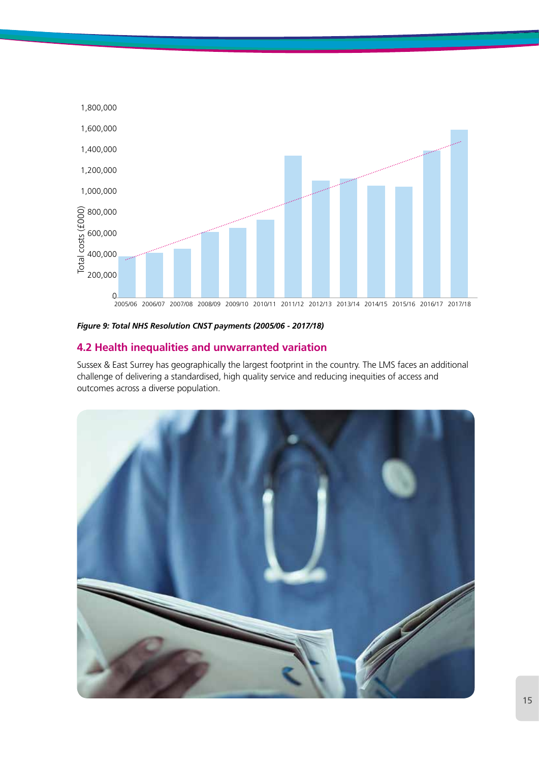*Figure 9: Total NHS Resolution CNST payments (2005/06 - 2017/18)*

## 4.2 Health inequalities and unwarranted variation

Sussex & East Surrey has geographically the largest footprint in the country. The LMS faces an additional challenge of delivering a standardised, high quality service and reducing inequities of access and outcomes across a diverse population.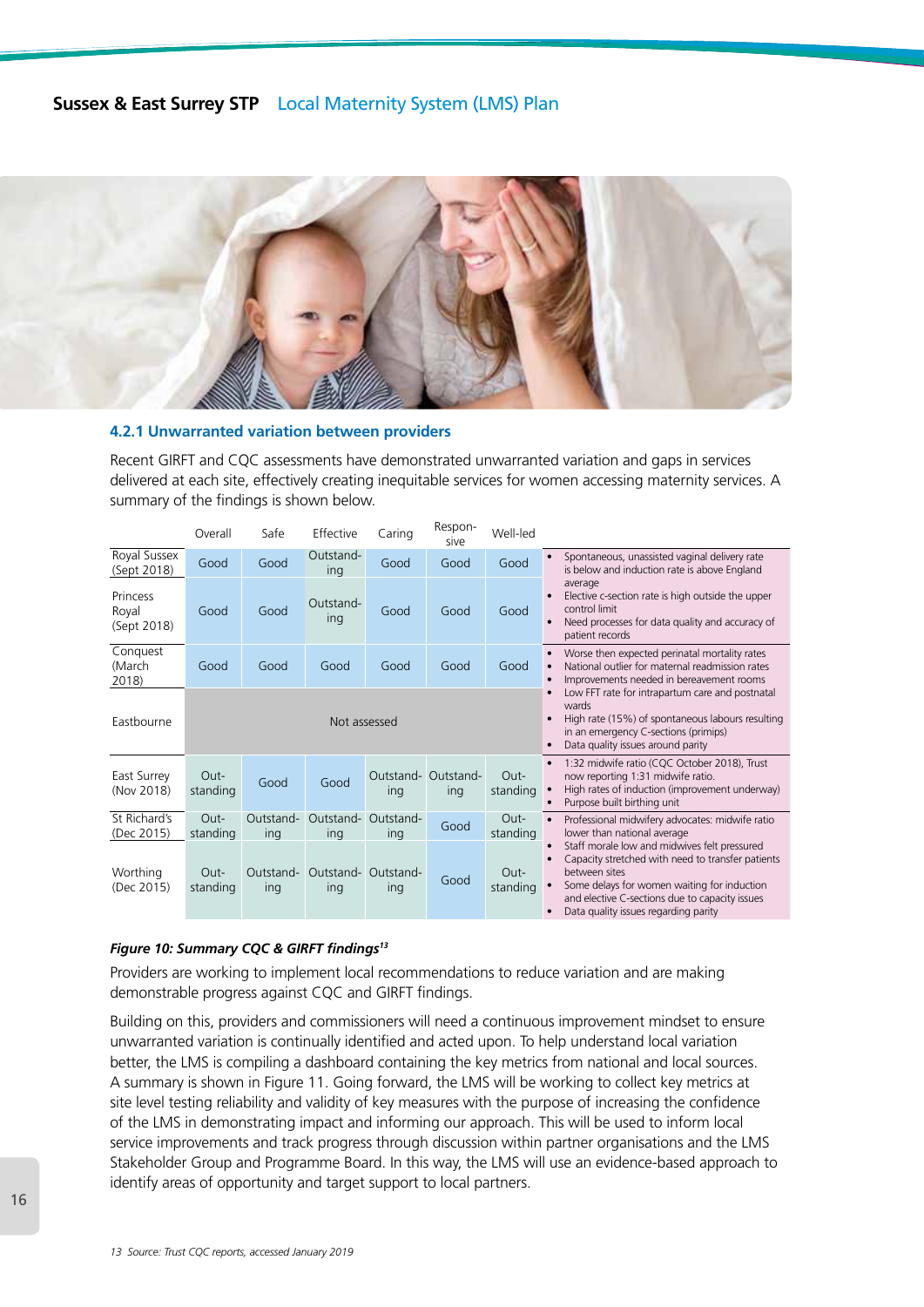### 4.2.1 Unwarranted variation between providers

Recent GIRFT and CQC assessments have demonstrated unwarranted variation and gaps in services delivered at each site, effectively creating inequitable services for women accessing maternity services. A summary of the findings is shown below.

| | Overall | Safe | Effective | Caring | Respon-sive | Well-led | |
|---|---|---|---|---|---|---|---|
| Royal Sussex (Sept 2018) | Good | Good | Outstand-ing | Good | Good | Good | • Spontaneous, unassisted vaginal delivery rate is below and induction rate is above England average<br>• Elective c-section rate is high outside the upper control limit<br>• Need processes for data quality and accuracy of patient records |
| Princess Royal (Sept 2018) | Good | Good | Outstand-ing | Good | Good | Good | |
| Conquest (March 2018) | Good | Good | Good | Good | Good | Good | • Worse then expected perinatal mortality rates<br>• National outlier for maternal readmission rates<br>• Improvements needed in bereavement rooms<br>• Low FFT rate for intrapartum care and postnatal wards<br>• High rate (15%) of spontaneous labours resulting in an emergency C-sections (primips)<br>• Data quality issues around parity |
| Eastbourne | Not assessed | | | | | | |
| East Surrey (Nov 2018) | Out-standing | Good | Good | Outstand-ing | Outstand-ing | Out-standing | • 1:32 midwife ratio (CQC October 2018), Trust now reporting 1:31 midwife ratio.<br>• High rates of induction (improvement underway)<br>• Purpose built birthing unit |
| St Richard's (Dec 2015) | Out-standing | Outstand-ing | Outstand-ing | Outstand-ing | Good | Out-standing | • Professional midwifery advocates: midwife ratio lower than national average<br>• Staff morale low and midwives felt pressured<br>• Capacity stretched with need to transfer patients between sites<br>• Some delays for women waiting for induction and elective C-sections due to capacity issues<br>• Data quality issues regarding parity |
| Worthing (Dec 2015) | Out-standing | Outstand-ing | Outstand-ing | Outstand-ing | Good | Out-standing | |

***Figure 10: Summary CQC & GIRFT findings[13]***

Providers are working to implement local recommendations to reduce variation and are making demonstrable progress against CQC and GIRFT findings.

Building on this, providers and commissioners will need a continuous improvement mindset to ensure unwarranted variation is continually identified and acted upon. To help understand local variation better, the LMS is compiling a dashboard containing the key metrics from national and local sources. A summary is shown in Figure 11. Going forward, the LMS will be working to collect key metrics at site level testing reliability and validity of key measures with the purpose of increasing the confidence of the LMS in demonstrating impact and informing our approach. This will be used to inform local service improvements and track progress through discussion within partner organisations and the LMS Stakeholder Group and Programme Board. In this way, the LMS will use an evidence-based approach to identify areas of opportunity and target support to local partners.

*13 Source: Trust CQC reports, accessed January 2019*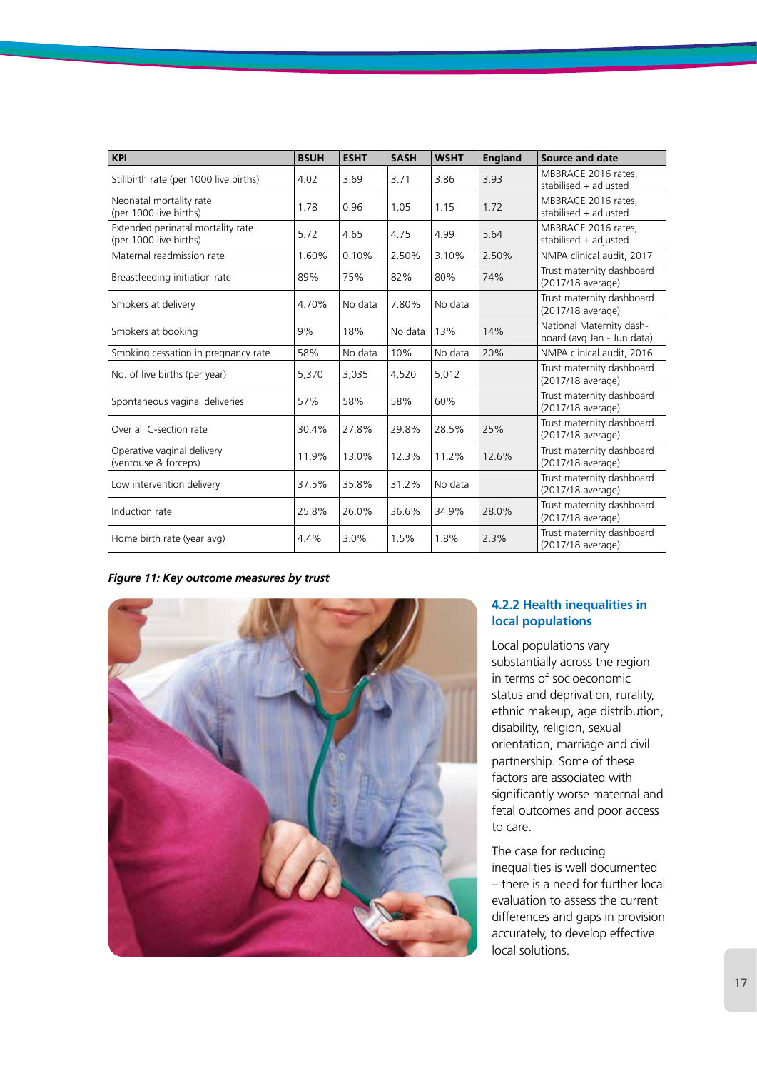| KPI | BSUH | ESHT | SASH | WSHT | England | Source and date |
|---|---|---|---|---|---|---|
| Stillbirth rate (per 1000 live births) | 4.02 | 3.69 | 3.71 | 3.86 | 3.93 | MBBRACE 2016 rates, stabilised + adjusted |
| Neonatal mortality rate (per 1000 live births) | 1.78 | 0.96 | 1.05 | 1.15 | 1.72 | MBBRACE 2016 rates, stabilised + adjusted |
| Extended perinatal mortality rate (per 1000 live births) | 5.72 | 4.65 | 4.75 | 4.99 | 5.64 | MBBRACE 2016 rates, stabilised + adjusted |
| Maternal readmission rate | 1.60% | 0.10% | 2.50% | 3.10% | 2.50% | NMPA clinical audit, 2017 |
| Breastfeeding initiation rate | 89% | 75% | 82% | 80% | 74% | Trust maternity dashboard (2017/18 average) |
| Smokers at delivery | 4.70% | No data | 7.80% | No data | | Trust maternity dashboard (2017/18 average) |
| Smokers at booking | 9% | 18% | No data | 13% | 14% | National Maternity dash-board (avg Jan - Jun data) |
| Smoking cessation in pregnancy rate | 58% | No data | 10% | No data | 20% | NMPA clinical audit, 2016 |
| No. of live births (per year) | 5,370 | 3,035 | 4,520 | 5,012 | | Trust maternity dashboard (2017/18 average) |
| Spontaneous vaginal deliveries | 57% | 58% | 58% | 60% | | Trust maternity dashboard (2017/18 average) |
| Over all C-section rate | 30.4% | 27.8% | 29.8% | 28.5% | 25% | Trust maternity dashboard (2017/18 average) |
| Operative vaginal delivery (ventouse & forceps) | 11.9% | 13.0% | 12.3% | 11.2% | 12.6% | Trust maternity dashboard (2017/18 average) |
| Low intervention delivery | 37.5% | 35.8% | 31.2% | No data | | Trust maternity dashboard (2017/18 average) |
| Induction rate | 25.8% | 26.0% | 36.6% | 34.9% | 28.0% | Trust maternity dashboard (2017/18 average) |
| Home birth rate (year avg) | 4.4% | 3.0% | 1.5% | 1.8% | 2.3% | Trust maternity dashboard (2017/18 average) |

***Figure 11: Key outcome measures by trust***

### 4.2.2 Health inequalities in local populations

Local populations vary substantially across the region in terms of socioeconomic status and deprivation, rurality, ethnic makeup, age distribution, disability, religion, sexual orientation, marriage and civil partnership. Some of these factors are associated with significantly worse maternal and fetal outcomes and poor access to care.

The case for reducing inequalities is well documented – there is a need for further local evaluation to assess the current differences and gaps in provision accurately, to develop effective local solutions.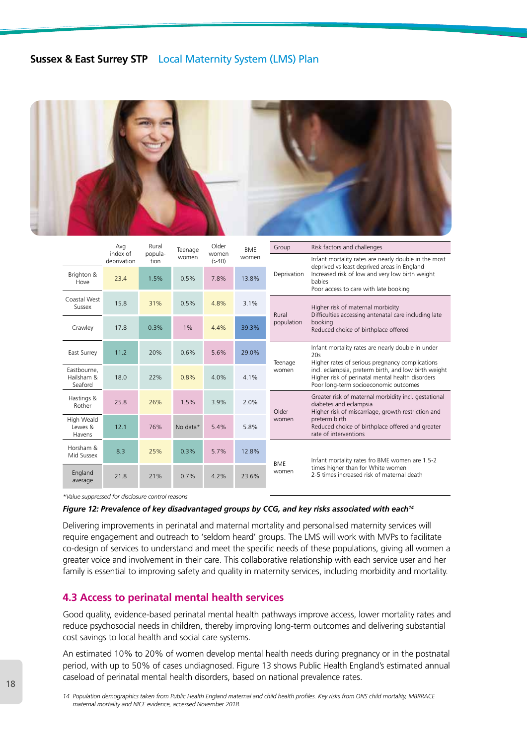| | Avg index of deprivation | Rural popula-tion | Teenage women | Older women (>40) | BME women |
|---|---|---|---|---|---|
| Brighton & Hove | 23.4 | 1.5% | 0.5% | 7.8% | 13.8% |
| Coastal West Sussex | 15.8 | 31% | 0.5% | 4.8% | 3.1% |
| Crawley | 17.8 | 0.3% | 1% | 4.4% | 39.3% |
| East Surrey | 11.2 | 20% | 0.6% | 5.6% | 29.0% |
| Eastbourne, Hailsham & Seaford | 18.0 | 22% | 0.8% | 4.0% | 4.1% |
| Hastings & Rother | 25.8 | 26% | 1.5% | 3.9% | 2.0% |
| High Weald Lewes & Havens | 12.1 | 76% | No data* | 5.4% | 5.8% |
| Horsham & Mid Sussex | 8.3 | 25% | 0.3% | 5.7% | 12.8% |
| England average | 21.8 | 21% | 0.7% | 4.2% | 23.6% |

| Group | Risk factors and challenges |
|---|---|
| Deprivation | Infant mortality rates are nearly double in the most deprived vs least deprived areas in England<br>Increased risk of low and very low birth weight babies<br>Poor access to care with late booking |
| Rural population | Higher risk of maternal morbidity<br>Difficulties accessing antenatal care including late booking<br>Reduced choice of birthplace offered |
| Teenage women | Infant mortality rates are nearly double in under 20s<br>Higher rates of serious pregnancy complications incl. eclampsia, preterm birth, and low birth weight<br>Higher risk of perinatal mental health disorders<br>Poor long-term socioeconomic outcomes |
| Older women | Greater risk of maternal morbidity incl. gestational diabetes and eclampsia<br>Higher risk of miscarriage, growth restriction and preterm birth<br>Reduced choice of birthplace offered and greater rate of interventions |
| BME women | Infant mortality rates fro BME women are 1.5-2 times higher than for White women<br>2-5 times increased risk of maternal death |

*\*Value suppressed for disclosure control reasons*

***Figure 12: Prevalence of key disadvantaged groups by CCG, and key risks associated with each[14]***

Delivering improvements in perinatal and maternal mortality and personalised maternity services will require engagement and outreach to 'seldom heard' groups. The LMS will work with MVPs to facilitate co-design of services to understand and meet the specific needs of these populations, giving all women a greater voice and involvement in their care. This collaborative relationship with each service user and her family is essential to improving safety and quality in maternity services, including morbidity and mortality.

## 4.3 Access to perinatal mental health services

Good quality, evidence-based perinatal mental health pathways improve access, lower mortality rates and reduce psychosocial needs in children, thereby improving long-term outcomes and delivering substantial cost savings to local health and social care systems.

An estimated 10% to 20% of women develop mental health needs during pregnancy or in the postnatal period, with up to 50% of cases undiagnosed. Figure 13 shows Public Health England's estimated annual caseload of perinatal mental health disorders, based on national prevalence rates.

*14 Population demographics taken from Public Health England maternal and child health profiles. Key risks from ONS child mortality, MBRRACE maternal mortality and NICE evidence, accessed November 2018.*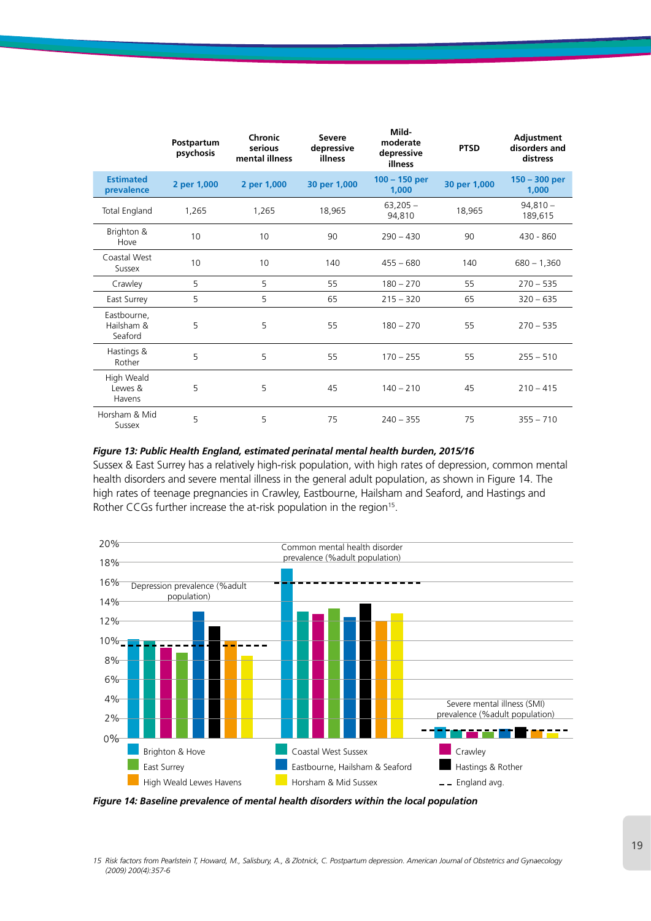| | Postpartum psychosis | Chronic serious mental illness | Severe depressive illness | Mild-moderate depressive illness | PTSD | Adjustment disorders and distress |
|---|---|---|---|---|---|---|
| **Estimated prevalence** | **2 per 1,000** | **2 per 1,000** | **30 per 1,000** | **100 – 150 per 1,000** | **30 per 1,000** | **150 – 300 per 1,000** |
| Total England | 1,265 | 1,265 | 18,965 | 63,205 – 94,810 | 18,965 | 94,810 – 189,615 |
| Brighton & Hove | 10 | 10 | 90 | 290 – 430 | 90 | 430 - 860 |
| Coastal West Sussex | 10 | 10 | 140 | 455 – 680 | 140 | 680 – 1,360 |
| Crawley | 5 | 5 | 55 | 180 – 270 | 55 | 270 – 535 |
| East Surrey | 5 | 5 | 65 | 215 – 320 | 65 | 320 – 635 |
| Eastbourne, Hailsham & Seaford | 5 | 5 | 55 | 180 – 270 | 55 | 270 – 535 |
| Hastings & Rother | 5 | 5 | 55 | 170 – 255 | 55 | 255 – 510 |
| High Weald Lewes & Havens | 5 | 5 | 45 | 140 – 210 | 45 | 210 – 415 |
| Horsham & Mid Sussex | 5 | 5 | 75 | 240 – 355 | 75 | 355 – 710 |

***Figure 13: Public Health England, estimated perinatal mental health burden, 2015/16***

Sussex & East Surrey has a relatively high-risk population, with high rates of depression, common mental health disorders and severe mental illness in the general adult population, as shown in Figure 14. The high rates of teenage pregnancies in Crawley, Eastbourne, Hailsham and Seaford, and Hastings and Rother CCGs further increase the at-risk population in the region[15].

***Figure 14: Baseline prevalence of mental health disorders within the local population***

15 Risk factors from Pearlstein T, Howard, M., Salisbury, A., & Zlotnick, C. Postpartum depression. American Journal of Obstetrics and Gynaecology (2009) 200(4):357-6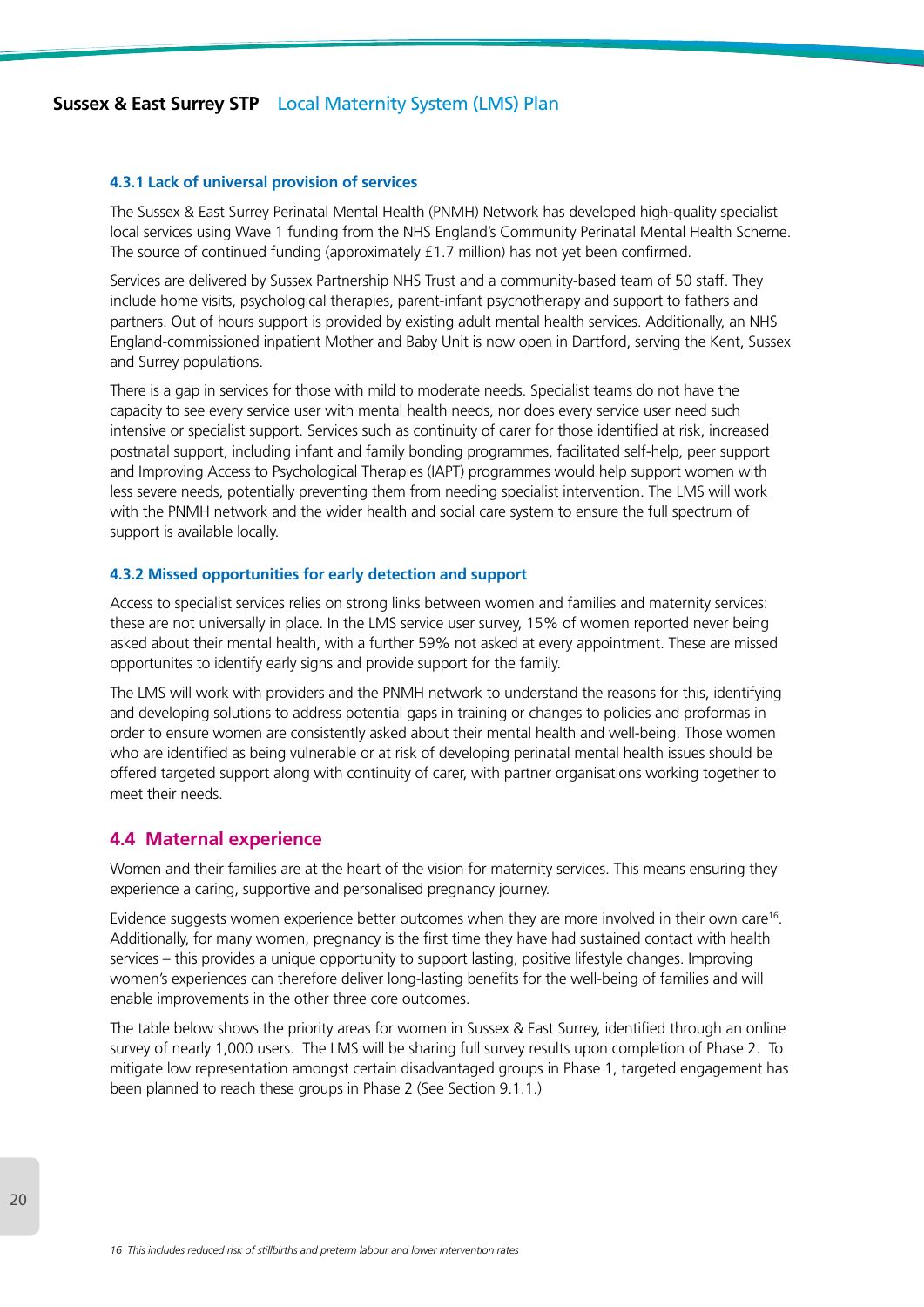#### 4.3.1 Lack of universal provision of services

The Sussex & East Surrey Perinatal Mental Health (PNMH) Network has developed high-quality specialist local services using Wave 1 funding from the NHS England's Community Perinatal Mental Health Scheme. The source of continued funding (approximately £1.7 million) has not yet been confirmed.

Services are delivered by Sussex Partnership NHS Trust and a community-based team of 50 staff. They include home visits, psychological therapies, parent-infant psychotherapy and support to fathers and partners. Out of hours support is provided by existing adult mental health services. Additionally, an NHS England-commissioned inpatient Mother and Baby Unit is now open in Dartford, serving the Kent, Sussex and Surrey populations.

There is a gap in services for those with mild to moderate needs. Specialist teams do not have the capacity to see every service user with mental health needs, nor does every service user need such intensive or specialist support. Services such as continuity of carer for those identified at risk, increased postnatal support, including infant and family bonding programmes, facilitated self-help, peer support and Improving Access to Psychological Therapies (IAPT) programmes would help support women with less severe needs, potentially preventing them from needing specialist intervention. The LMS will work with the PNMH network and the wider health and social care system to ensure the full spectrum of support is available locally.

#### 4.3.2 Missed opportunities for early detection and support

Access to specialist services relies on strong links between women and families and maternity services: these are not universally in place. In the LMS service user survey, 15% of women reported never being asked about their mental health, with a further 59% not asked at every appointment. These are missed opportunites to identify early signs and provide support for the family.

The LMS will work with providers and the PNMH network to understand the reasons for this, identifying and developing solutions to address potential gaps in training or changes to policies and proformas in order to ensure women are consistently asked about their mental health and well-being. Those women who are identified as being vulnerable or at risk of developing perinatal mental health issues should be offered targeted support along with continuity of carer, with partner organisations working together to meet their needs.

### 4.4 Maternal experience

Women and their families are at the heart of the vision for maternity services. This means ensuring they experience a caring, supportive and personalised pregnancy journey.

Evidence suggests women experience better outcomes when they are more involved in their own care[16]. Additionally, for many women, pregnancy is the first time they have had sustained contact with health services – this provides a unique opportunity to support lasting, positive lifestyle changes. Improving women's experiences can therefore deliver long-lasting benefits for the well-being of families and will enable improvements in the other three core outcomes.

The table below shows the priority areas for women in Sussex & East Surrey, identified through an online survey of nearly 1,000 users. The LMS will be sharing full survey results upon completion of Phase 2. To mitigate low representation amongst certain disadvantaged groups in Phase 1, targeted engagement has been planned to reach these groups in Phase 2 (See Section 9.1.1.)

*16 This includes reduced risk of stillbirths and preterm labour and lower intervention rates*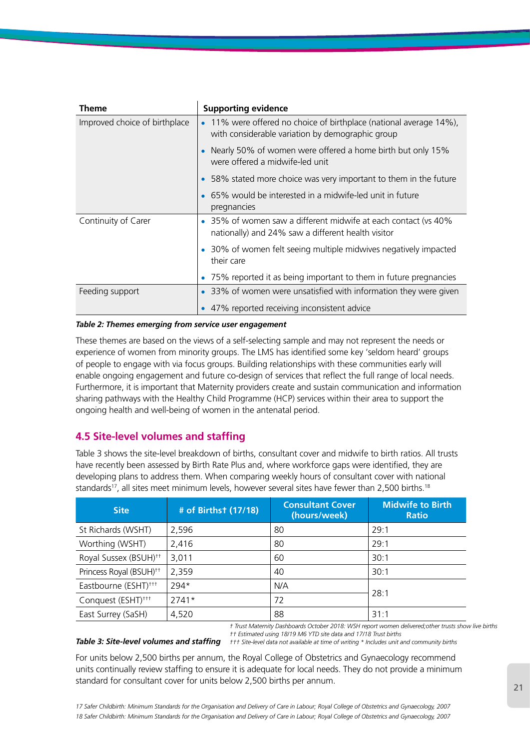| Theme | Supporting evidence |
|---|---|
| Improved choice of birthplace | • 11% were offered no choice of birthplace (national average 14%), with considerable variation by demographic group<br>• Nearly 50% of women were offered a home birth but only 15% were offered a midwife-led unit<br>• 58% stated more choice was very important to them in the future<br>• 65% would be interested in a midwife-led unit in future pregnancies |
| Continuity of Carer | • 35% of women saw a different midwife at each contact (vs 40% nationally) and 24% saw a different health visitor<br>• 30% of women felt seeing multiple midwives negatively impacted their care<br>• 75% reported it as being important to them in future pregnancies |
| Feeding support | • 33% of women were unsatisfied with information they were given<br>• 47% reported receiving inconsistent advice |

***Table 2: Themes emerging from service user engagement***

These themes are based on the views of a self-selecting sample and may not represent the needs or experience of women from minority groups. The LMS has identified some key 'seldom heard' groups of people to engage with via focus groups. Building relationships with these communities early will enable ongoing engagement and future co-design of services that reflect the full range of local needs. Furthermore, it is important that Maternity providers create and sustain communication and information sharing pathways with the Healthy Child Programme (HCP) services within their area to support the ongoing health and well-being of women in the antenatal period.

## 4.5 Site-level volumes and staffing

Table 3 shows the site-level breakdown of births, consultant cover and midwife to birth ratios. All trusts have recently been assessed by Birth Rate Plus and, where workforce gaps were identified, they are developing plans to address them. When comparing weekly hours of consultant cover with national standards[17], all sites meet minimum levels, however several sites have fewer than 2,500 births.[18]

| Site | # of Births† (17/18) | Consultant Cover (hours/week) | Midwife to Birth Ratio |
|---|---|---|---|
| St Richards (WSHT) | 2,596 | 80 | 29:1 |
| Worthing (WSHT) | 2,416 | 80 | 29:1 |
| Royal Sussex (BSUH)†† | 3,011 | 60 | 30:1 |
| Princess Royal (BSUH)†† | 2,359 | 40 | 30:1 |
| Eastbourne (ESHT)††† | 294* | N/A | 28:1 |
| Conquest (ESHT)††† | 2741* | 72 | |
| East Surrey (SaSH) | 4,520 | 88 | 31:1 |

***Table 3: Site-level volumes and staffing***

*† Trust Maternity Dashboards October 2018: WSH report women delivered;other trusts show live births*
*†† Estimated using 18/19 M6 YTD site data and 17/18 Trust births*
*††† Site-level data not available at time of writing * Includes unit and community births*

For units below 2,500 births per annum, the Royal College of Obstetrics and Gynaecology recommend units continually review staffing to ensure it is adequate for local needs. They do not provide a minimum standard for consultant cover for units below 2,500 births per annum.

*17 Safer Childbirth: Minimum Standards for the Organisation and Delivery of Care in Labour; Royal College of Obstetrics and Gynaecology, 2007*
*18 Safer Childbirth: Minimum Standards for the Organisation and Delivery of Care in Labour; Royal College of Obstetrics and Gynaecology, 2007*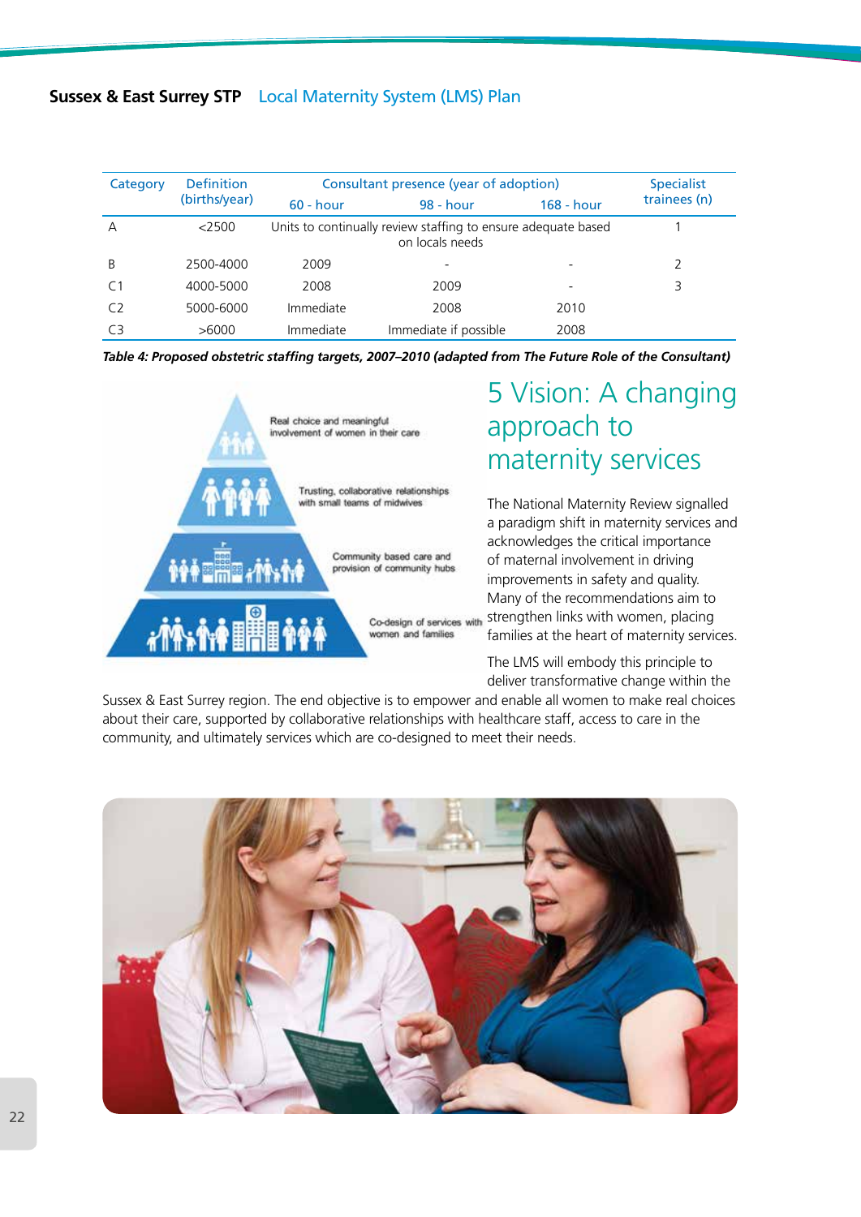| Category | Definition (births/year) | Consultant presence (year of adoption) | | | Specialist trainees (n) |
|---|---|---|---|---|---|
| | | 60 - hour | 98 - hour | 168 - hour | |
| A | <2500 | Units to continually review staffing to ensure adequate based on locals needs | | | 1 |
| B | 2500-4000 | 2009 | - | - | 2 |
| C1 | 4000-5000 | 2008 | 2009 | - | 3 |
| C2 | 5000-6000 | Immediate | 2008 | 2010 | |
| C3 | >6000 | Immediate | Immediate if possible | 2008 | |

***Table 4: Proposed obstetric staffing targets, 2007–2010 (adapted from The Future Role of the Consultant)***

Real choice and meaningful involvement of women in their care

Trusting, collaborative relationships with small teams of midwives

Community based care and provision of community hubs

Co-design of services with women and families

# 5 Vision: A changing approach to maternity services

The National Maternity Review signalled a paradigm shift in maternity services and acknowledges the critical importance of maternal involvement in driving improvements in safety and quality. Many of the recommendations aim to strengthen links with women, placing families at the heart of maternity services.

The LMS will embody this principle to deliver transformative change within the Sussex & East Surrey region. The end objective is to empower and enable all women to make real choices about their care, supported by collaborative relationships with healthcare staff, access to care in the community, and ultimately services which are co-designed to meet their needs.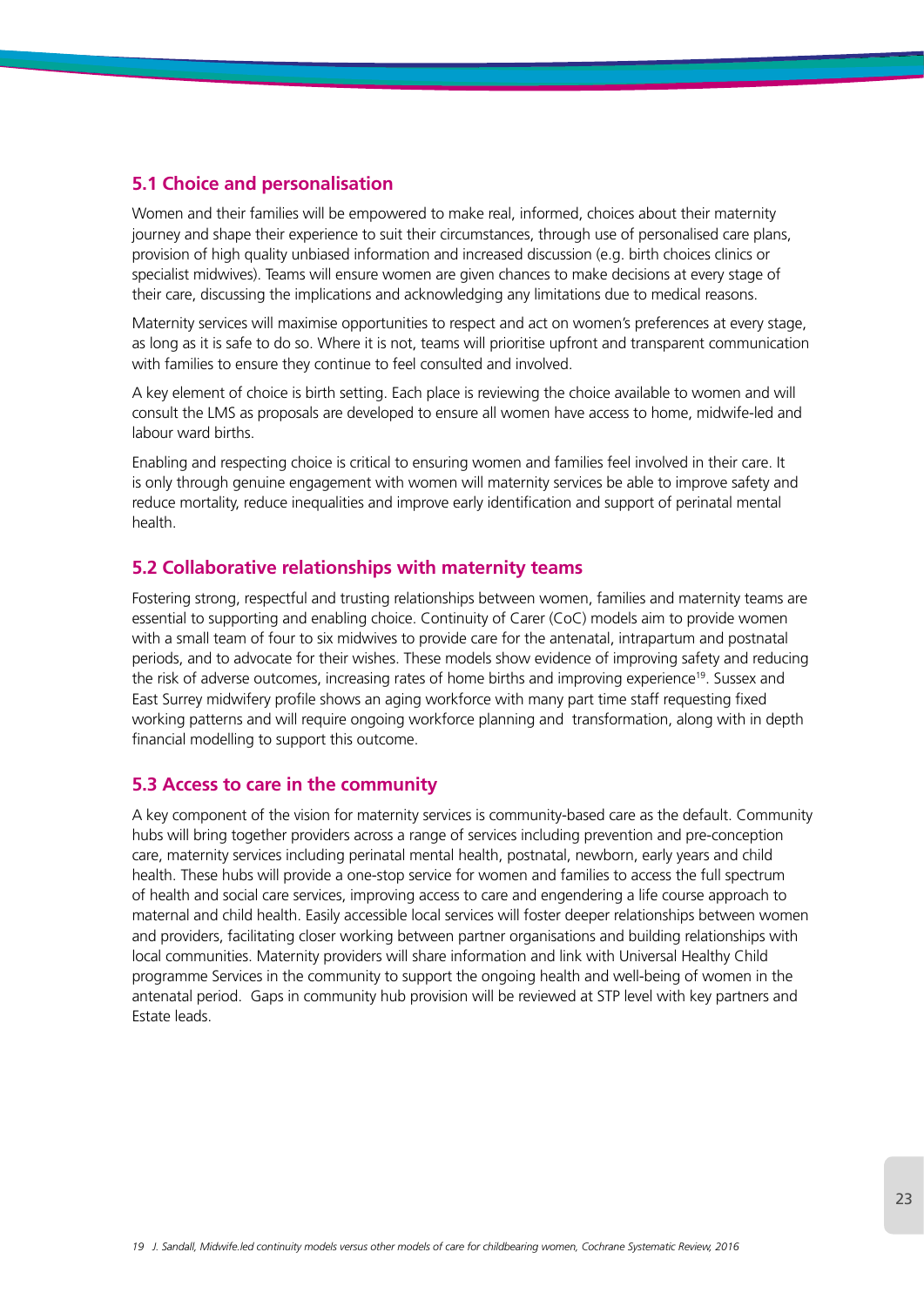## 5.1 Choice and personalisation

Women and their families will be empowered to make real, informed, choices about their maternity journey and shape their experience to suit their circumstances, through use of personalised care plans, provision of high quality unbiased information and increased discussion (e.g. birth choices clinics or specialist midwives). Teams will ensure women are given chances to make decisions at every stage of their care, discussing the implications and acknowledging any limitations due to medical reasons.

Maternity services will maximise opportunities to respect and act on women's preferences at every stage, as long as it is safe to do so. Where it is not, teams will prioritise upfront and transparent communication with families to ensure they continue to feel consulted and involved.

A key element of choice is birth setting. Each place is reviewing the choice available to women and will consult the LMS as proposals are developed to ensure all women have access to home, midwife-led and labour ward births.

Enabling and respecting choice is critical to ensuring women and families feel involved in their care. It is only through genuine engagement with women will maternity services be able to improve safety and reduce mortality, reduce inequalities and improve early identification and support of perinatal mental health.

## 5.2 Collaborative relationships with maternity teams

Fostering strong, respectful and trusting relationships between women, families and maternity teams are essential to supporting and enabling choice. Continuity of Carer (CoC) models aim to provide women with a small team of four to six midwives to provide care for the antenatal, intrapartum and postnatal periods, and to advocate for their wishes. These models show evidence of improving safety and reducing the risk of adverse outcomes, increasing rates of home births and improving experience[19]. Sussex and East Surrey midwifery profile shows an aging workforce with many part time staff requesting fixed working patterns and will require ongoing workforce planning and transformation, along with in depth financial modelling to support this outcome.

## 5.3 Access to care in the community

A key component of the vision for maternity services is community-based care as the default. Community hubs will bring together providers across a range of services including prevention and pre-conception care, maternity services including perinatal mental health, postnatal, newborn, early years and child health. These hubs will provide a one-stop service for women and families to access the full spectrum of health and social care services, improving access to care and engendering a life course approach to maternal and child health. Easily accessible local services will foster deeper relationships between women and providers, facilitating closer working between partner organisations and building relationships with local communities. Maternity providers will share information and link with Universal Healthy Child programme Services in the community to support the ongoing health and well-being of women in the antenatal period. Gaps in community hub provision will be reviewed at STP level with key partners and Estate leads.

*19 J. Sandall, Midwife.led continuity models versus other models of care for childbearing women, Cochrane Systematic Review, 2016*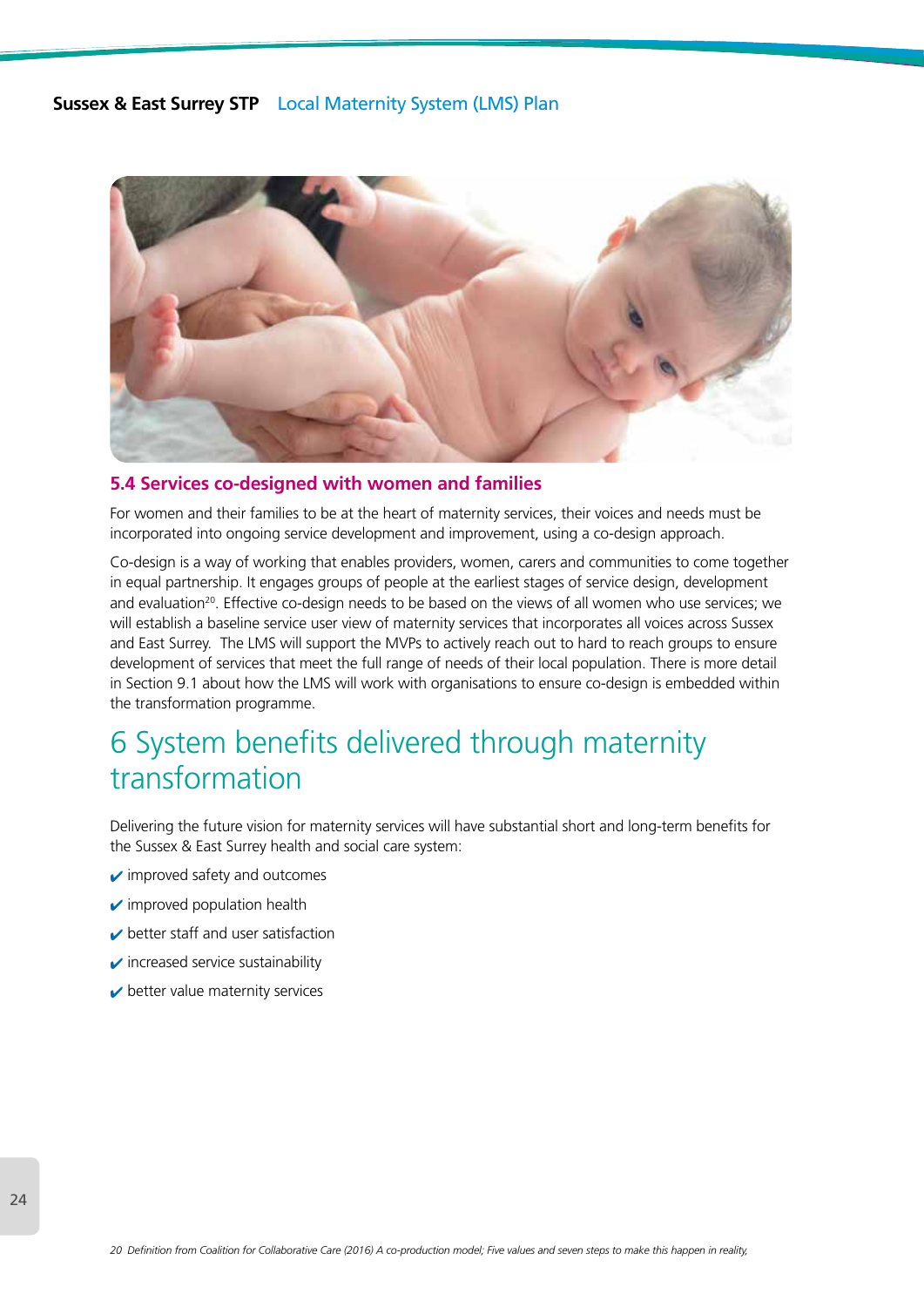## 5.4 Services co-designed with women and families

For women and their families to be at the heart of maternity services, their voices and needs must be incorporated into ongoing service development and improvement, using a co-design approach.

Co-design is a way of working that enables providers, women, carers and communities to come together in equal partnership. It engages groups of people at the earliest stages of service design, development and evaluation[20]. Effective co-design needs to be based on the views of all women who use services; we will establish a baseline service user view of maternity services that incorporates all voices across Sussex and East Surrey. The LMS will support the MVPs to actively reach out to hard to reach groups to ensure development of services that meet the full range of needs of their local population. There is more detail in Section 9.1 about how the LMS will work with organisations to ensure co-design is embedded within the transformation programme.

# 6 System benefits delivered through maternity transformation

Delivering the future vision for maternity services will have substantial short and long-term benefits for the Sussex & East Surrey health and social care system:

- ✔ improved safety and outcomes
- ✔ improved population health
- ✔ better staff and user satisfaction
- ✔ increased service sustainability
- ✔ better value maternity services

*20 Definition from Coalition for Collaborative Care (2016) A co-production model; Five values and seven steps to make this happen in reality,*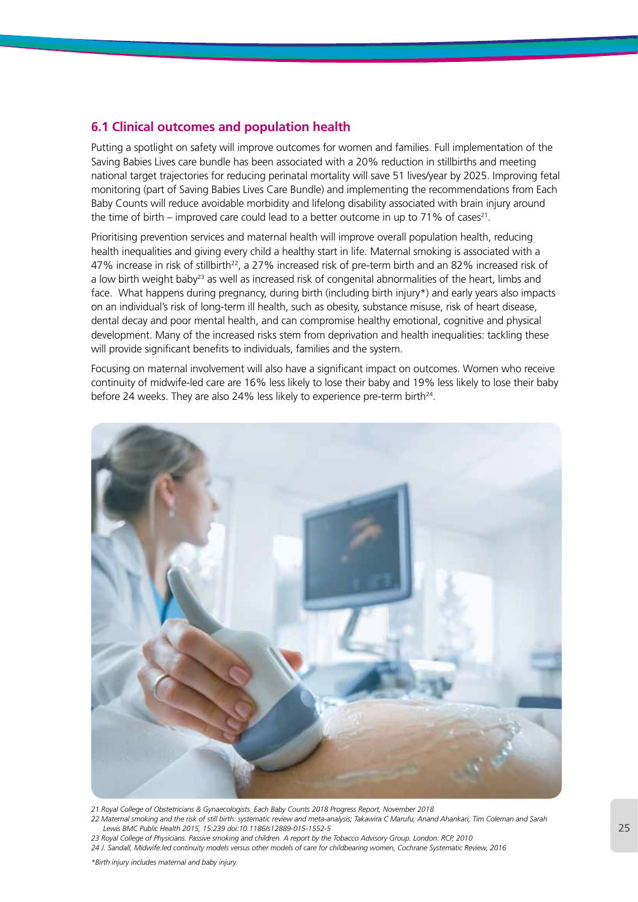## 6.1 Clinical outcomes and population health

Putting a spotlight on safety will improve outcomes for women and families. Full implementation of the Saving Babies Lives care bundle has been associated with a 20% reduction in stillbirths and meeting national target trajectories for reducing perinatal mortality will save 51 lives/year by 2025. Improving fetal monitoring (part of Saving Babies Lives Care Bundle) and implementing the recommendations from Each Baby Counts will reduce avoidable morbidity and lifelong disability associated with brain injury around the time of birth – improved care could lead to a better outcome in up to 71% of cases[21].

Prioritising prevention services and maternal health will improve overall population health, reducing health inequalities and giving every child a healthy start in life. Maternal smoking is associated with a 47% increase in risk of stillbirth[22], a 27% increased risk of pre-term birth and an 82% increased risk of a low birth weight baby[23] as well as increased risk of congenital abnormalities of the heart, limbs and face. What happens during pregnancy, during birth (including birth injury*) and early years also impacts on an individual's risk of long-term ill health, such as obesity, substance misuse, risk of heart disease, dental decay and poor mental health, and can compromise healthy emotional, cognitive and physical development. Many of the increased risks stem from deprivation and health inequalities: tackling these will provide significant benefits to individuals, families and the system.

Focusing on maternal involvement will also have a significant impact on outcomes. Women who receive continuity of midwife-led care are 16% less likely to lose their baby and 19% less likely to lose their baby before 24 weeks. They are also 24% less likely to experience pre-term birth[24].

*21 Royal College of Obstetricians & Gynaecologists. Each Baby Counts 2018 Progress Report, November 2018*

*22 Maternal smoking and the risk of still birth: systematic review and meta-analysis; Takawira C Marufu, Anand Ahankari, Tim Coleman and Sarah Lewis BMC Public Health 2015, 15:239 doi:10.1186/s12889-015-1552-5*

*23 Royal College of Physicians. Passive smoking and children. A report by the Tobacco Advisory Group. London: RCP, 2010*

*24 J. Sandall, Midwife.led continuity models versus other models of care for childbearing women, Cochrane Systematic Review, 2016*

*\*Birth injury includes maternal and baby injury.*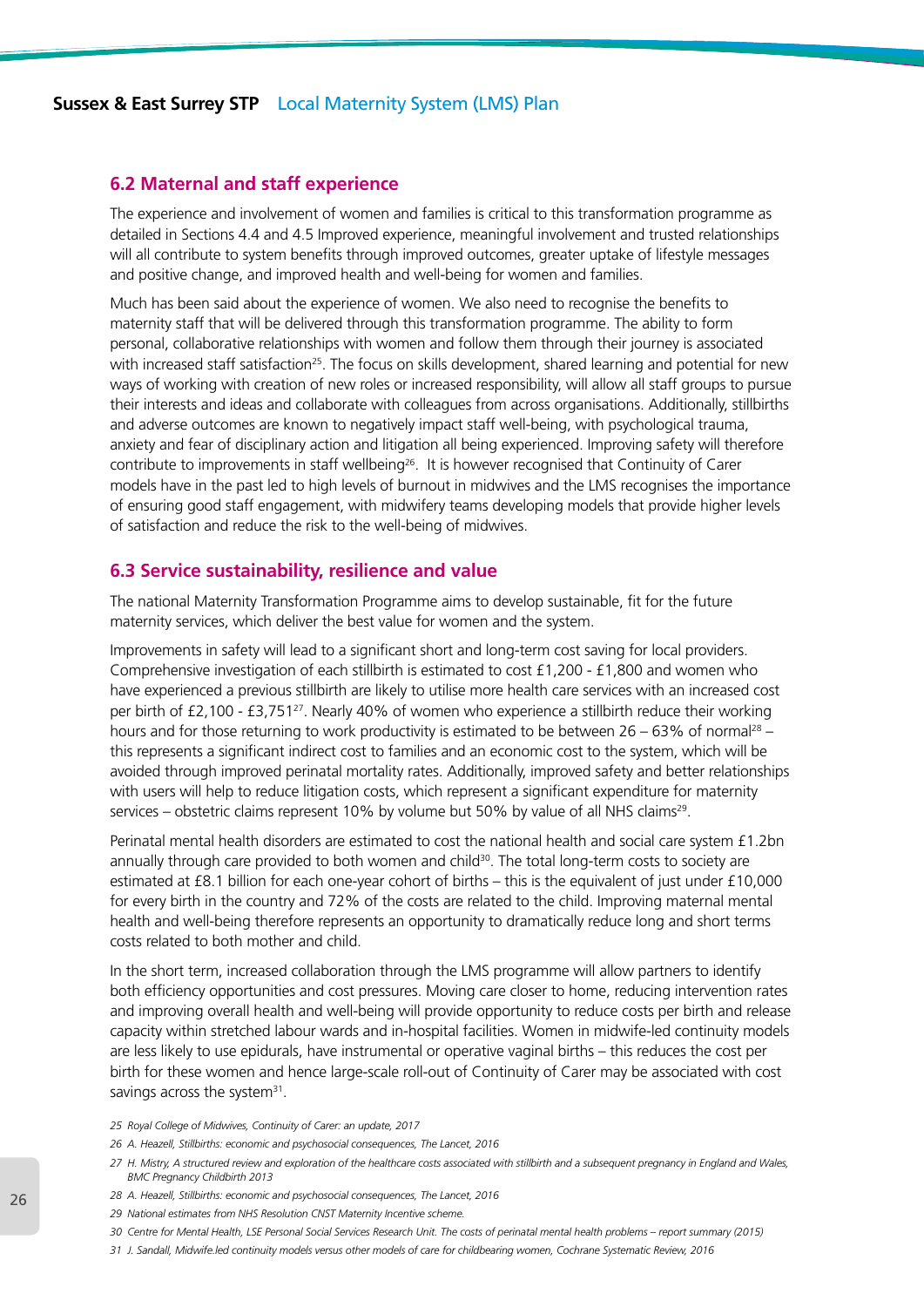## 6.2 Maternal and staff experience

The experience and involvement of women and families is critical to this transformation programme as detailed in Sections 4.4 and 4.5 Improved experience, meaningful involvement and trusted relationships will all contribute to system benefits through improved outcomes, greater uptake of lifestyle messages and positive change, and improved health and well-being for women and families.

Much has been said about the experience of women. We also need to recognise the benefits to maternity staff that will be delivered through this transformation programme. The ability to form personal, collaborative relationships with women and follow them through their journey is associated with increased staff satisfaction[25]. The focus on skills development, shared learning and potential for new ways of working with creation of new roles or increased responsibility, will allow all staff groups to pursue their interests and ideas and collaborate with colleagues from across organisations. Additionally, stillbirths and adverse outcomes are known to negatively impact staff well-being, with psychological trauma, anxiety and fear of disciplinary action and litigation all being experienced. Improving safety will therefore contribute to improvements in staff wellbeing[26]. It is however recognised that Continuity of Carer models have in the past led to high levels of burnout in midwives and the LMS recognises the importance of ensuring good staff engagement, with midwifery teams developing models that provide higher levels of satisfaction and reduce the risk to the well-being of midwives.

## 6.3 Service sustainability, resilience and value

The national Maternity Transformation Programme aims to develop sustainable, fit for the future maternity services, which deliver the best value for women and the system.

Improvements in safety will lead to a significant short and long-term cost saving for local providers. Comprehensive investigation of each stillbirth is estimated to cost £1,200 - £1,800 and women who have experienced a previous stillbirth are likely to utilise more health care services with an increased cost per birth of £2,100 - £3,751[27]. Nearly 40% of women who experience a stillbirth reduce their working hours and for those returning to work productivity is estimated to be between 26 – 63% of normal[28] – this represents a significant indirect cost to families and an economic cost to the system, which will be avoided through improved perinatal mortality rates. Additionally, improved safety and better relationships with users will help to reduce litigation costs, which represent a significant expenditure for maternity services – obstetric claims represent 10% by volume but 50% by value of all NHS claims[29].

Perinatal mental health disorders are estimated to cost the national health and social care system £1.2bn annually through care provided to both women and child[30]. The total long-term costs to society are estimated at £8.1 billion for each one-year cohort of births – this is the equivalent of just under £10,000 for every birth in the country and 72% of the costs are related to the child. Improving maternal mental health and well-being therefore represents an opportunity to dramatically reduce long and short terms costs related to both mother and child.

In the short term, increased collaboration through the LMS programme will allow partners to identify both efficiency opportunities and cost pressures. Moving care closer to home, reducing intervention rates and improving overall health and well-being will provide opportunity to reduce costs per birth and release capacity within stretched labour wards and in-hospital facilities. Women in midwife-led continuity models are less likely to use epidurals, have instrumental or operative vaginal births – this reduces the cost per birth for these women and hence large-scale roll-out of Continuity of Carer may be associated with cost savings across the system[31].

*25 Royal College of Midwives, Continuity of Carer: an update, 2017*

*26 A. Heazell, Stillbirths: economic and psychosocial consequences, The Lancet, 2016*

*27 H. Mistry, A structured review and exploration of the healthcare costs associated with stillbirth and a subsequent pregnancy in England and Wales, BMC Pregnancy Childbirth 2013*

*28 A. Heazell, Stillbirths: economic and psychosocial consequences, The Lancet, 2016*

*29 National estimates from NHS Resolution CNST Maternity Incentive scheme.*

*30 Centre for Mental Health, LSE Personal Social Services Research Unit. The costs of perinatal mental health problems – report summary (2015)*

*31 J. Sandall, Midwife.led continuity models versus other models of care for childbearing women, Cochrane Systematic Review, 2016*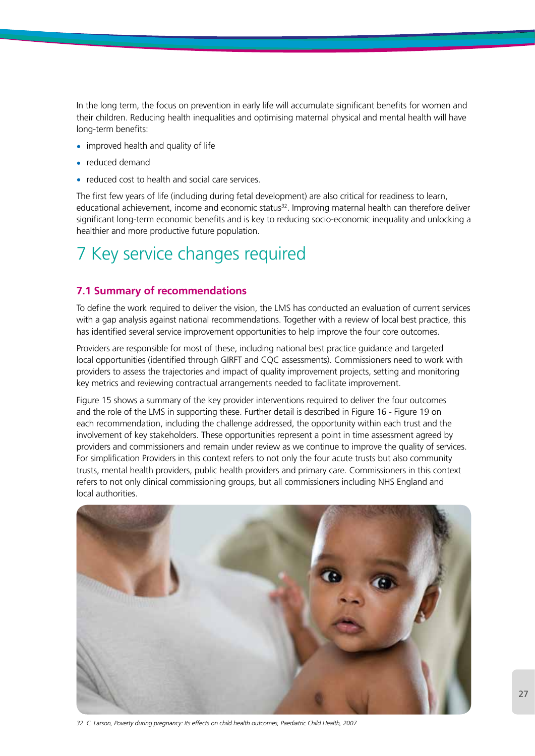In the long term, the focus on prevention in early life will accumulate significant benefits for women and their children. Reducing health inequalities and optimising maternal physical and mental health will have long-term benefits:

- improved health and quality of life
- reduced demand
- reduced cost to health and social care services.

The first few years of life (including during fetal development) are also critical for readiness to learn, educational achievement, income and economic status[32]. Improving maternal health can therefore deliver significant long-term economic benefits and is key to reducing socio-economic inequality and unlocking a healthier and more productive future population.

# 7 Key service changes required

## 7.1 Summary of recommendations

To define the work required to deliver the vision, the LMS has conducted an evaluation of current services with a gap analysis against national recommendations. Together with a review of local best practice, this has identified several service improvement opportunities to help improve the four core outcomes.

Providers are responsible for most of these, including national best practice guidance and targeted local opportunities (identified through GIRFT and CQC assessments). Commissioners need to work with providers to assess the trajectories and impact of quality improvement projects, setting and monitoring key metrics and reviewing contractual arrangements needed to facilitate improvement.

Figure 15 shows a summary of the key provider interventions required to deliver the four outcomes and the role of the LMS in supporting these. Further detail is described in Figure 16 - Figure 19 on each recommendation, including the challenge addressed, the opportunity within each trust and the involvement of key stakeholders. These opportunities represent a point in time assessment agreed by providers and commissioners and remain under review as we continue to improve the quality of services. For simplification Providers in this context refers to not only the four acute trusts but also community trusts, mental health providers, public health providers and primary care. Commissioners in this context refers to not only clinical commissioning groups, but all commissioners including NHS England and local authorities.

32 *C. Larson, Poverty during pregnancy: Its effects on child health outcomes, Paediatric Child Health, 2007*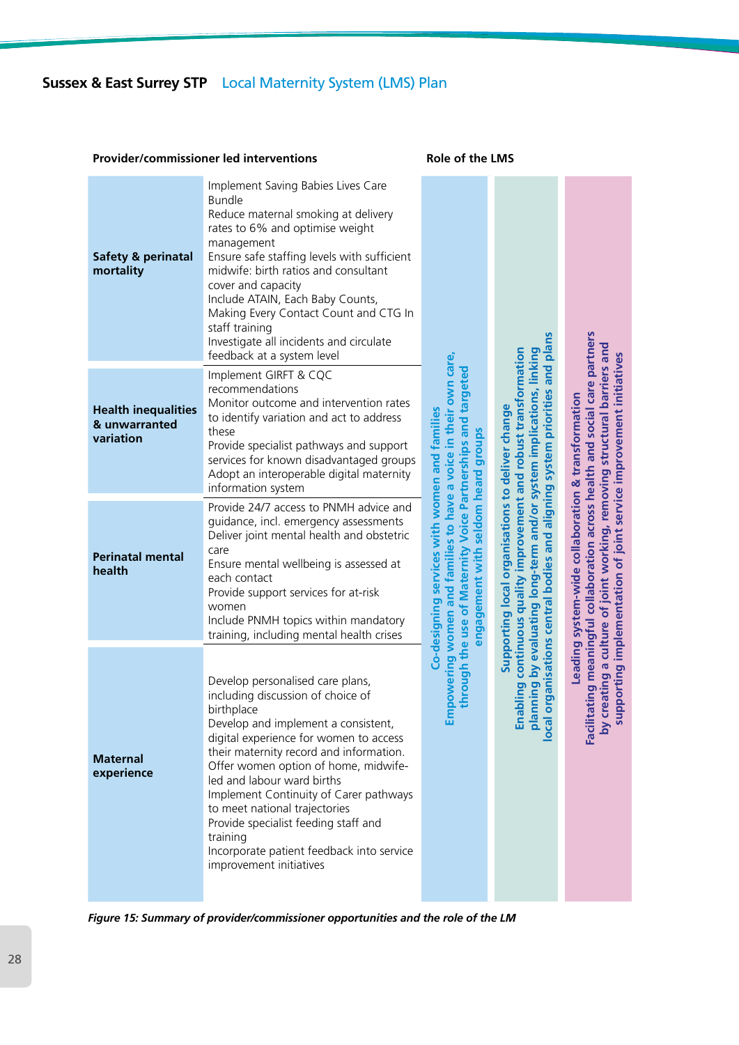| Provider/commissioner led interventions | | Role of the LMS | | |
|---|---|---|---|---|
| **Safety & perinatal mortality** | Implement Saving Babies Lives Care Bundle<br>Reduce maternal smoking at delivery rates to 6% and optimise weight management<br>Ensure safe staffing levels with sufficient midwife: birth ratios and consultant cover and capacity<br>Include ATAIN, Each Baby Counts, Making Every Contact Count and CTG In staff training<br>Investigate all incidents and circulate feedback at a system level | **Co-designing services with women and families**<br>Empowering women and families to have a voice in their own care, through the use of Maternity Voice Partnerships and targeted engagement with seldom heard groups | **Supporting local organisations to deliver change**<br>Enabling continuous quality improvement and robust transformation planning by evaluating long-term and/or system implications, linking local organisations central bodies and aligning system priorities and plans | **Leading system-wide collaboration & transformation**<br>Facilitating meaningful collaboration across health and social care partners by creating a culture of joint working, removing structural barriers and supporting implementation of joint service improvement initiatives |
| **Health inequalities & unwarranted variation** | Implement GIRFT & CQC recommendations<br>Monitor outcome and intervention rates to identify variation and act to address these<br>Provide specialist pathways and support services for known disadvantaged groups<br>Adopt an interoperable digital maternity information system | | | |
| **Perinatal mental health** | Provide 24/7 access to PNMH advice and guidance, incl. emergency assessments<br>Deliver joint mental health and obstetric care<br>Ensure mental wellbeing is assessed at each contact<br>Provide support services for at-risk women<br>Include PNMH topics within mandatory training, including mental health crises | | | |
| **Maternal experience** | Develop personalised care plans, including discussion of choice of birthplace<br>Develop and implement a consistent, digital experience for women to access their maternity record and information.<br>Offer women option of home, midwife-led and labour ward births<br>Implement Continuity of Carer pathways to meet national trajectories<br>Provide specialist feeding staff and training<br>Incorporate patient feedback into service improvement initiatives | | | |

*Figure 15: Summary of provider/commissioner opportunities and the role of the LM*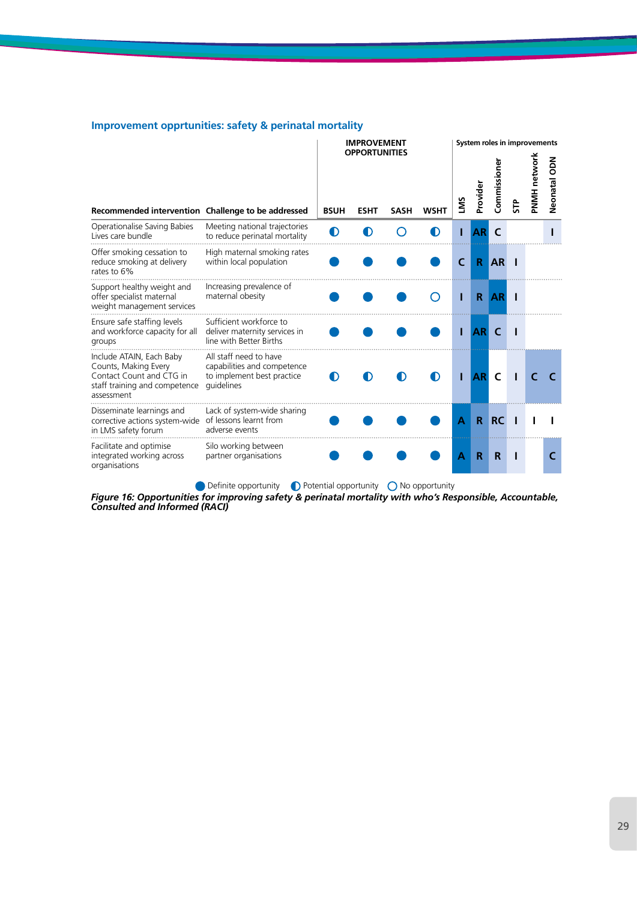## Improvement opprtunities: safety & perinatal mortality

| Recommended intervention | Challenge to be addressed | IMPROVEMENT OPPORTUNITIES | | | | System roles in improvements | | | | | |
|---|---|---|---|---|---|---|---|---|---|---|---|
| | | BSUH | ESHT | SASH | WSHT | LMS | Provider | Commissioner | STP | PNMH network | Neonatal ODN |
| Operationalise Saving Babies Lives care bundle | Meeting national trajectories to reduce perinatal mortality | Potential opportunity | Potential opportunity | No opportunity | Potential opportunity | I | AR | C | | | I |
| Offer smoking cessation to reduce smoking at delivery rates to 6% | High maternal smoking rates within local population | Definite opportunity | Definite opportunity | Definite opportunity | Definite opportunity | C | R | AR | I | | |
| Support healthy weight and offer specialist maternal weight management services | Increasing prevalence of maternal obesity | Definite opportunity | Definite opportunity | Definite opportunity | No opportunity | I | R | AR | I | | |
| Ensure safe staffing levels and workforce capacity for all groups | Sufficient workforce to deliver maternity services in line with Better Births | Definite opportunity | Definite opportunity | Definite opportunity | Definite opportunity | I | AR | C | I | | |
| Include ATAIN, Each Baby Counts, Making Every Contact Count and CTG in staff training and competence assessment | All staff need to have capabilities and competence to implement best practice guidelines | Potential opportunity | Potential opportunity | Potential opportunity | Potential opportunity | I | AR | C | I | C | C |
| Disseminate learnings and corrective actions system-wide in LMS safety forum | Lack of system-wide sharing of lessons learnt from adverse events | Definite opportunity | Definite opportunity | Definite opportunity | Definite opportunity | A | R | RC | I | I | I |
| Facilitate and optimise integrated working across organisations | Silo working between partner organisations | Definite opportunity | Definite opportunity | Definite opportunity | Definite opportunity | A | R | R | I | | C |

● Definite opportunity ◐ Potential opportunity ○ No opportunity

*Figure 16: Opportunities for improving safety & perinatal mortality with who's Responsible, Accountable, Consulted and Informed (RACI)*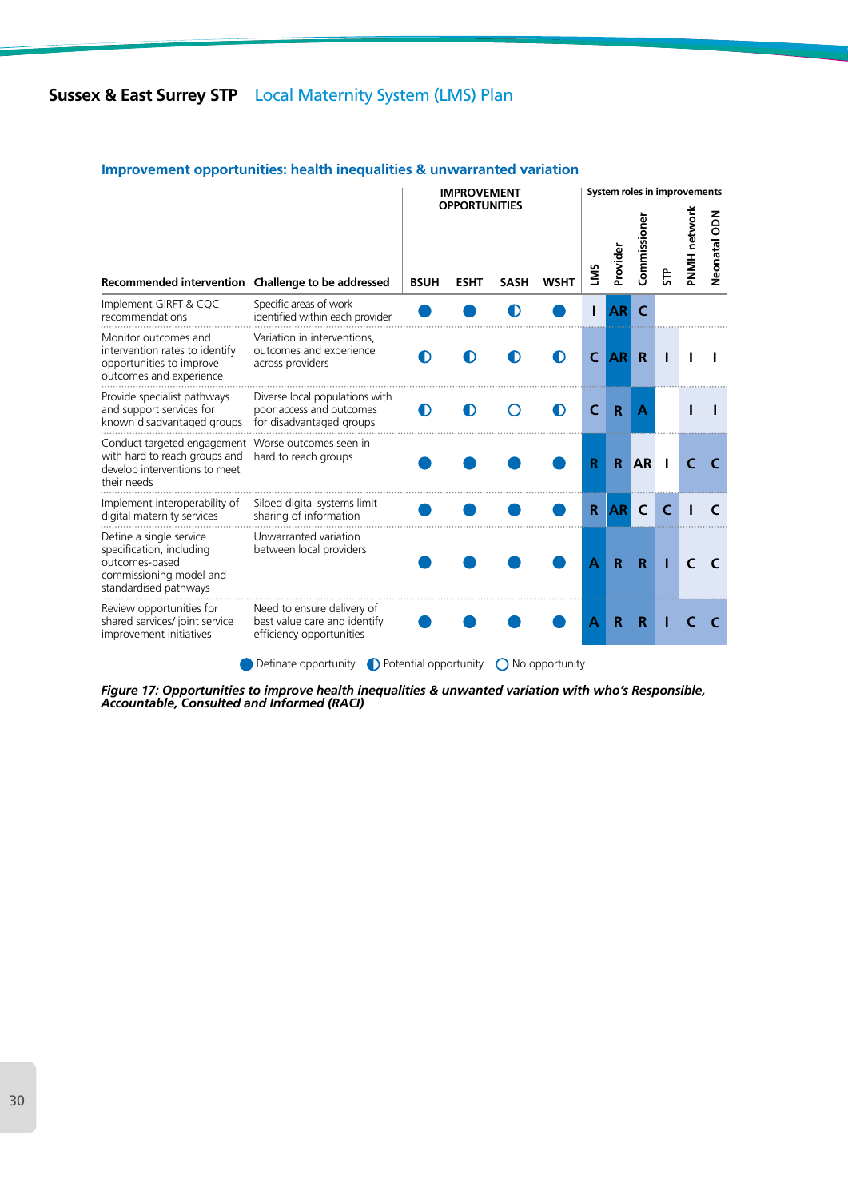## Improvement opportunities: health inequalities & unwarranted variation

| Recommended intervention | Challenge to be addressed | IMPROVEMENT OPPORTUNITIES | | | | System roles in improvements | | | | | |
|---|---|---|---|---|---|---|---|---|---|---|---|
| | | BSUH | ESHT | SASH | WSHT | LMS | Provider | Commissioner | STP | PNMH network | Neonatal ODN |
| Implement GIRFT & CQC recommendations | Specific areas of work identified within each provider | ● | ● | ◐ | ● | I | AR | C | | | |
| Monitor outcomes and intervention rates to identify opportunities to improve outcomes and experience | Variation in interventions, outcomes and experience across providers | ◐ | ◐ | ◐ | ◐ | C | AR | R | I | I | I |
| Provide specialist pathways and support services for known disadvantaged groups | Diverse local populations with poor access and outcomes for disadvantaged groups | ◐ | ◐ | ○ | ◐ | C | R | A | | I | I |
| Conduct targeted engagement with hard to reach groups and develop interventions to meet their needs | Worse outcomes seen in hard to reach groups | ● | ● | ● | ● | R | R | AR | I | C | C |
| Implement interoperability of digital maternity services | Siloed digital systems limit sharing of information | ● | ● | ● | ● | R | AR | C | C | I | C |
| Define a single service specification, including outcomes-based commissioning model and standardised pathways | Unwarranted variation between local providers | ● | ● | ● | ● | A | R | R | I | C | C |
| Review opportunities for shared services/ joint service improvement initiatives | Need to ensure delivery of best value care and identify efficiency opportunities | ● | ● | ● | ● | A | R | R | I | C | C |

● Definate opportunity ◐ Potential opportunity ○ No opportunity

*Figure 17: Opportunities to improve health inequalities & unwanted variation with who's Responsible, Accountable, Consulted and Informed (RACI)*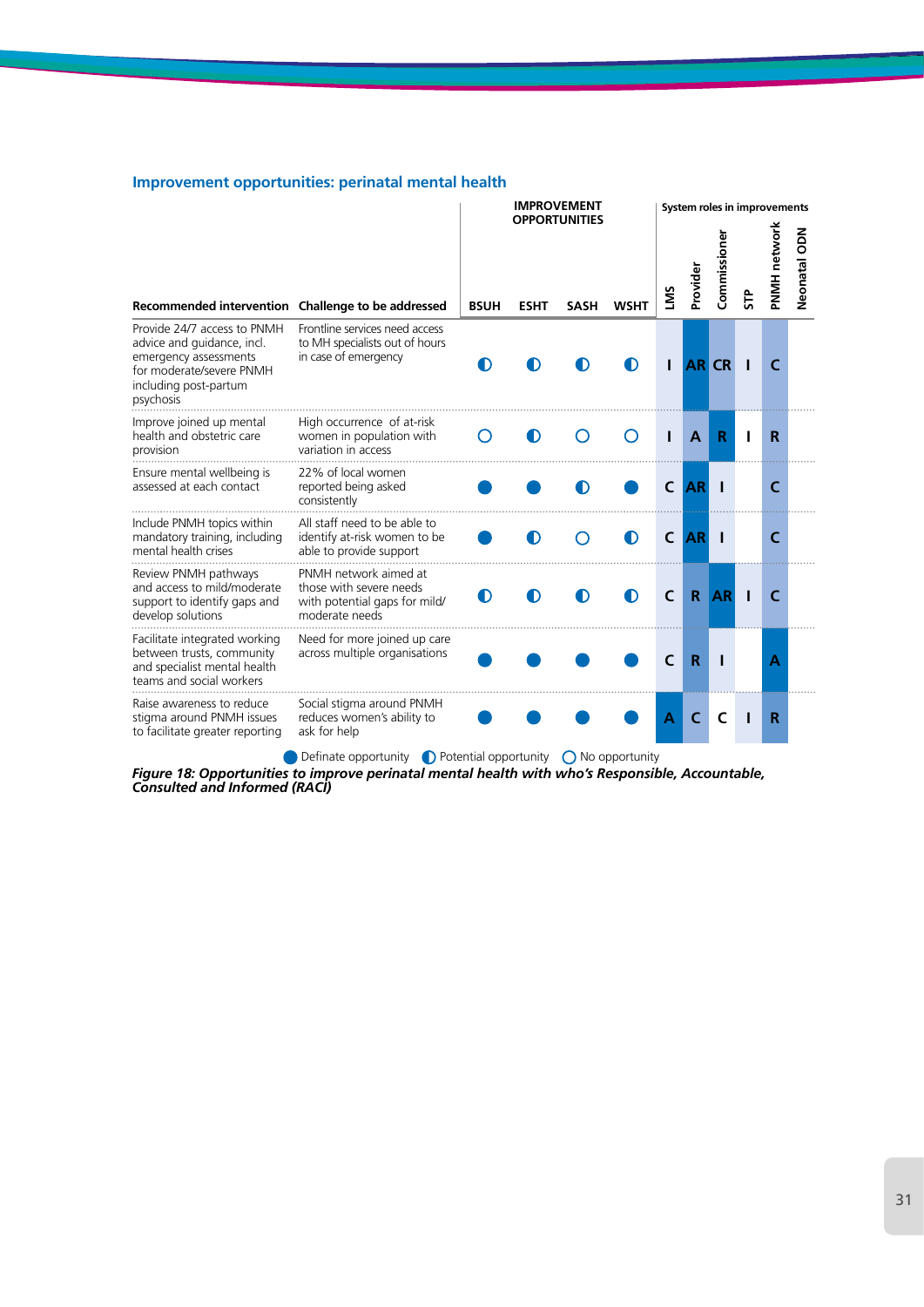## Improvement opportunities: perinatal mental health

| Recommended intervention | Challenge to be addressed | IMPROVEMENT OPPORTUNITIES BSUH | ESHT | SASH | WSHT | System roles in improvements LMS | Provider | Commissioner | STP | PNMH network | Neonatal ODN |
|---|---|---|---|---|---|---|---|---|---|---|---|
| Provide 24/7 access to PNMH advice and guidance, incl. emergency assessments for moderate/severe PNMH including post-partum psychosis | Frontline services need access to MH specialists out of hours in case of emergency | Potential opportunity | Potential opportunity | Potential opportunity | Potential opportunity | I | AR | CR | I | C | |
| Improve joined up mental health and obstetric care provision | High occurrence of at-risk women in population with variation in access | No opportunity | Potential opportunity | No opportunity | No opportunity | I | A | R | I | R | |
| Ensure mental wellbeing is assessed at each contact | 22% of local women reported being asked consistently | Definate opportunity | Definate opportunity | Potential opportunity | Definate opportunity | C | AR | I | | C | |
| Include PNMH topics within mandatory training, including mental health crises | All staff need to be able to identify at-risk women to be able to provide support | Definate opportunity | Potential opportunity | No opportunity | Potential opportunity | C | AR | I | | C | |
| Review PNMH pathways and access to mild/moderate support to identify gaps and develop solutions | PNMH network aimed at those with severe needs with potential gaps for mild/ moderate needs | Potential opportunity | Potential opportunity | Potential opportunity | Potential opportunity | C | R | AR | I | C | |
| Facilitate integrated working between trusts, community and specialist mental health teams and social workers | Need for more joined up care across multiple organisations | Definate opportunity | Definate opportunity | Definate opportunity | Definate opportunity | C | R | I | | A | |
| Raise awareness to reduce stigma around PNMH issues to facilitate greater reporting | Social stigma around PNMH reduces women's ability to ask for help | Definate opportunity | Definate opportunity | Definate opportunity | Definate opportunity | A | C | C | I | R | |

Key: Definate opportunity / Potential opportunity / No opportunity

*Figure 18: Opportunities to improve perinatal mental health with who's Responsible, Accountable, Consulted and Informed (RACI)*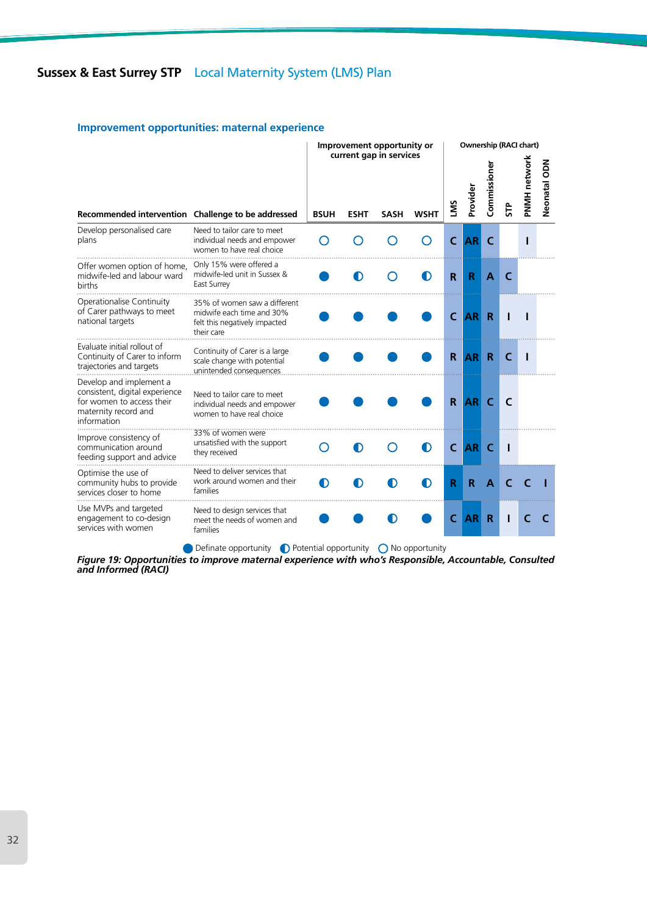## Improvement opportunities: maternal experience

| | | Improvement opportunity or current gap in services | | | | Ownership (RACI chart) | | | | | |
|---|---|---|---|---|---|---|---|---|---|---|---|
| **Recommended intervention** | **Challenge to be addressed** | **BSUH** | **ESHT** | **SASH** | **WSHT** | **LMS** | **Provider** | **Commissioner** | **STP** | **PNMH network** | **Neonatal ODN** |
| Develop personalised care plans | Need to tailor care to meet individual needs and empower women to have real choice | ○ | ○ | ○ | ○ | C | AR | C | | I | |
| Offer women option of home, midwife-led and labour ward births | Only 15% were offered a midwife-led unit in Sussex & East Surrey | ● | ◐ | ○ | ◐ | R | R | A | C | | |
| Operationalise Continuity of Carer pathways to meet national targets | 35% of women saw a different midwife each time and 30% felt this negatively impacted their care | ● | ● | ● | ● | C | AR | R | I | I | |
| Evaluate initial rollout of Continuity of Carer to inform trajectories and targets | Continuity of Carer is a large scale change with potential unintended consequences | ● | ● | ● | ● | R | AR | R | C | I | |
| Develop and implement a consistent, digital experience for women to access their maternity record and information | Need to tailor care to meet individual needs and empower women to have real choice | ● | ● | ● | ● | R | AR | C | C | | |
| Improve consistency of communication around feeding support and advice | 33% of women were unsatisfied with the support they received | ○ | ◐ | ○ | ◐ | C | AR | C | I | | |
| Optimise the use of community hubs to provide services closer to home | Need to deliver services that work around women and their families | ◐ | ◐ | ◐ | ◐ | R | R | A | C | C | I |
| Use MVPs and targeted engagement to co-design services with women | Need to design services that meet the needs of women and families | ● | ● | ◐ | ● | C | AR | R | I | C | C |

● Definate opportunity ◐ Potential opportunity ○ No opportunity

***Figure 19: Opportunities to improve maternal experience with who's Responsible, Accountable, Consulted and Informed (RACI)***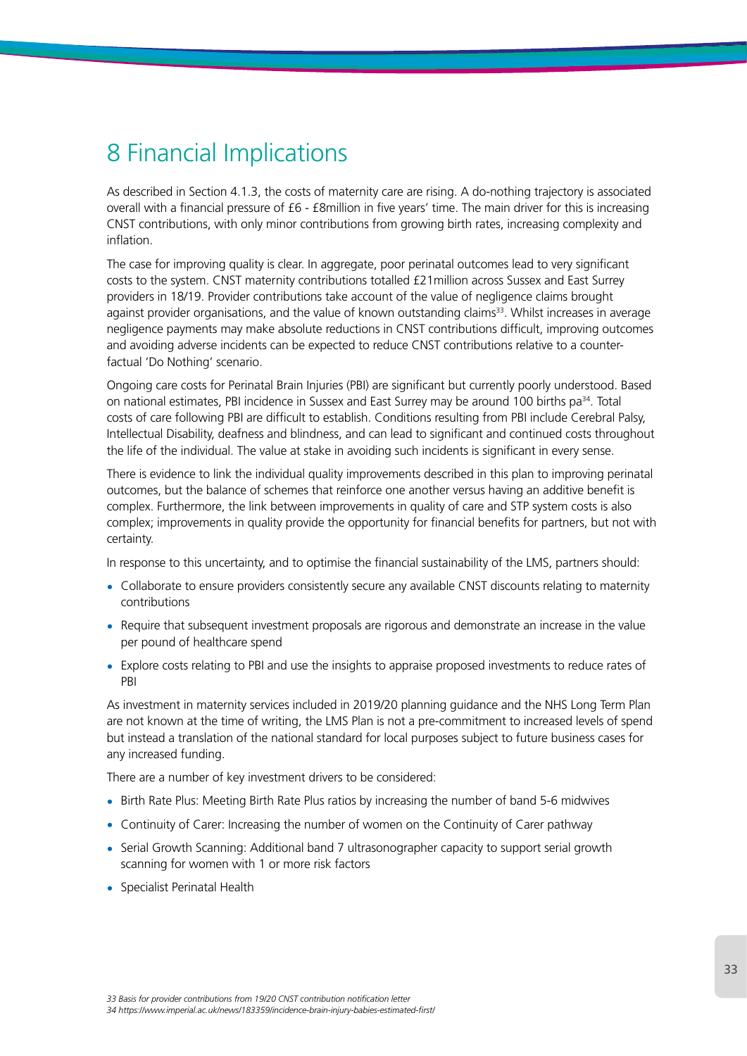# 8 Financial Implications

As described in Section 4.1.3, the costs of maternity care are rising. A do-nothing trajectory is associated overall with a financial pressure of £6 - £8million in five years' time. The main driver for this is increasing CNST contributions, with only minor contributions from growing birth rates, increasing complexity and inflation.

The case for improving quality is clear. In aggregate, poor perinatal outcomes lead to very significant costs to the system. CNST maternity contributions totalled £21million across Sussex and East Surrey providers in 18/19. Provider contributions take account of the value of negligence claims brought against provider organisations, and the value of known outstanding claims[33]. Whilst increases in average negligence payments may make absolute reductions in CNST contributions difficult, improving outcomes and avoiding adverse incidents can be expected to reduce CNST contributions relative to a counter-factual 'Do Nothing' scenario.

Ongoing care costs for Perinatal Brain Injuries (PBI) are significant but currently poorly understood. Based on national estimates, PBI incidence in Sussex and East Surrey may be around 100 births pa[34]. Total costs of care following PBI are difficult to establish. Conditions resulting from PBI include Cerebral Palsy, Intellectual Disability, deafness and blindness, and can lead to significant and continued costs throughout the life of the individual. The value at stake in avoiding such incidents is significant in every sense.

There is evidence to link the individual quality improvements described in this plan to improving perinatal outcomes, but the balance of schemes that reinforce one another versus having an additive benefit is complex. Furthermore, the link between improvements in quality of care and STP system costs is also complex; improvements in quality provide the opportunity for financial benefits for partners, but not with certainty.

In response to this uncertainty, and to optimise the financial sustainability of the LMS, partners should:

- Collaborate to ensure providers consistently secure any available CNST discounts relating to maternity contributions
- Require that subsequent investment proposals are rigorous and demonstrate an increase in the value per pound of healthcare spend
- Explore costs relating to PBI and use the insights to appraise proposed investments to reduce rates of PBI

As investment in maternity services included in 2019/20 planning guidance and the NHS Long Term Plan are not known at the time of writing, the LMS Plan is not a pre-commitment to increased levels of spend but instead a translation of the national standard for local purposes subject to future business cases for any increased funding.

There are a number of key investment drivers to be considered:

- Birth Rate Plus: Meeting Birth Rate Plus ratios by increasing the number of band 5-6 midwives
- Continuity of Carer: Increasing the number of women on the Continuity of Carer pathway
- Serial Growth Scanning: Additional band 7 ultrasonographer capacity to support serial growth scanning for women with 1 or more risk factors
- Specialist Perinatal Health

*33 Basis for provider contributions from 19/20 CNST contribution notification letter*
*34 https://www.imperial.ac.uk/news/183359/incidence-brain-injury-babies-estimated-first/*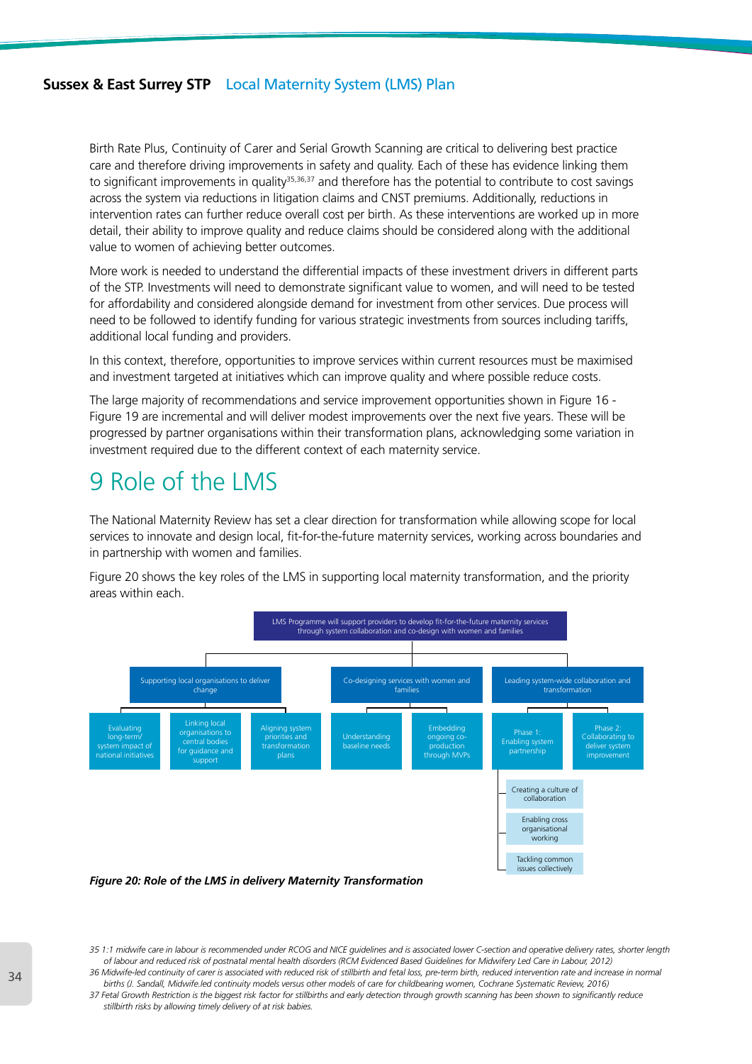Birth Rate Plus, Continuity of Carer and Serial Growth Scanning are critical to delivering best practice care and therefore driving improvements in safety and quality. Each of these has evidence linking them to significant improvements in quality[35,36,37] and therefore has the potential to contribute to cost savings across the system via reductions in litigation claims and CNST premiums. Additionally, reductions in intervention rates can further reduce overall cost per birth. As these interventions are worked up in more detail, their ability to improve quality and reduce claims should be considered along with the additional value to women of achieving better outcomes.

More work is needed to understand the differential impacts of these investment drivers in different parts of the STP. Investments will need to demonstrate significant value to women, and will need to be tested for affordability and considered alongside demand for investment from other services. Due process will need to be followed to identify funding for various strategic investments from sources including tariffs, additional local funding and providers.

In this context, therefore, opportunities to improve services within current resources must be maximised and investment targeted at initiatives which can improve quality and where possible reduce costs.

The large majority of recommendations and service improvement opportunities shown in Figure 16 - Figure 19 are incremental and will deliver modest improvements over the next five years. These will be progressed by partner organisations within their transformation plans, acknowledging some variation in investment required due to the different context of each maternity service.

# 9 Role of the LMS

The National Maternity Review has set a clear direction for transformation while allowing scope for local services to innovate and design local, fit-for-the-future maternity services, working across boundaries and in partnership with women and families.

Figure 20 shows the key roles of the LMS in supporting local maternity transformation, and the priority areas within each.

- **LMS Programme will support providers to develop fit-for-the-future maternity services through system collaboration and co-design with women and families**
  - Supporting local organisations to deliver change
    - Evaluating long-term/ system impact of national initiatives
    - Linking local organisations to central bodies for guidance and support
    - Aligning system priorities and transformation plans
  - Co-designing services with women and families
    - Understanding baseline needs
    - Embedding ongoing co-production through MVPs
  - Leading system-wide collaboration and transformation
    - Phase 1: Enabling system partnership
      - Creating a culture of collaboration
      - Enabling cross organisational working
      - Tackling common issues collectively
    - Phase 2: Collaborating to deliver system improvement

*Figure 20: Role of the LMS in delivery Maternity Transformation*

35 1:1 midwife care in labour is recommended under RCOG and NICE guidelines and is associated lower C-section and operative delivery rates, shorter length of labour and reduced risk of postnatal mental health disorders (RCM Evidenced Based Guidelines for Midwifery Led Care in Labour, 2012)

36 Midwife-led continuity of carer is associated with reduced risk of stillbirth and fetal loss, pre-term birth, reduced intervention rate and increase in normal births (J. Sandall, Midwife.led continuity models versus other models of care for childbearing women, Cochrane Systematic Review, 2016)

37 Fetal Growth Restriction is the biggest risk factor for stillbirths and early detection through growth scanning has been shown to significantly reduce stillbirth risks by allowing timely delivery of at risk babies.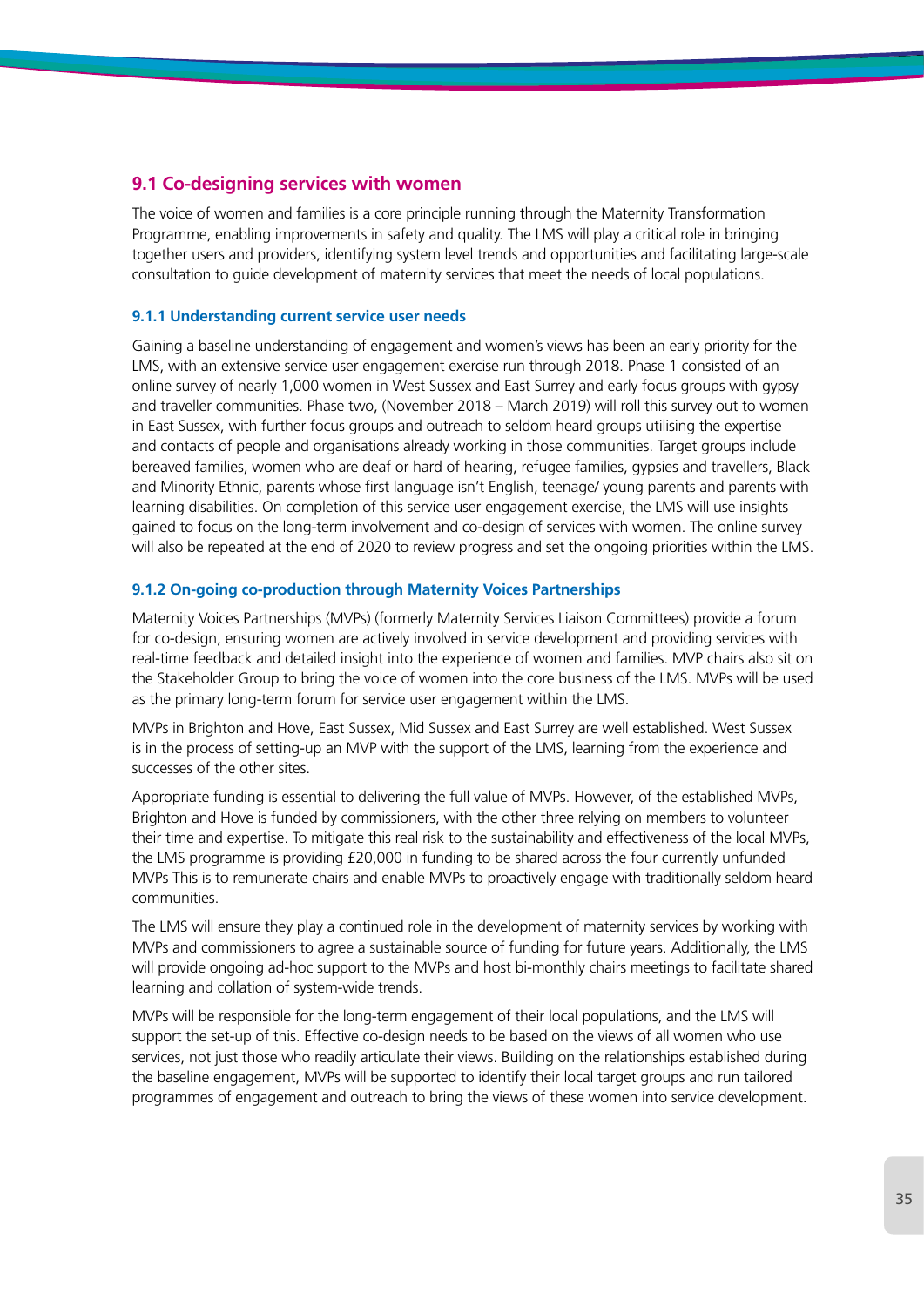## 9.1 Co-designing services with women

The voice of women and families is a core principle running through the Maternity Transformation Programme, enabling improvements in safety and quality. The LMS will play a critical role in bringing together users and providers, identifying system level trends and opportunities and facilitating large-scale consultation to guide development of maternity services that meet the needs of local populations.

### 9.1.1 Understanding current service user needs

Gaining a baseline understanding of engagement and women's views has been an early priority for the LMS, with an extensive service user engagement exercise run through 2018. Phase 1 consisted of an online survey of nearly 1,000 women in West Sussex and East Surrey and early focus groups with gypsy and traveller communities. Phase two, (November 2018 – March 2019) will roll this survey out to women in East Sussex, with further focus groups and outreach to seldom heard groups utilising the expertise and contacts of people and organisations already working in those communities. Target groups include bereaved families, women who are deaf or hard of hearing, refugee families, gypsies and travellers, Black and Minority Ethnic, parents whose first language isn't English, teenage/ young parents and parents with learning disabilities. On completion of this service user engagement exercise, the LMS will use insights gained to focus on the long-term involvement and co-design of services with women. The online survey will also be repeated at the end of 2020 to review progress and set the ongoing priorities within the LMS.

### 9.1.2 On-going co-production through Maternity Voices Partnerships

Maternity Voices Partnerships (MVPs) (formerly Maternity Services Liaison Committees) provide a forum for co-design, ensuring women are actively involved in service development and providing services with real-time feedback and detailed insight into the experience of women and families. MVP chairs also sit on the Stakeholder Group to bring the voice of women into the core business of the LMS. MVPs will be used as the primary long-term forum for service user engagement within the LMS.

MVPs in Brighton and Hove, East Sussex, Mid Sussex and East Surrey are well established. West Sussex is in the process of setting-up an MVP with the support of the LMS, learning from the experience and successes of the other sites.

Appropriate funding is essential to delivering the full value of MVPs. However, of the established MVPs, Brighton and Hove is funded by commissioners, with the other three relying on members to volunteer their time and expertise. To mitigate this real risk to the sustainability and effectiveness of the local MVPs, the LMS programme is providing £20,000 in funding to be shared across the four currently unfunded MVPs This is to remunerate chairs and enable MVPs to proactively engage with traditionally seldom heard communities.

The LMS will ensure they play a continued role in the development of maternity services by working with MVPs and commissioners to agree a sustainable source of funding for future years. Additionally, the LMS will provide ongoing ad-hoc support to the MVPs and host bi-monthly chairs meetings to facilitate shared learning and collation of system-wide trends.

MVPs will be responsible for the long-term engagement of their local populations, and the LMS will support the set-up of this. Effective co-design needs to be based on the views of all women who use services, not just those who readily articulate their views. Building on the relationships established during the baseline engagement, MVPs will be supported to identify their local target groups and run tailored programmes of engagement and outreach to bring the views of these women into service development.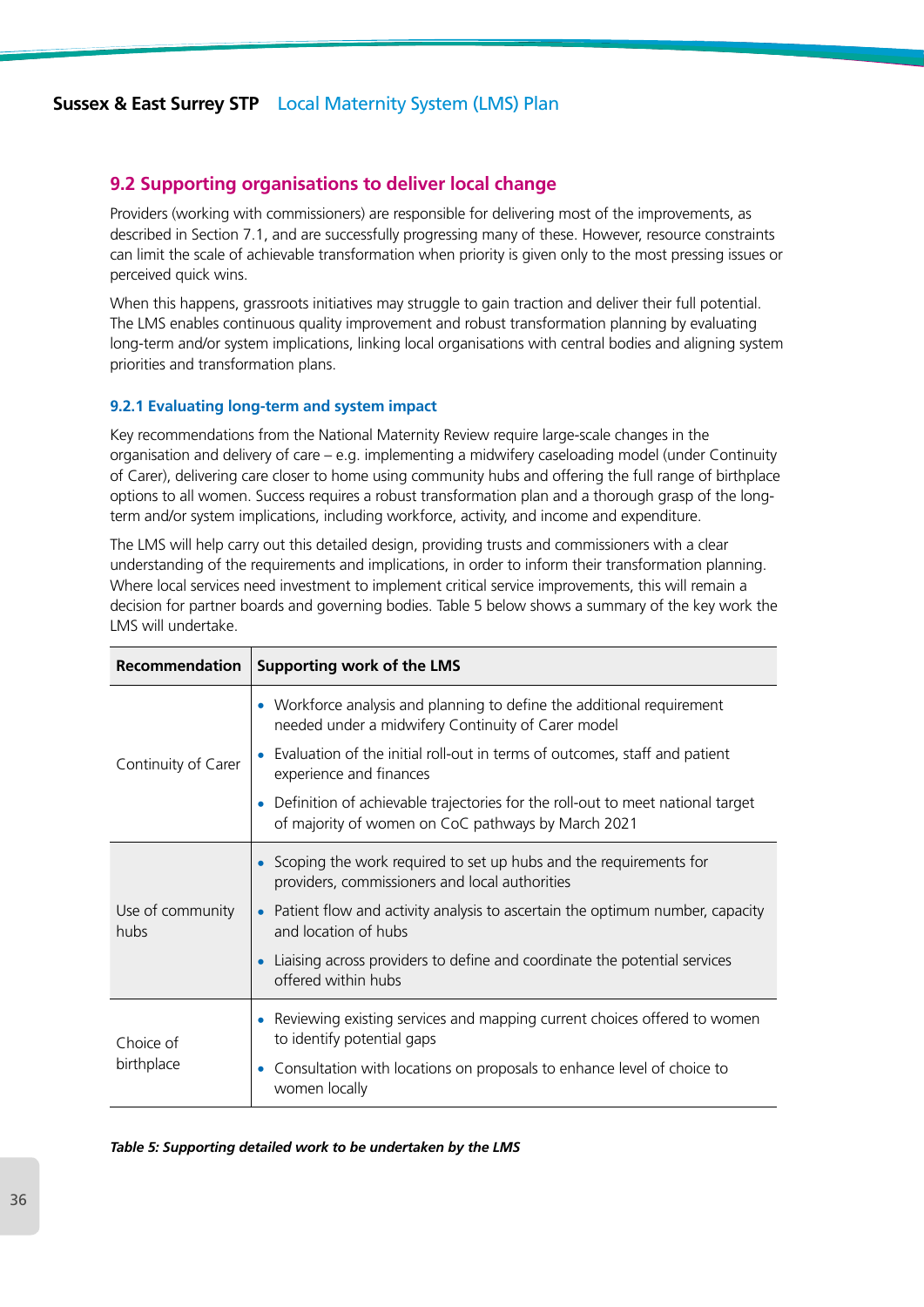## 9.2 Supporting organisations to deliver local change

Providers (working with commissioners) are responsible for delivering most of the improvements, as described in Section 7.1, and are successfully progressing many of these. However, resource constraints can limit the scale of achievable transformation when priority is given only to the most pressing issues or perceived quick wins.

When this happens, grassroots initiatives may struggle to gain traction and deliver their full potential. The LMS enables continuous quality improvement and robust transformation planning by evaluating long-term and/or system implications, linking local organisations with central bodies and aligning system priorities and transformation plans.

### 9.2.1 Evaluating long-term and system impact

Key recommendations from the National Maternity Review require large-scale changes in the organisation and delivery of care – e.g. implementing a midwifery caseloading model (under Continuity of Carer), delivering care closer to home using community hubs and offering the full range of birthplace options to all women. Success requires a robust transformation plan and a thorough grasp of the long-term and/or system implications, including workforce, activity, and income and expenditure.

The LMS will help carry out this detailed design, providing trusts and commissioners with a clear understanding of the requirements and implications, in order to inform their transformation planning. Where local services need investment to implement critical service improvements, this will remain a decision for partner boards and governing bodies. Table 5 below shows a summary of the key work the LMS will undertake.

| Recommendation | Supporting work of the LMS |
|---|---|
| Continuity of Carer | • Workforce analysis and planning to define the additional requirement needed under a midwifery Continuity of Carer model<br>• Evaluation of the initial roll-out in terms of outcomes, staff and patient experience and finances<br>• Definition of achievable trajectories for the roll-out to meet national target of majority of women on CoC pathways by March 2021 |
| Use of community hubs | • Scoping the work required to set up hubs and the requirements for providers, commissioners and local authorities<br>• Patient flow and activity analysis to ascertain the optimum number, capacity and location of hubs<br>• Liaising across providers to define and coordinate the potential services offered within hubs |
| Choice of birthplace | • Reviewing existing services and mapping current choices offered to women to identify potential gaps<br>• Consultation with locations on proposals to enhance level of choice to women locally |

***Table 5: Supporting detailed work to be undertaken by the LMS***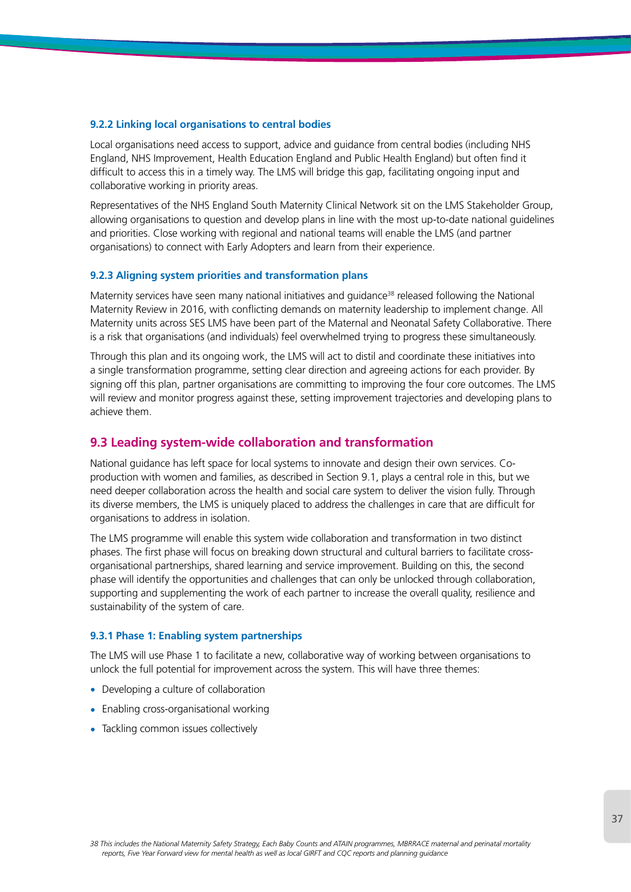#### 9.2.2 Linking local organisations to central bodies

Local organisations need access to support, advice and guidance from central bodies (including NHS England, NHS Improvement, Health Education England and Public Health England) but often find it difficult to access this in a timely way. The LMS will bridge this gap, facilitating ongoing input and collaborative working in priority areas.

Representatives of the NHS England South Maternity Clinical Network sit on the LMS Stakeholder Group, allowing organisations to question and develop plans in line with the most up-to-date national guidelines and priorities. Close working with regional and national teams will enable the LMS (and partner organisations) to connect with Early Adopters and learn from their experience.

#### 9.2.3 Aligning system priorities and transformation plans

Maternity services have seen many national initiatives and guidance[38] released following the National Maternity Review in 2016, with conflicting demands on maternity leadership to implement change. All Maternity units across SES LMS have been part of the Maternal and Neonatal Safety Collaborative. There is a risk that organisations (and individuals) feel overwhelmed trying to progress these simultaneously.

Through this plan and its ongoing work, the LMS will act to distil and coordinate these initiatives into a single transformation programme, setting clear direction and agreeing actions for each provider. By signing off this plan, partner organisations are committing to improving the four core outcomes. The LMS will review and monitor progress against these, setting improvement trajectories and developing plans to achieve them.

### 9.3 Leading system-wide collaboration and transformation

National guidance has left space for local systems to innovate and design their own services. Co-production with women and families, as described in Section 9.1, plays a central role in this, but we need deeper collaboration across the health and social care system to deliver the vision fully. Through its diverse members, the LMS is uniquely placed to address the challenges in care that are difficult for organisations to address in isolation.

The LMS programme will enable this system wide collaboration and transformation in two distinct phases. The first phase will focus on breaking down structural and cultural barriers to facilitate cross-organisational partnerships, shared learning and service improvement. Building on this, the second phase will identify the opportunities and challenges that can only be unlocked through collaboration, supporting and supplementing the work of each partner to increase the overall quality, resilience and sustainability of the system of care.

#### 9.3.1 Phase 1: Enabling system partnerships

The LMS will use Phase 1 to facilitate a new, collaborative way of working between organisations to unlock the full potential for improvement across the system. This will have three themes:

- Developing a culture of collaboration
- Enabling cross-organisational working
- Tackling common issues collectively

*38 This includes the National Maternity Safety Strategy, Each Baby Counts and ATAIN programmes, MBRRACE maternal and perinatal mortality reports, Five Year Forward view for mental health as well as local GIRFT and CQC reports and planning guidance*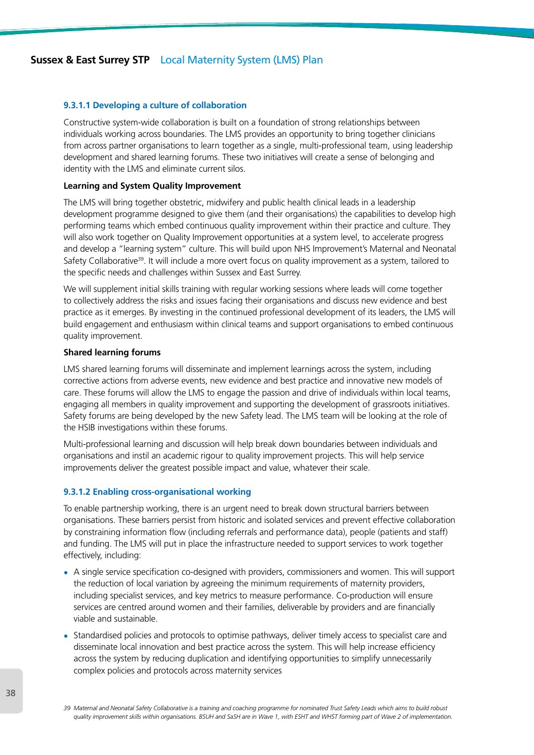#### 9.3.1.1 Developing a culture of collaboration

Constructive system-wide collaboration is built on a foundation of strong relationships between individuals working across boundaries. The LMS provides an opportunity to bring together clinicians from across partner organisations to learn together as a single, multi-professional team, using leadership development and shared learning forums. These two initiatives will create a sense of belonging and identity with the LMS and eliminate current silos.

**Learning and System Quality Improvement**

The LMS will bring together obstetric, midwifery and public health clinical leads in a leadership development programme designed to give them (and their organisations) the capabilities to develop high performing teams which embed continuous quality improvement within their practice and culture. They will also work together on Quality Improvement opportunities at a system level, to accelerate progress and develop a "learning system" culture. This will build upon NHS Improvement's Maternal and Neonatal Safety Collaborative[39]. It will include a more overt focus on quality improvement as a system, tailored to the specific needs and challenges within Sussex and East Surrey.

We will supplement initial skills training with regular working sessions where leads will come together to collectively address the risks and issues facing their organisations and discuss new evidence and best practice as it emerges. By investing in the continued professional development of its leaders, the LMS will build engagement and enthusiasm within clinical teams and support organisations to embed continuous quality improvement.

**Shared learning forums**

LMS shared learning forums will disseminate and implement learnings across the system, including corrective actions from adverse events, new evidence and best practice and innovative new models of care. These forums will allow the LMS to engage the passion and drive of individuals within local teams, engaging all members in quality improvement and supporting the development of grassroots initiatives. Safety forums are being developed by the new Safety lead. The LMS team will be looking at the role of the HSIB investigations within these forums.

Multi-professional learning and discussion will help break down boundaries between individuals and organisations and instil an academic rigour to quality improvement projects. This will help service improvements deliver the greatest possible impact and value, whatever their scale.

#### 9.3.1.2 Enabling cross-organisational working

To enable partnership working, there is an urgent need to break down structural barriers between organisations. These barriers persist from historic and isolated services and prevent effective collaboration by constraining information flow (including referrals and performance data), people (patients and staff) and funding. The LMS will put in place the infrastructure needed to support services to work together effectively, including:

- A single service specification co-designed with providers, commissioners and women. This will support the reduction of local variation by agreeing the minimum requirements of maternity providers, including specialist services, and key metrics to measure performance. Co-production will ensure services are centred around women and their families, deliverable by providers and are financially viable and sustainable.
- Standardised policies and protocols to optimise pathways, deliver timely access to specialist care and disseminate local innovation and best practice across the system. This will help increase efficiency across the system by reducing duplication and identifying opportunities to simplify unnecessarily complex policies and protocols across maternity services

*39 Maternal and Neonatal Safety Collaborative is a training and coaching programme for nominated Trust Safety Leads which aims to build robust quality improvement skills within organisations. BSUH and SaSH are in Wave 1, with ESHT and WHST forming part of Wave 2 of implementation.*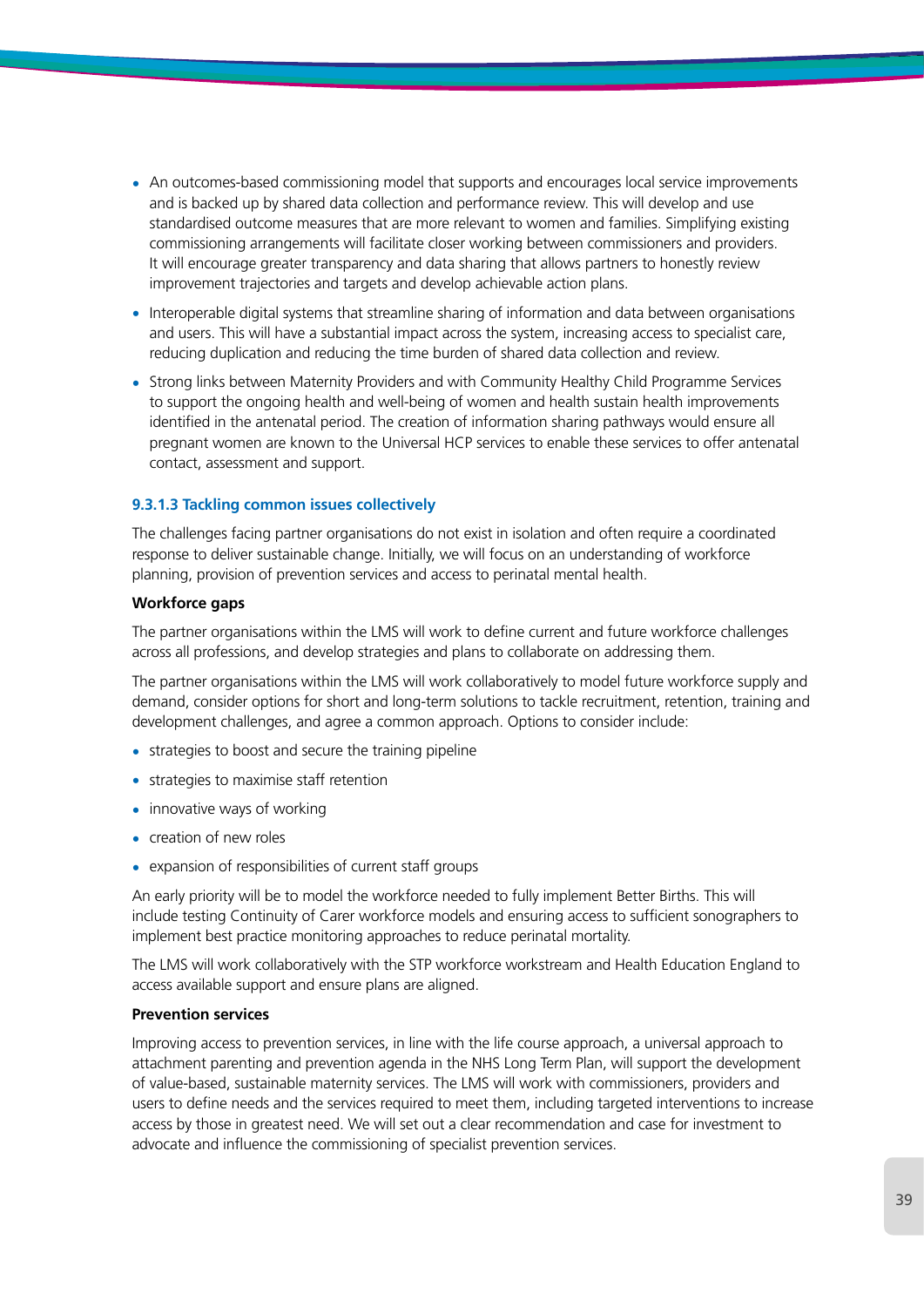- An outcomes-based commissioning model that supports and encourages local service improvements and is backed up by shared data collection and performance review. This will develop and use standardised outcome measures that are more relevant to women and families. Simplifying existing commissioning arrangements will facilitate closer working between commissioners and providers. It will encourage greater transparency and data sharing that allows partners to honestly review improvement trajectories and targets and develop achievable action plans.
- Interoperable digital systems that streamline sharing of information and data between organisations and users. This will have a substantial impact across the system, increasing access to specialist care, reducing duplication and reducing the time burden of shared data collection and review.
- Strong links between Maternity Providers and with Community Healthy Child Programme Services to support the ongoing health and well-being of women and health sustain health improvements identified in the antenatal period. The creation of information sharing pathways would ensure all pregnant women are known to the Universal HCP services to enable these services to offer antenatal contact, assessment and support.

#### 9.3.1.3 Tackling common issues collectively

The challenges facing partner organisations do not exist in isolation and often require a coordinated response to deliver sustainable change. Initially, we will focus on an understanding of workforce planning, provision of prevention services and access to perinatal mental health.

**Workforce gaps**

The partner organisations within the LMS will work to define current and future workforce challenges across all professions, and develop strategies and plans to collaborate on addressing them.

The partner organisations within the LMS will work collaboratively to model future workforce supply and demand, consider options for short and long-term solutions to tackle recruitment, retention, training and development challenges, and agree a common approach. Options to consider include:

- strategies to boost and secure the training pipeline
- strategies to maximise staff retention
- innovative ways of working
- creation of new roles
- expansion of responsibilities of current staff groups

An early priority will be to model the workforce needed to fully implement Better Births. This will include testing Continuity of Carer workforce models and ensuring access to sufficient sonographers to implement best practice monitoring approaches to reduce perinatal mortality.

The LMS will work collaboratively with the STP workforce workstream and Health Education England to access available support and ensure plans are aligned.

**Prevention services**

Improving access to prevention services, in line with the life course approach, a universal approach to attachment parenting and prevention agenda in the NHS Long Term Plan, will support the development of value-based, sustainable maternity services. The LMS will work with commissioners, providers and users to define needs and the services required to meet them, including targeted interventions to increase access by those in greatest need. We will set out a clear recommendation and case for investment to advocate and influence the commissioning of specialist prevention services.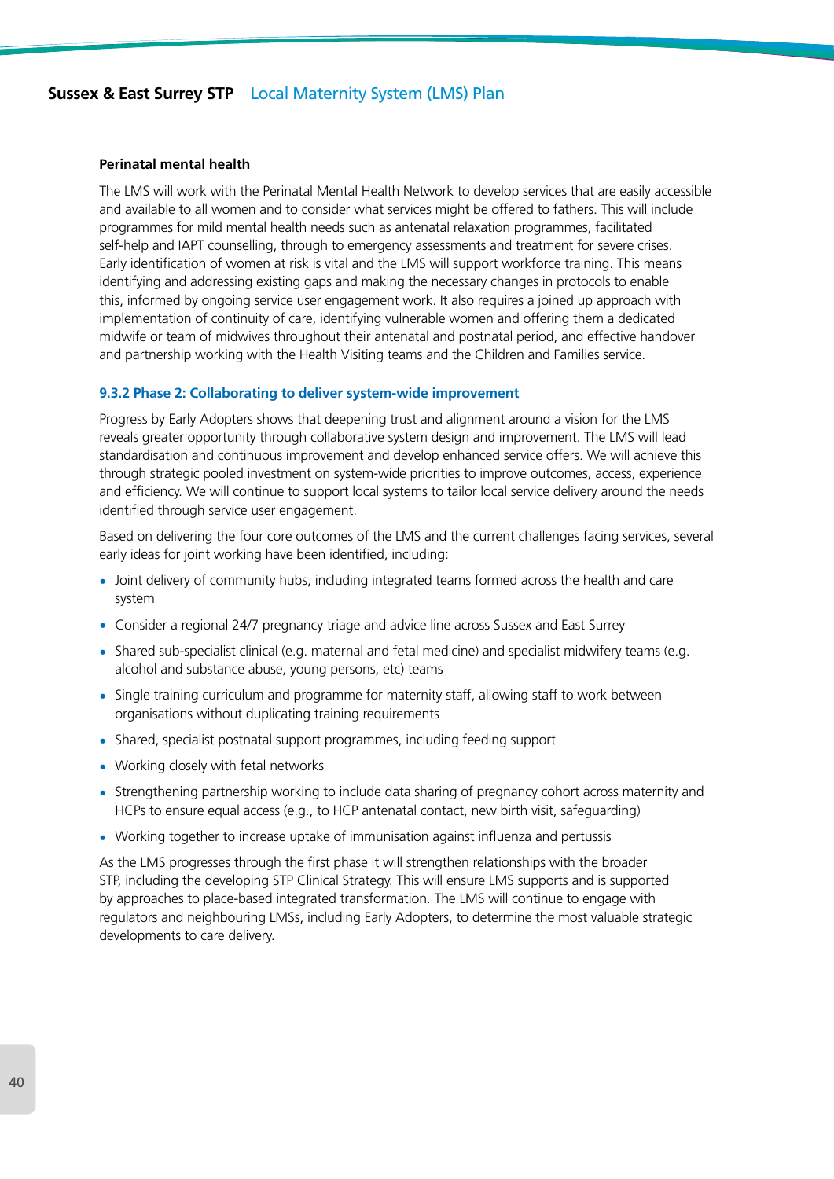**Perinatal mental health**

The LMS will work with the Perinatal Mental Health Network to develop services that are easily accessible and available to all women and to consider what services might be offered to fathers. This will include programmes for mild mental health needs such as antenatal relaxation programmes, facilitated self-help and IAPT counselling, through to emergency assessments and treatment for severe crises. Early identification of women at risk is vital and the LMS will support workforce training. This means identifying and addressing existing gaps and making the necessary changes in protocols to enable this, informed by ongoing service user engagement work. It also requires a joined up approach with implementation of continuity of care, identifying vulnerable women and offering them a dedicated midwife or team of midwives throughout their antenatal and postnatal period, and effective handover and partnership working with the Health Visiting teams and the Children and Families service.

### 9.3.2 Phase 2: Collaborating to deliver system-wide improvement

Progress by Early Adopters shows that deepening trust and alignment around a vision for the LMS reveals greater opportunity through collaborative system design and improvement. The LMS will lead standardisation and continuous improvement and develop enhanced service offers. We will achieve this through strategic pooled investment on system-wide priorities to improve outcomes, access, experience and efficiency. We will continue to support local systems to tailor local service delivery around the needs identified through service user engagement.

Based on delivering the four core outcomes of the LMS and the current challenges facing services, several early ideas for joint working have been identified, including:

- Joint delivery of community hubs, including integrated teams formed across the health and care system
- Consider a regional 24/7 pregnancy triage and advice line across Sussex and East Surrey
- Shared sub-specialist clinical (e.g. maternal and fetal medicine) and specialist midwifery teams (e.g. alcohol and substance abuse, young persons, etc) teams
- Single training curriculum and programme for maternity staff, allowing staff to work between organisations without duplicating training requirements
- Shared, specialist postnatal support programmes, including feeding support
- Working closely with fetal networks
- Strengthening partnership working to include data sharing of pregnancy cohort across maternity and HCPs to ensure equal access (e.g., to HCP antenatal contact, new birth visit, safeguarding)
- Working together to increase uptake of immunisation against influenza and pertussis

As the LMS progresses through the first phase it will strengthen relationships with the broader STP, including the developing STP Clinical Strategy. This will ensure LMS supports and is supported by approaches to place-based integrated transformation. The LMS will continue to engage with regulators and neighbouring LMSs, including Early Adopters, to determine the most valuable strategic developments to care delivery.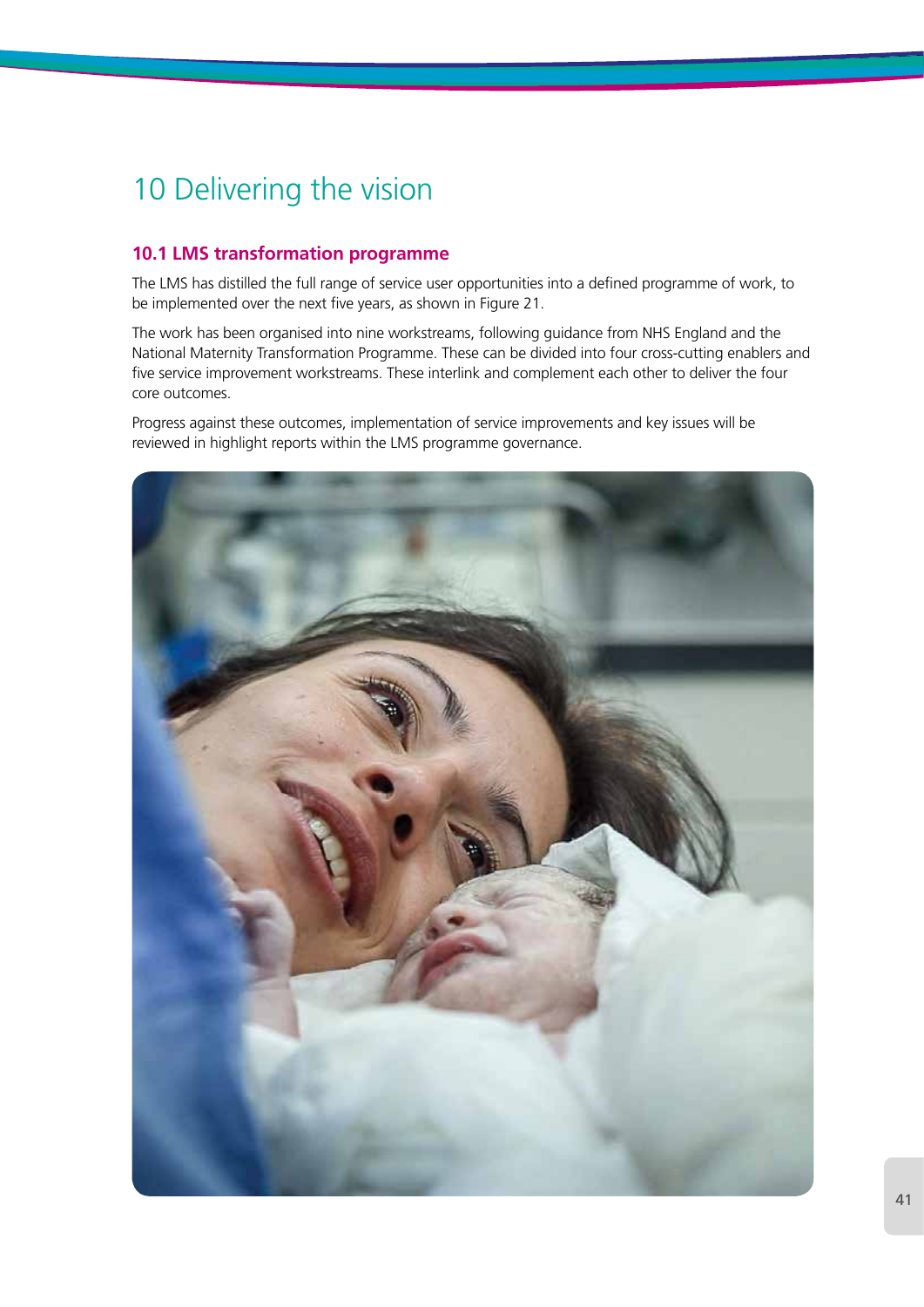# 10 Delivering the vision

## 10.1 LMS transformation programme

The LMS has distilled the full range of service user opportunities into a defined programme of work, to be implemented over the next five years, as shown in Figure 21.

The work has been organised into nine workstreams, following guidance from NHS England and the National Maternity Transformation Programme. These can be divided into four cross-cutting enablers and five service improvement workstreams. These interlink and complement each other to deliver the four core outcomes.

Progress against these outcomes, implementation of service improvements and key issues will be reviewed in highlight reports within the LMS programme governance.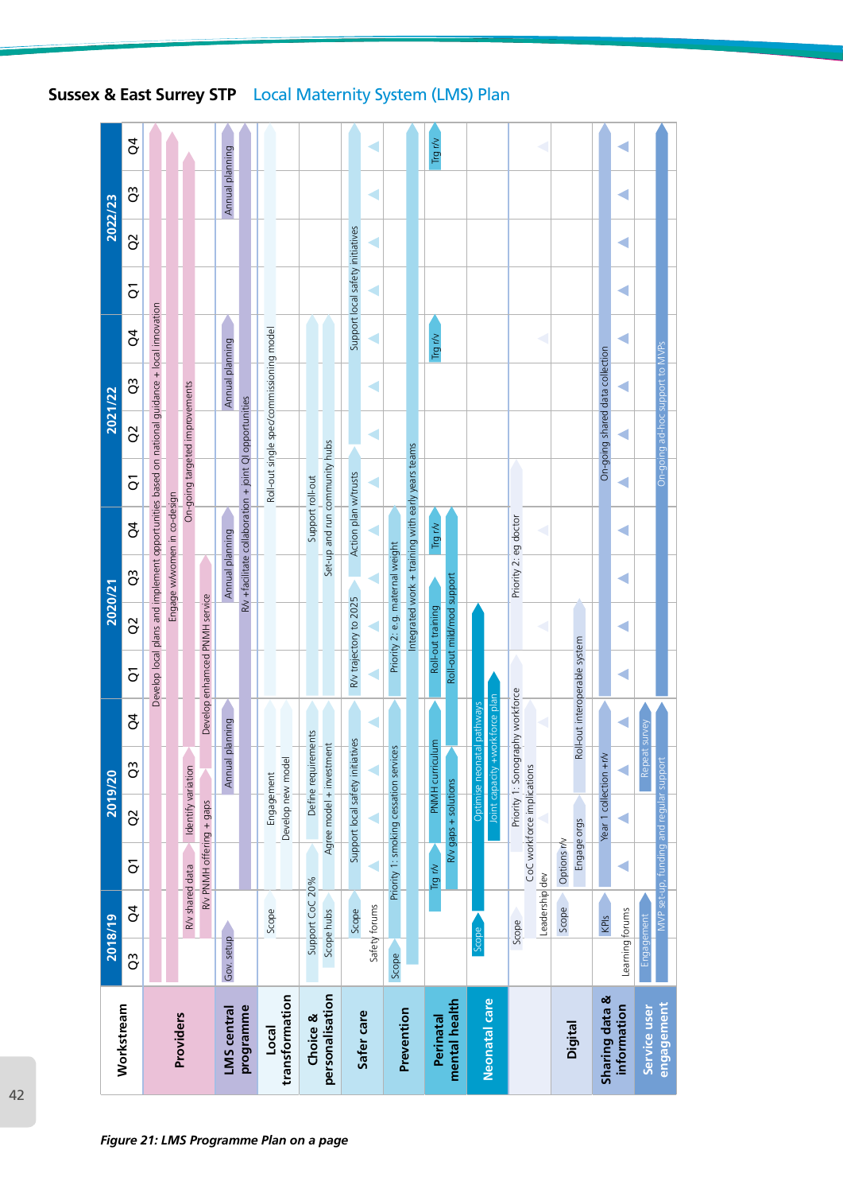## Sussex & East Surrey STP Local Maternity System (LMS) Plan

| Workstream | 2018/19 Q3 | 2018/19 Q4 | 2019/20 Q1 | 2019/20 Q2 | 2019/20 Q3 | 2019/20 Q4 | 2020/21 Q1 | 2020/21 Q2 | 2020/21 Q3 | 2020/21 Q4 | 2021/22 Q1 | 2021/22 Q2 | 2021/22 Q3 | 2021/22 Q4 | 2022/23 Q1 | 2022/23 Q2 | 2022/23 Q3 | 2022/23 Q4 |
|---|---|---|---|---|---|---|---|---|---|---|---|---|---|---|---|---|---|---|
| Providers | | R/v shared data; R/v PNMH offering + gaps | | Identify variation | | Develop enhanced PNMH service | Develop local plans and implement opportunities based on national guidance + local innovation; Engage w/women in co-design | | | On-going targeted improvements | | | | | | | | |
| LMS central programme | Gov. setup | | | | Annual planning | | | R/v +facilitate collaboration + joint QI opportunities; Annual planning | | | | | Annual planning | | | | Annual planning | |
| Local transformation | | Scope | Engagement; Develop new model | | | | | | | | Roll-out single spec/commissioning model | | | | | | | |
| Choice & personalisation | Support CoC 20%; Scope hubs | | Define requirements; Agree model + investment | | | | Support roll-out; Set-up and run community hubs | | | | | | | | | | | |
| Safer care | Scope; Safety forums | | Support local safety initiatives | | | | R/v trajectory to 2025 | | | Action plan w/trusts | | Support local safety initiatives | | | | | | |
| Prevention | Scope | | Priority 1: smoking cessation services | | | | Priority 2: e.g. maternal weight; Integrated work + training with early years teams | | | | | | | | | | | |
| Perinatal mental health | | Trg r/v | R/v gaps + solutions | PNMH curriculum | | | Roll-out training; Roll-out mild/mod support | | | Trg r/v | | | | Trg r/v | | | | Trg r/v |
| Neonatal care | Scope | | Optimise neonatal pathways; Joint capacity +work force plan | | | | | | | | | | | | | | | |
| | Scope | Leadership dev | CoC workforce implications; Priority 1: Sonography workforce | | | | Priority 2: eg doctor | | | | | | | | | | | |
| Digital | Scope | | Options r/v; Engage orgs | Roll-out interoperable system | | | | | | | | | | | | | | |
| Sharing data & information | Learning forums | KPIs | Year 1 collection +r/v | | | | On-going shared data collection | | | | | | | | | | | |
| Service user engagement | Engagement; MVP set-up, funding and regular support | | Repeat survey | | | | On-going ad-hoc support to MVPs | | | | | | | | | | | |

*Figure 21: LMS Programme Plan on a page*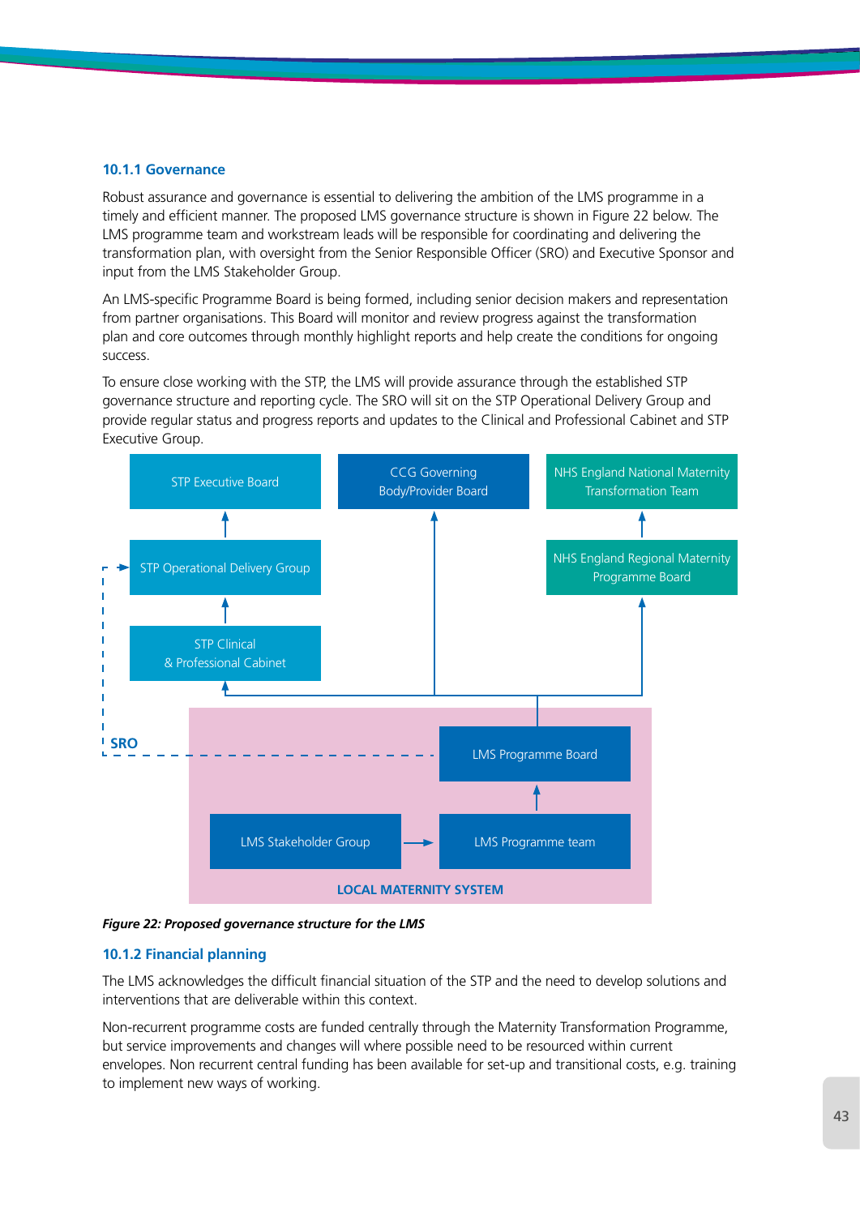### 10.1.1 Governance

Robust assurance and governance is essential to delivering the ambition of the LMS programme in a timely and efficient manner. The proposed LMS governance structure is shown in Figure 22 below. The LMS programme team and workstream leads will be responsible for coordinating and delivering the transformation plan, with oversight from the Senior Responsible Officer (SRO) and Executive Sponsor and input from the LMS Stakeholder Group.

An LMS-specific Programme Board is being formed, including senior decision makers and representation from partner organisations. This Board will monitor and review progress against the transformation plan and core outcomes through monthly highlight reports and help create the conditions for ongoing success.

To ensure close working with the STP, the LMS will provide assurance through the established STP governance structure and reporting cycle. The SRO will sit on the STP Operational Delivery Group and provide regular status and progress reports and updates to the Clinical and Professional Cabinet and STP Executive Group.

STP Executive Board

CCG Governing Body/Provider Board

NHS England National Maternity Transformation Team

STP Operational Delivery Group

NHS England Regional Maternity Programme Board

STP Clinical & Professional Cabinet

SRO

LMS Programme Board

LMS Stakeholder Group

LMS Programme team

LOCAL MATERNITY SYSTEM

*Figure 22: Proposed governance structure for the LMS*

### 10.1.2 Financial planning

The LMS acknowledges the difficult financial situation of the STP and the need to develop solutions and interventions that are deliverable within this context.

Non-recurrent programme costs are funded centrally through the Maternity Transformation Programme, but service improvements and changes will where possible need to be resourced within current envelopes. Non recurrent central funding has been available for set-up and transitional costs, e.g. training to implement new ways of working.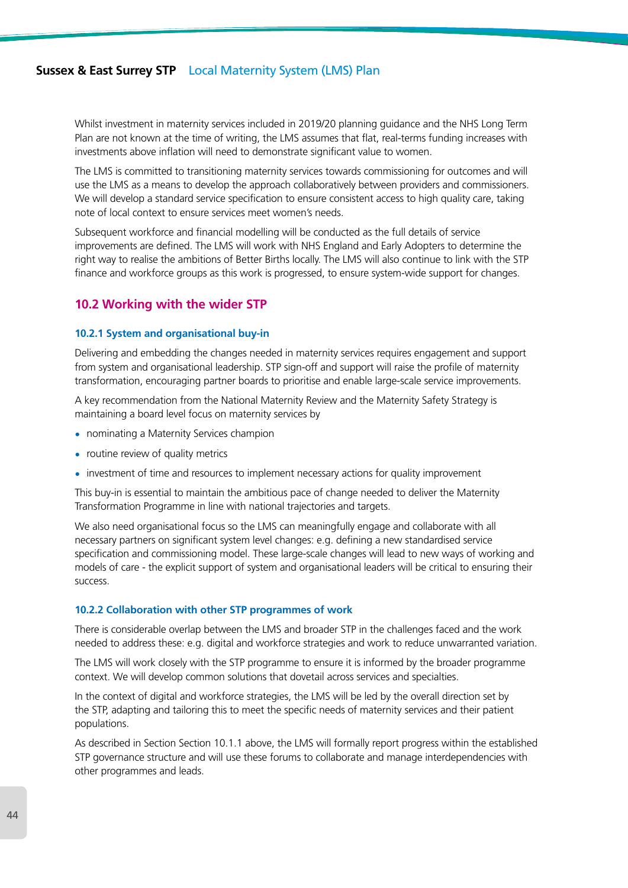Whilst investment in maternity services included in 2019/20 planning guidance and the NHS Long Term Plan are not known at the time of writing, the LMS assumes that flat, real-terms funding increases with investments above inflation will need to demonstrate significant value to women.

The LMS is committed to transitioning maternity services towards commissioning for outcomes and will use the LMS as a means to develop the approach collaboratively between providers and commissioners. We will develop a standard service specification to ensure consistent access to high quality care, taking note of local context to ensure services meet women's needs.

Subsequent workforce and financial modelling will be conducted as the full details of service improvements are defined. The LMS will work with NHS England and Early Adopters to determine the right way to realise the ambitions of Better Births locally. The LMS will also continue to link with the STP finance and workforce groups as this work is progressed, to ensure system-wide support for changes.

## 10.2 Working with the wider STP

### 10.2.1 System and organisational buy-in

Delivering and embedding the changes needed in maternity services requires engagement and support from system and organisational leadership. STP sign-off and support will raise the profile of maternity transformation, encouraging partner boards to prioritise and enable large-scale service improvements.

A key recommendation from the National Maternity Review and the Maternity Safety Strategy is maintaining a board level focus on maternity services by

- nominating a Maternity Services champion
- routine review of quality metrics
- investment of time and resources to implement necessary actions for quality improvement

This buy-in is essential to maintain the ambitious pace of change needed to deliver the Maternity Transformation Programme in line with national trajectories and targets.

We also need organisational focus so the LMS can meaningfully engage and collaborate with all necessary partners on significant system level changes: e.g. defining a new standardised service specification and commissioning model. These large-scale changes will lead to new ways of working and models of care - the explicit support of system and organisational leaders will be critical to ensuring their success.

### 10.2.2 Collaboration with other STP programmes of work

There is considerable overlap between the LMS and broader STP in the challenges faced and the work needed to address these: e.g. digital and workforce strategies and work to reduce unwarranted variation.

The LMS will work closely with the STP programme to ensure it is informed by the broader programme context. We will develop common solutions that dovetail across services and specialties.

In the context of digital and workforce strategies, the LMS will be led by the overall direction set by the STP, adapting and tailoring this to meet the specific needs of maternity services and their patient populations.

As described in Section Section 10.1.1 above, the LMS will formally report progress within the established STP governance structure and will use these forums to collaborate and manage interdependencies with other programmes and leads.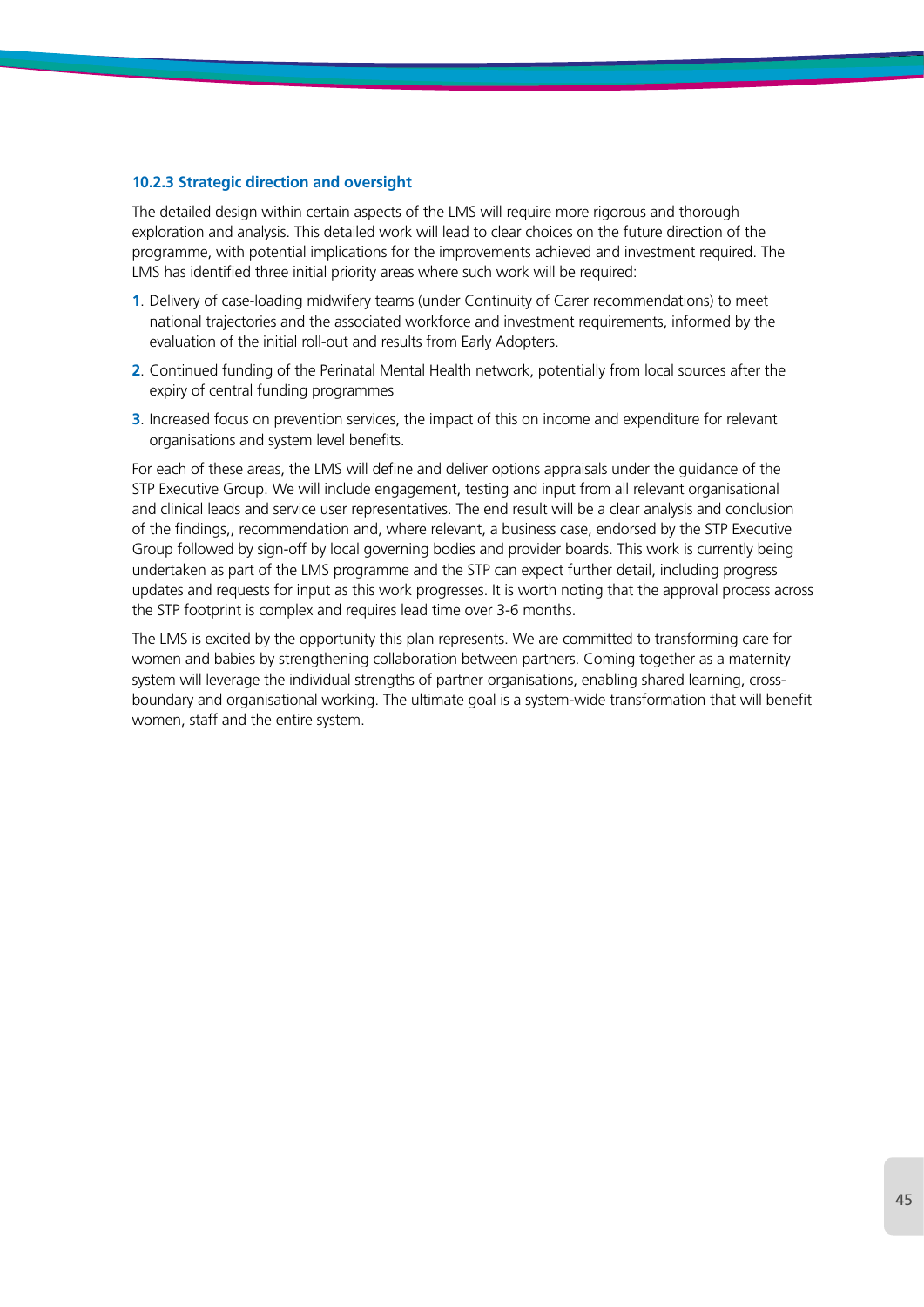### 10.2.3 Strategic direction and oversight

The detailed design within certain aspects of the LMS will require more rigorous and thorough exploration and analysis. This detailed work will lead to clear choices on the future direction of the programme, with potential implications for the improvements achieved and investment required. The LMS has identified three initial priority areas where such work will be required:

1. Delivery of case-loading midwifery teams (under Continuity of Carer recommendations) to meet national trajectories and the associated workforce and investment requirements, informed by the evaluation of the initial roll-out and results from Early Adopters.
2. Continued funding of the Perinatal Mental Health network, potentially from local sources after the expiry of central funding programmes
3. Increased focus on prevention services, the impact of this on income and expenditure for relevant organisations and system level benefits.

For each of these areas, the LMS will define and deliver options appraisals under the guidance of the STP Executive Group. We will include engagement, testing and input from all relevant organisational and clinical leads and service user representatives. The end result will be a clear analysis and conclusion of the findings,, recommendation and, where relevant, a business case, endorsed by the STP Executive Group followed by sign-off by local governing bodies and provider boards. This work is currently being undertaken as part of the LMS programme and the STP can expect further detail, including progress updates and requests for input as this work progresses. It is worth noting that the approval process across the STP footprint is complex and requires lead time over 3-6 months.

The LMS is excited by the opportunity this plan represents. We are committed to transforming care for women and babies by strengthening collaboration between partners. Coming together as a maternity system will leverage the individual strengths of partner organisations, enabling shared learning, cross-boundary and organisational working. The ultimate goal is a system-wide transformation that will benefit women, staff and the entire system.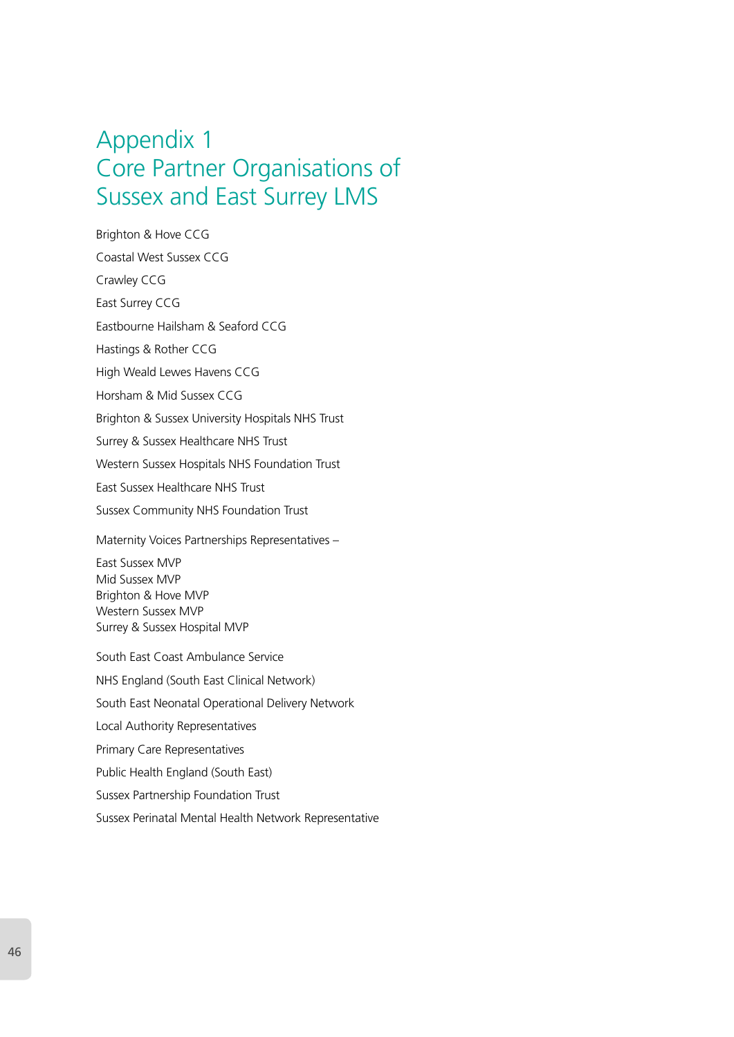# Appendix 1
# Core Partner Organisations of Sussex and East Surrey LMS

Brighton & Hove CCG

Coastal West Sussex CCG

Crawley CCG

East Surrey CCG

Eastbourne Hailsham & Seaford CCG

Hastings & Rother CCG

High Weald Lewes Havens CCG

Horsham & Mid Sussex CCG

Brighton & Sussex University Hospitals NHS Trust

Surrey & Sussex Healthcare NHS Trust

Western Sussex Hospitals NHS Foundation Trust

East Sussex Healthcare NHS Trust

Sussex Community NHS Foundation Trust

Maternity Voices Partnerships Representatives –

East Sussex MVP
Mid Sussex MVP
Brighton & Hove MVP
Western Sussex MVP
Surrey & Sussex Hospital MVP

South East Coast Ambulance Service

NHS England (South East Clinical Network)

South East Neonatal Operational Delivery Network

Local Authority Representatives

Primary Care Representatives

Public Health England (South East)

Sussex Partnership Foundation Trust

Sussex Perinatal Mental Health Network Representative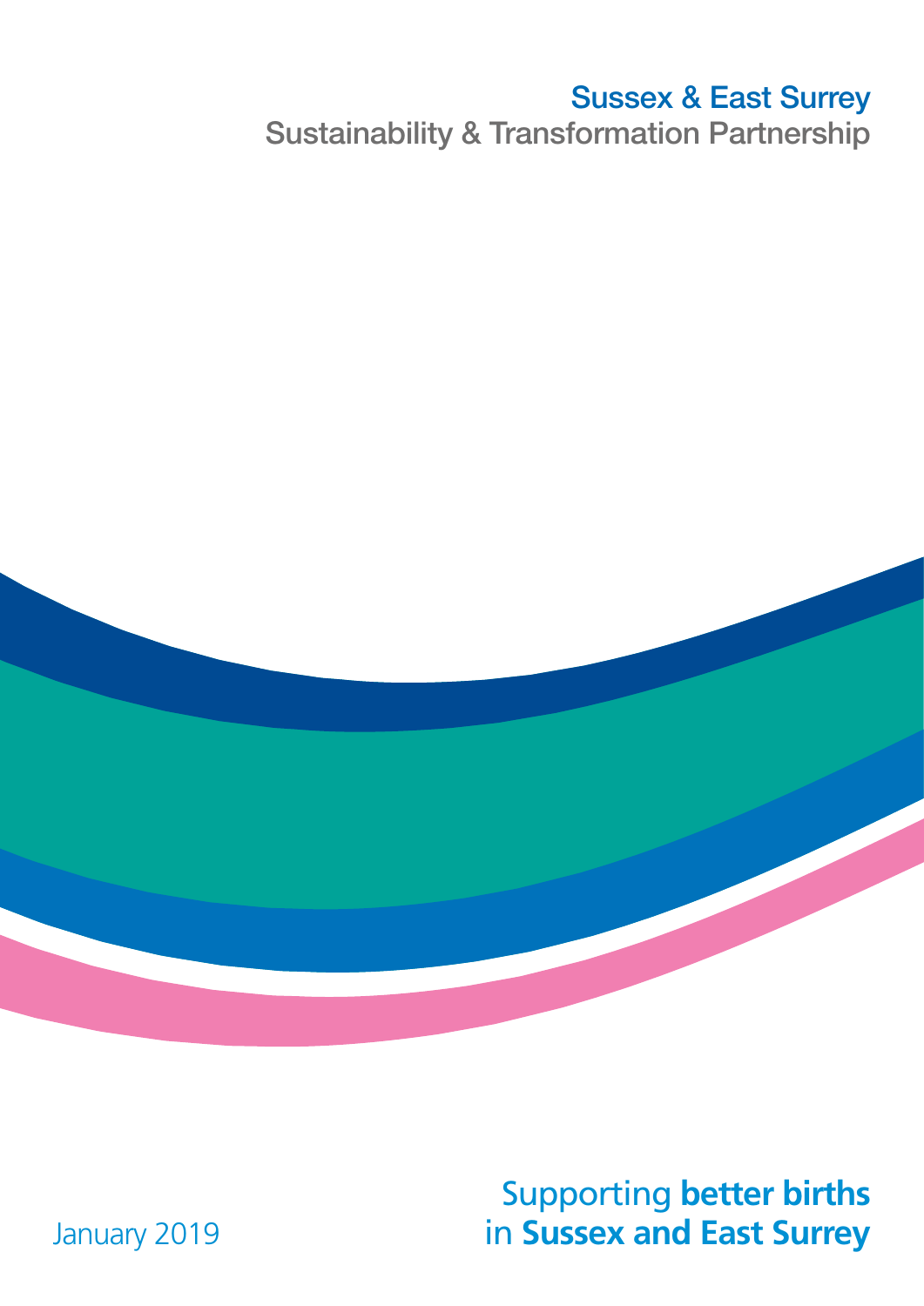Sussex & East Surrey
Sustainability & Transformation Partnership

Supporting **better births**
in **Sussex and East Surrey**

January 2019